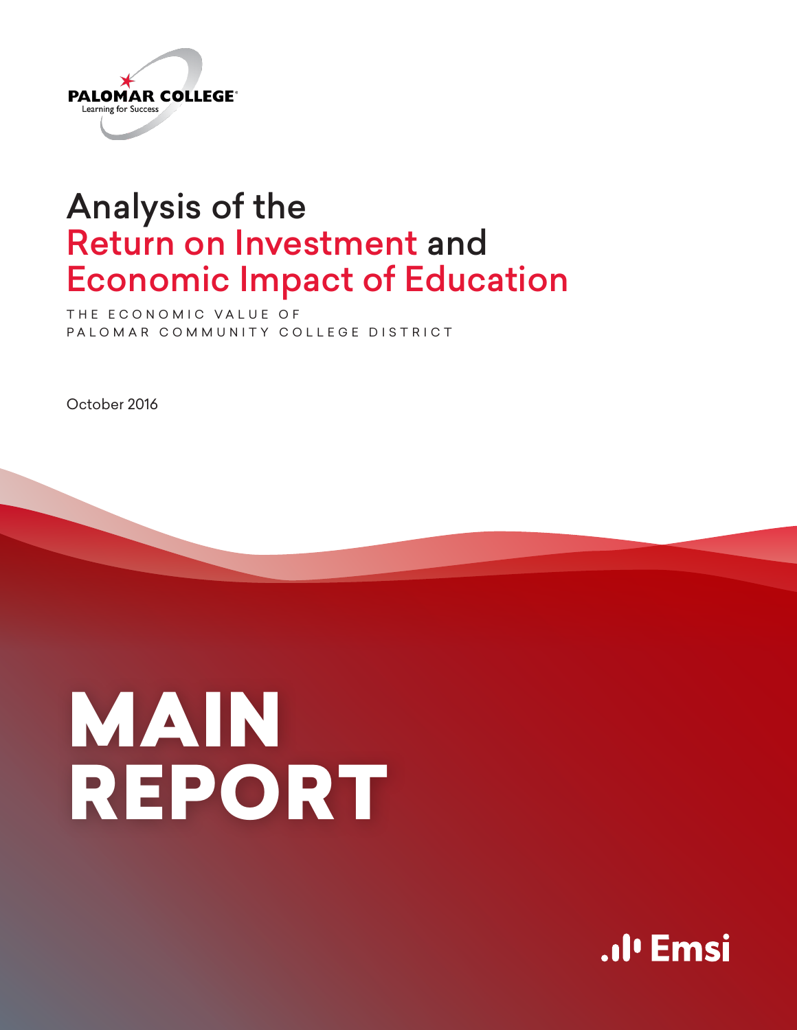PALOMAR COLLEGE®
Learning for Success

# Analysis of the Return on Investment and Economic Impact of Education

THE ECONOMIC VALUE OF PALOMAR COMMUNITY COLLEGE DISTRICT

October 2016

# MAIN REPORT

Emsi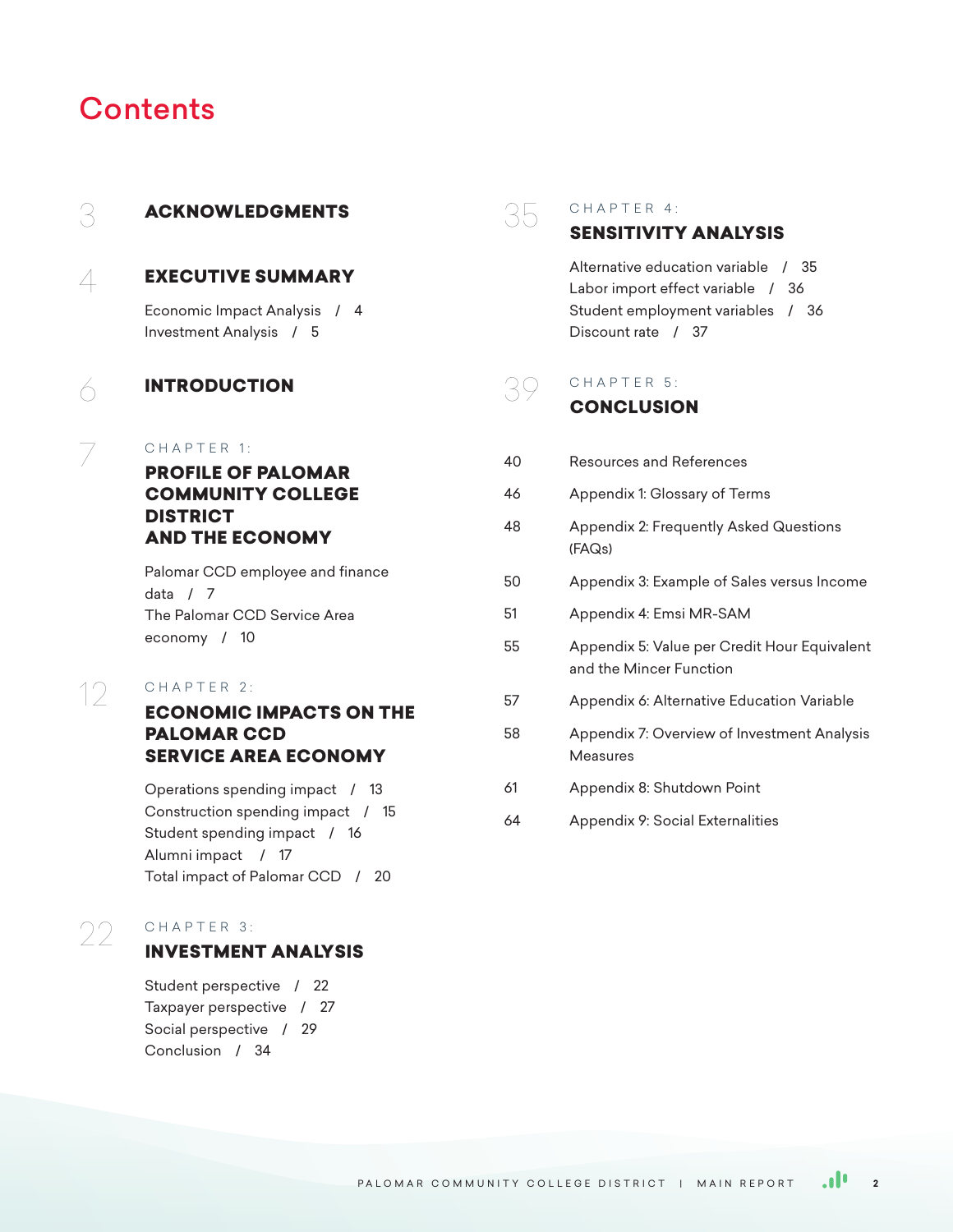# Contents

3 **ACKNOWLEDGMENTS**

4 **EXECUTIVE SUMMARY**

Economic Impact Analysis / 4
Investment Analysis / 5

6 **INTRODUCTION**

7 CHAPTER 1:
**PROFILE OF PALOMAR COMMUNITY COLLEGE DISTRICT AND THE ECONOMY**

Palomar CCD employee and finance data / 7
The Palomar CCD Service Area economy / 10

12 CHAPTER 2:
**ECONOMIC IMPACTS ON THE PALOMAR CCD SERVICE AREA ECONOMY**

Operations spending impact / 13
Construction spending impact / 15
Student spending impact / 16
Alumni impact / 17
Total impact of Palomar CCD / 20

22 CHAPTER 3:
**INVESTMENT ANALYSIS**

Student perspective / 22
Taxpayer perspective / 27
Social perspective / 29
Conclusion / 34

35 CHAPTER 4:
**SENSITIVITY ANALYSIS**

Alternative education variable / 35
Labor import effect variable / 36
Student employment variables / 36
Discount rate / 37

39 CHAPTER 5:
**CONCLUSION**

40 Resources and References
46 Appendix 1: Glossary of Terms
48 Appendix 2: Frequently Asked Questions (FAQs)
50 Appendix 3: Example of Sales versus Income
51 Appendix 4: Emsi MR-SAM
55 Appendix 5: Value per Credit Hour Equivalent and the Mincer Function
57 Appendix 6: Alternative Education Variable
58 Appendix 7: Overview of Investment Analysis Measures
61 Appendix 8: Shutdown Point
64 Appendix 9: Social Externalities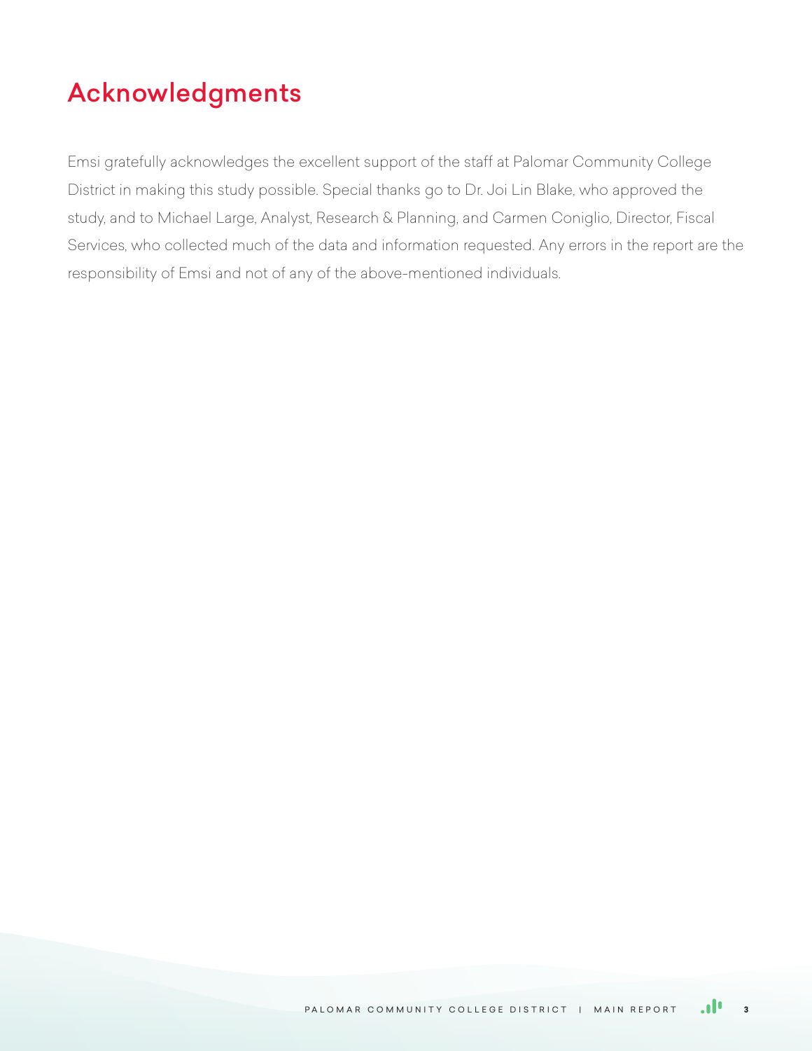# Acknowledgments

Emsi gratefully acknowledges the excellent support of the staff at Palomar Community College District in making this study possible. Special thanks go to Dr. Joi Lin Blake, who approved the study, and to Michael Large, Analyst, Research & Planning, and Carmen Coniglio, Director, Fiscal Services, who collected much of the data and information requested. Any errors in the report are the responsibility of Emsi and not of any of the above-mentioned individuals.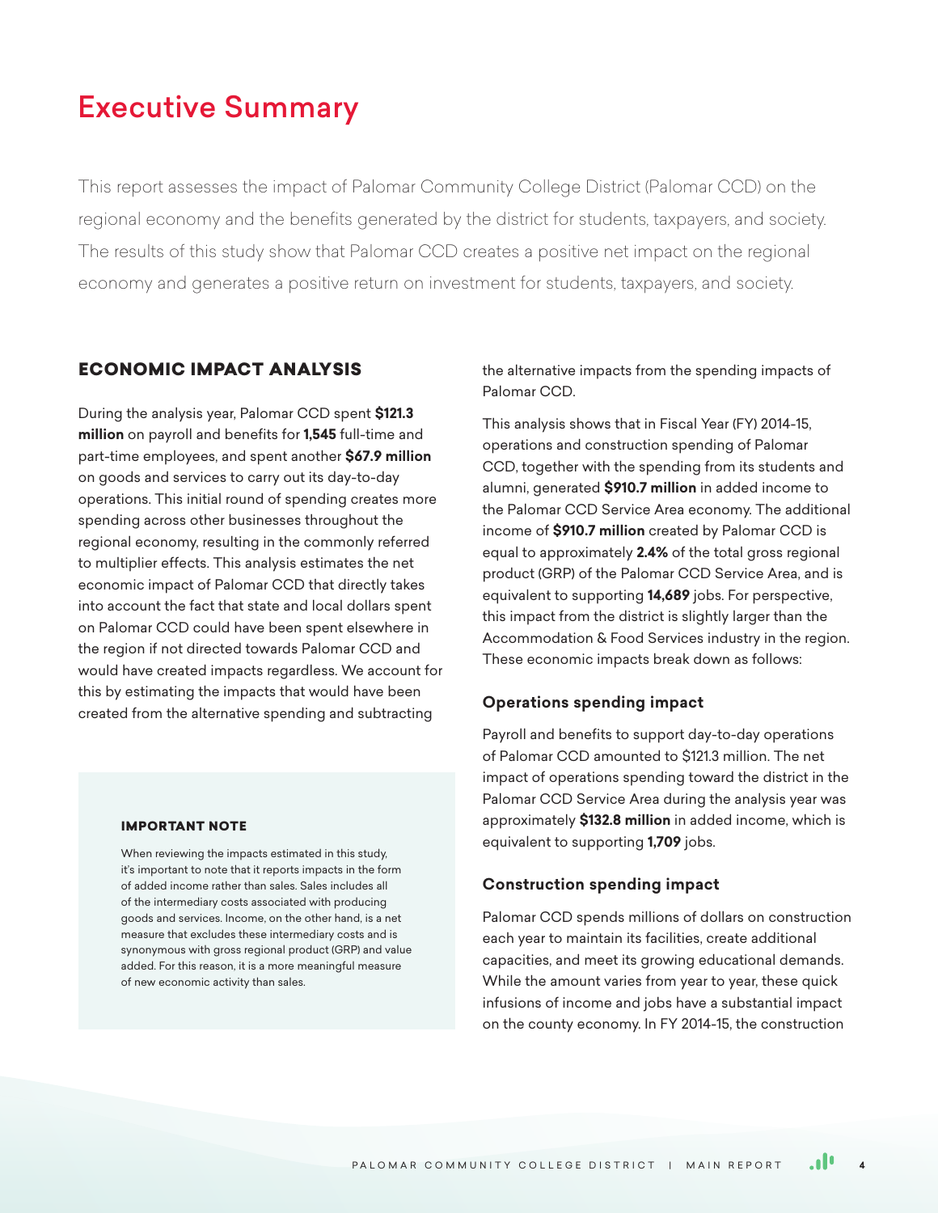# Executive Summary

This report assesses the impact of Palomar Community College District (Palomar CCD) on the regional economy and the benefits generated by the district for students, taxpayers, and society. The results of this study show that Palomar CCD creates a positive net impact on the regional economy and generates a positive return on investment for students, taxpayers, and society.

## ECONOMIC IMPACT ANALYSIS

During the analysis year, Palomar CCD spent **$121.3 million** on payroll and benefits for **1,545** full-time and part-time employees, and spent another **$67.9 million** on goods and services to carry out its day-to-day operations. This initial round of spending creates more spending across other businesses throughout the regional economy, resulting in the commonly referred to multiplier effects. This analysis estimates the net economic impact of Palomar CCD that directly takes into account the fact that state and local dollars spent on Palomar CCD could have been spent elsewhere in the region if not directed towards Palomar CCD and would have created impacts regardless. We account for this by estimating the impacts that would have been created from the alternative spending and subtracting the alternative impacts from the spending impacts of Palomar CCD.

> **IMPORTANT NOTE**
>
> When reviewing the impacts estimated in this study, it's important to note that it reports impacts in the form of added income rather than sales. Sales includes all of the intermediary costs associated with producing goods and services. Income, on the other hand, is a net measure that excludes these intermediary costs and is synonymous with gross regional product (GRP) and value added. For this reason, it is a more meaningful measure of new economic activity than sales.

This analysis shows that in Fiscal Year (FY) 2014-15, operations and construction spending of Palomar CCD, together with the spending from its students and alumni, generated **$910.7 million** in added income to the Palomar CCD Service Area economy. The additional income of **$910.7 million** created by Palomar CCD is equal to approximately **2.4%** of the total gross regional product (GRP) of the Palomar CCD Service Area, and is equivalent to supporting **14,689** jobs. For perspective, this impact from the district is slightly larger than the Accommodation & Food Services industry in the region. These economic impacts break down as follows:

### Operations spending impact

Payroll and benefits to support day-to-day operations of Palomar CCD amounted to $121.3 million. The net impact of operations spending toward the district in the Palomar CCD Service Area during the analysis year was approximately **$132.8 million** in added income, which is equivalent to supporting **1,709** jobs.

### Construction spending impact

Palomar CCD spends millions of dollars on construction each year to maintain its facilities, create additional capacities, and meet its growing educational demands. While the amount varies from year to year, these quick infusions of income and jobs have a substantial impact on the county economy. In FY 2014-15, the construction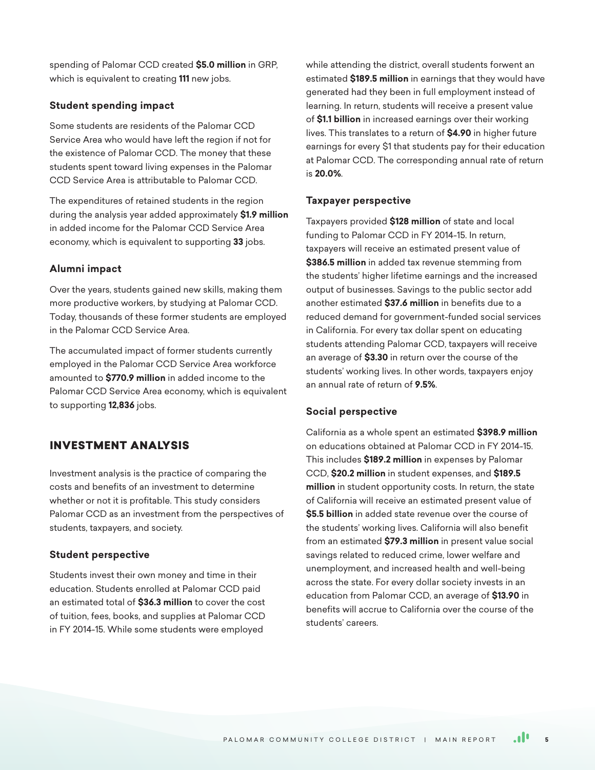spending of Palomar CCD created **$5.0 million** in GRP, which is equivalent to creating **111** new jobs.

### Student spending impact

Some students are residents of the Palomar CCD Service Area who would have left the region if not for the existence of Palomar CCD. The money that these students spent toward living expenses in the Palomar CCD Service Area is attributable to Palomar CCD.

The expenditures of retained students in the region during the analysis year added approximately **$1.9 million** in added income for the Palomar CCD Service Area economy, which is equivalent to supporting **33** jobs.

### Alumni impact

Over the years, students gained new skills, making them more productive workers, by studying at Palomar CCD. Today, thousands of these former students are employed in the Palomar CCD Service Area.

The accumulated impact of former students currently employed in the Palomar CCD Service Area workforce amounted to **$770.9 million** in added income to the Palomar CCD Service Area economy, which is equivalent to supporting **12,836** jobs.

## INVESTMENT ANALYSIS

Investment analysis is the practice of comparing the costs and benefits of an investment to determine whether or not it is profitable. This study considers Palomar CCD as an investment from the perspectives of students, taxpayers, and society.

### Student perspective

Students invest their own money and time in their education. Students enrolled at Palomar CCD paid an estimated total of **$36.3 million** to cover the cost of tuition, fees, books, and supplies at Palomar CCD in FY 2014-15. While some students were employed while attending the district, overall students forwent an estimated **$189.5 million** in earnings that they would have generated had they been in full employment instead of learning. In return, students will receive a present value of **$1.1 billion** in increased earnings over their working lives. This translates to a return of **$4.90** in higher future earnings for every $1 that students pay for their education at Palomar CCD. The corresponding annual rate of return is **20.0%**.

### Taxpayer perspective

Taxpayers provided **$128 million** of state and local funding to Palomar CCD in FY 2014-15. In return, taxpayers will receive an estimated present value of **$386.5 million** in added tax revenue stemming from the students' higher lifetime earnings and the increased output of businesses. Savings to the public sector add another estimated **$37.6 million** in benefits due to a reduced demand for government-funded social services in California. For every tax dollar spent on educating students attending Palomar CCD, taxpayers will receive an average of **$3.30** in return over the course of the students' working lives. In other words, taxpayers enjoy an annual rate of return of **9.5%**.

### Social perspective

California as a whole spent an estimated **$398.9 million** on educations obtained at Palomar CCD in FY 2014-15. This includes **$189.2 million** in expenses by Palomar CCD, **$20.2 million** in student expenses, and **$189.5 million** in student opportunity costs. In return, the state of California will receive an estimated present value of **$5.5 billion** in added state revenue over the course of the students' working lives. California will also benefit from an estimated **$79.3 million** in present value social savings related to reduced crime, lower welfare and unemployment, and increased health and well-being across the state. For every dollar society invests in an education from Palomar CCD, an average of **$13.90** in benefits will accrue to California over the course of the students' careers.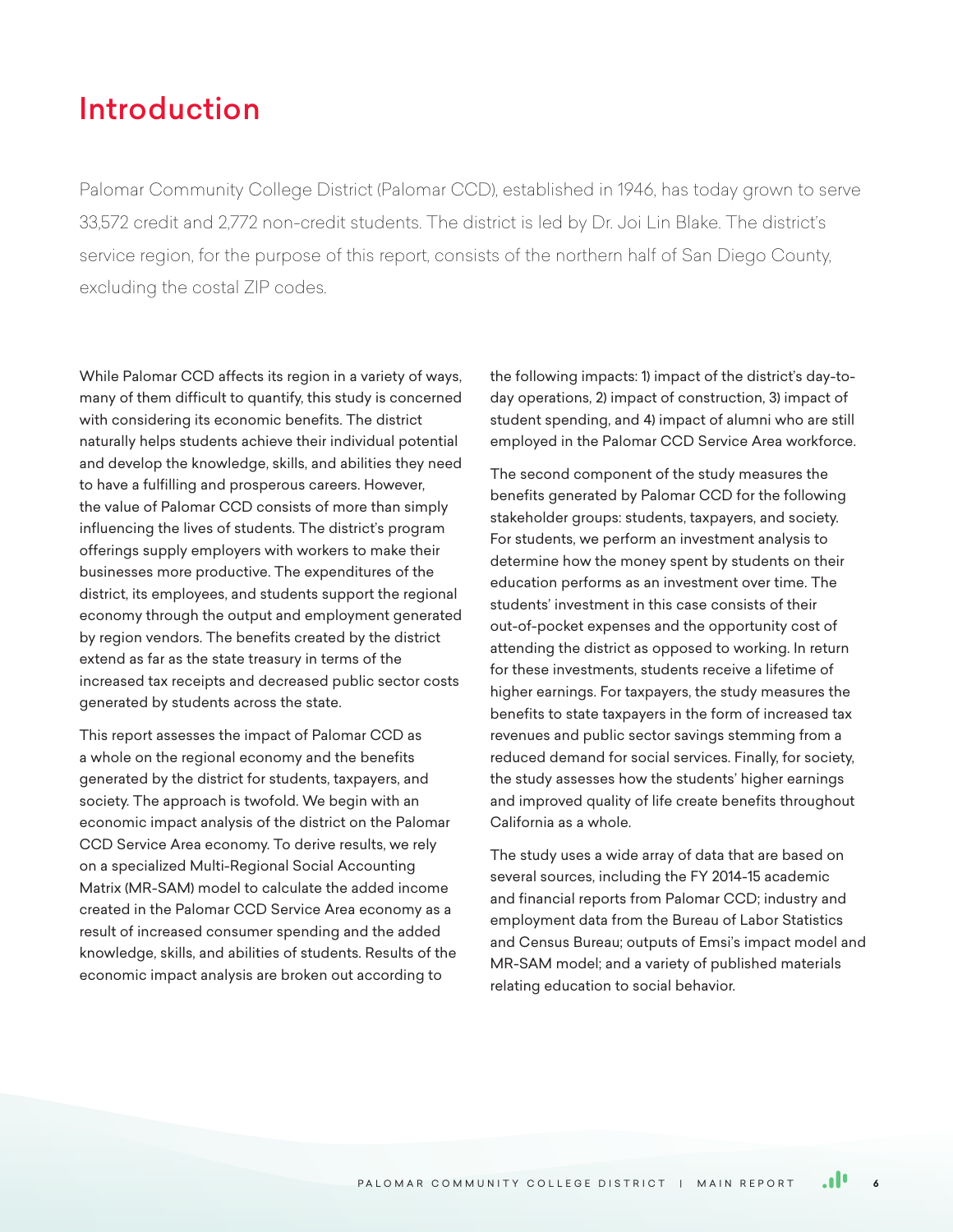# Introduction

Palomar Community College District (Palomar CCD), established in 1946, has today grown to serve 33,572 credit and 2,772 non-credit students. The district is led by Dr. Joi Lin Blake. The district's service region, for the purpose of this report, consists of the northern half of San Diego County, excluding the costal ZIP codes.

While Palomar CCD affects its region in a variety of ways, many of them difficult to quantify, this study is concerned with considering its economic benefits. The district naturally helps students achieve their individual potential and develop the knowledge, skills, and abilities they need to have a fulfilling and prosperous careers. However, the value of Palomar CCD consists of more than simply influencing the lives of students. The district's program offerings supply employers with workers to make their businesses more productive. The expenditures of the district, its employees, and students support the regional economy through the output and employment generated by region vendors. The benefits created by the district extend as far as the state treasury in terms of the increased tax receipts and decreased public sector costs generated by students across the state.

This report assesses the impact of Palomar CCD as a whole on the regional economy and the benefits generated by the district for students, taxpayers, and society. The approach is twofold. We begin with an economic impact analysis of the district on the Palomar CCD Service Area economy. To derive results, we rely on a specialized Multi-Regional Social Accounting Matrix (MR-SAM) model to calculate the added income created in the Palomar CCD Service Area economy as a result of increased consumer spending and the added knowledge, skills, and abilities of students. Results of the economic impact analysis are broken out according to the following impacts: 1) impact of the district's day-to-day operations, 2) impact of construction, 3) impact of student spending, and 4) impact of alumni who are still employed in the Palomar CCD Service Area workforce.

The second component of the study measures the benefits generated by Palomar CCD for the following stakeholder groups: students, taxpayers, and society. For students, we perform an investment analysis to determine how the money spent by students on their education performs as an investment over time. The students' investment in this case consists of their out-of-pocket expenses and the opportunity cost of attending the district as opposed to working. In return for these investments, students receive a lifetime of higher earnings. For taxpayers, the study measures the benefits to state taxpayers in the form of increased tax revenues and public sector savings stemming from a reduced demand for social services. Finally, for society, the study assesses how the students' higher earnings and improved quality of life create benefits throughout California as a whole.

The study uses a wide array of data that are based on several sources, including the FY 2014-15 academic and financial reports from Palomar CCD; industry and employment data from the Bureau of Labor Statistics and Census Bureau; outputs of Emsi's impact model and MR-SAM model; and a variety of published materials relating education to social behavior.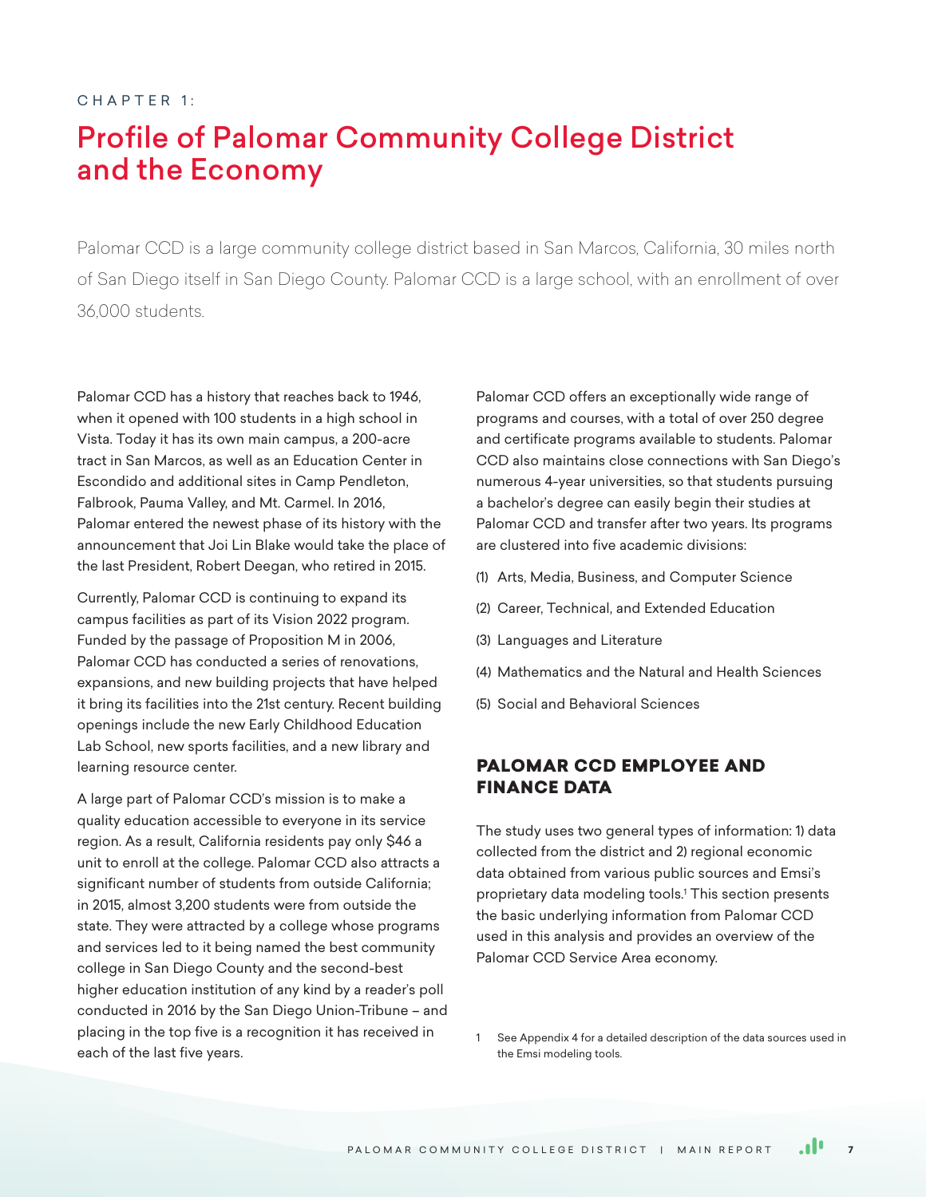CHAPTER 1:

# Profile of Palomar Community College District and the Economy

Palomar CCD is a large community college district based in San Marcos, California, 30 miles north of San Diego itself in San Diego County. Palomar CCD is a large school, with an enrollment of over 36,000 students.

Palomar CCD has a history that reaches back to 1946, when it opened with 100 students in a high school in Vista. Today it has its own main campus, a 200-acre tract in San Marcos, as well as an Education Center in Escondido and additional sites in Camp Pendleton, Falbrook, Pauma Valley, and Mt. Carmel. In 2016, Palomar entered the newest phase of its history with the announcement that Joi Lin Blake would take the place of the last President, Robert Deegan, who retired in 2015.

Currently, Palomar CCD is continuing to expand its campus facilities as part of its Vision 2022 program. Funded by the passage of Proposition M in 2006, Palomar CCD has conducted a series of renovations, expansions, and new building projects that have helped it bring its facilities into the 21st century. Recent building openings include the new Early Childhood Education Lab School, new sports facilities, and a new library and learning resource center.

A large part of Palomar CCD's mission is to make a quality education accessible to everyone in its service region. As a result, California residents pay only $46 a unit to enroll at the college. Palomar CCD also attracts a significant number of students from outside California; in 2015, almost 3,200 students were from outside the state. They were attracted by a college whose programs and services led to it being named the best community college in San Diego County and the second-best higher education institution of any kind by a reader's poll conducted in 2016 by the San Diego Union-Tribune – and placing in the top five is a recognition it has received in each of the last five years.

Palomar CCD offers an exceptionally wide range of programs and courses, with a total of over 250 degree and certificate programs available to students. Palomar CCD also maintains close connections with San Diego's numerous 4-year universities, so that students pursuing a bachelor's degree can easily begin their studies at Palomar CCD and transfer after two years. Its programs are clustered into five academic divisions:

(1) Arts, Media, Business, and Computer Science

(2) Career, Technical, and Extended Education

(3) Languages and Literature

(4) Mathematics and the Natural and Health Sciences

(5) Social and Behavioral Sciences

## PALOMAR CCD EMPLOYEE AND FINANCE DATA

The study uses two general types of information: 1) data collected from the district and 2) regional economic data obtained from various public sources and Emsi's proprietary data modeling tools.[1] This section presents the basic underlying information from Palomar CCD used in this analysis and provides an overview of the Palomar CCD Service Area economy.

1 See Appendix 4 for a detailed description of the data sources used in the Emsi modeling tools.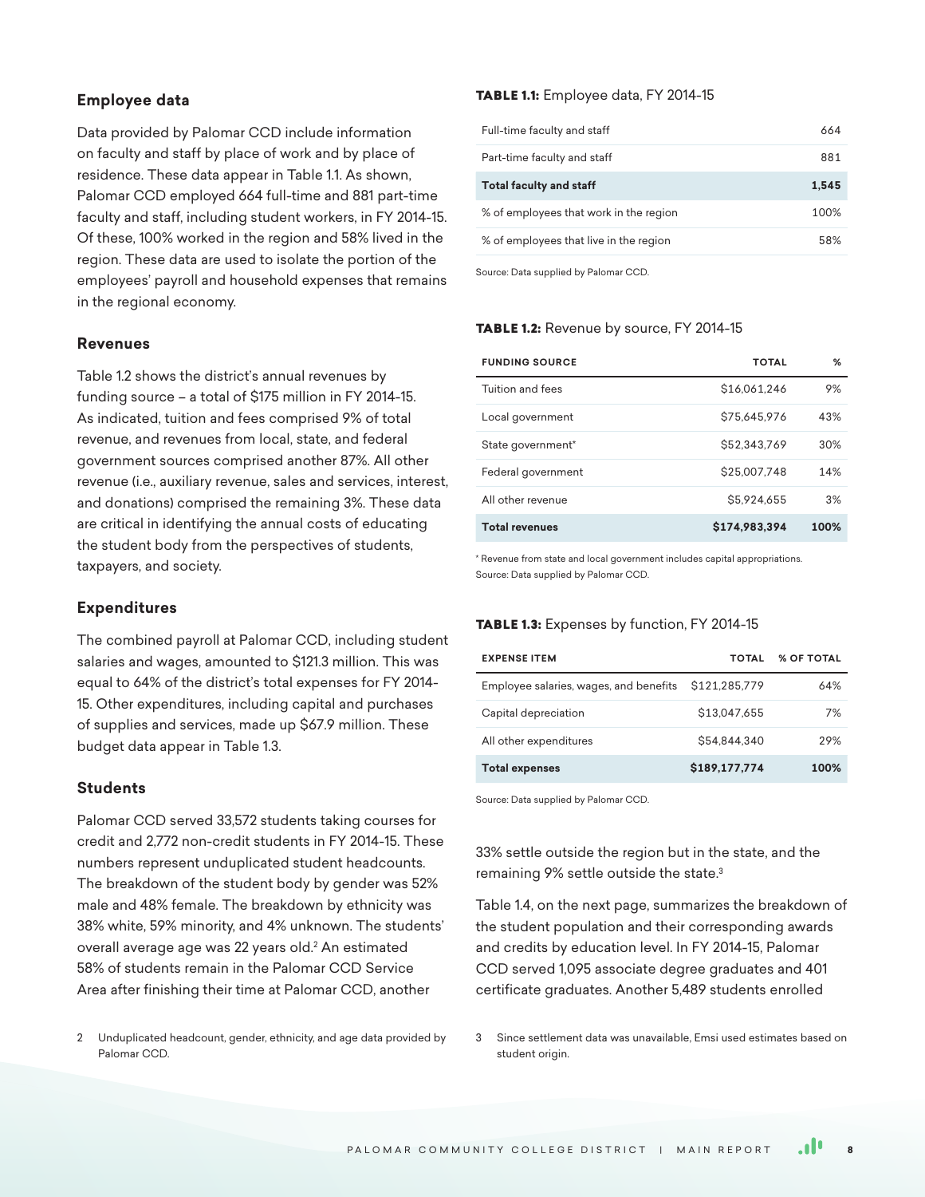### Employee data

Data provided by Palomar CCD include information on faculty and staff by place of work and by place of residence. These data appear in Table 1.1. As shown, Palomar CCD employed 664 full-time and 881 part-time faculty and staff, including student workers, in FY 2014-15. Of these, 100% worked in the region and 58% lived in the region. These data are used to isolate the portion of the employees' payroll and household expenses that remains in the regional economy.

### Revenues

Table 1.2 shows the district's annual revenues by funding source – a total of $175 million in FY 2014-15. As indicated, tuition and fees comprised 9% of total revenue, and revenues from local, state, and federal government sources comprised another 87%. All other revenue (i.e., auxiliary revenue, sales and services, interest, and donations) comprised the remaining 3%. These data are critical in identifying the annual costs of educating the student body from the perspectives of students, taxpayers, and society.

### Expenditures

The combined payroll at Palomar CCD, including student salaries and wages, amounted to $121.3 million. This was equal to 64% of the district's total expenses for FY 2014-15. Other expenditures, including capital and purchases of supplies and services, made up $67.9 million. These budget data appear in Table 1.3.

### Students

Palomar CCD served 33,572 students taking courses for credit and 2,772 non-credit students in FY 2014-15. These numbers represent unduplicated student headcounts. The breakdown of the student body by gender was 52% male and 48% female. The breakdown by ethnicity was 38% white, 59% minority, and 4% unknown. The students' overall average age was 22 years old.[2] An estimated 58% of students remain in the Palomar CCD Service Area after finishing their time at Palomar CCD, another 33% settle outside the region but in the state, and the remaining 9% settle outside the state.[3]

Table 1.4, on the next page, summarizes the breakdown of the student population and their corresponding awards and credits by education level. In FY 2014-15, Palomar CCD served 1,095 associate degree graduates and 401 certificate graduates. Another 5,489 students enrolled

**TABLE 1.1:** Employee data, FY 2014-15

| | |
|---|---|
| Full-time faculty and staff | 664 |
| Part-time faculty and staff | 881 |
| **Total faculty and staff** | **1,545** |
| % of employees that work in the region | 100% |
| % of employees that live in the region | 58% |

Source: Data supplied by Palomar CCD.

**TABLE 1.2:** Revenue by source, FY 2014-15

| FUNDING SOURCE | TOTAL | % |
|---|---|---|
| Tuition and fees | $16,061,246 | 9% |
| Local government | $75,645,976 | 43% |
| State government* | $52,343,769 | 30% |
| Federal government | $25,007,748 | 14% |
| All other revenue | $5,924,655 | 3% |
| **Total revenues** | **$174,983,394** | **100%** |

* Revenue from state and local government includes capital appropriations.
Source: Data supplied by Palomar CCD.

**TABLE 1.3:** Expenses by function, FY 2014-15

| EXPENSE ITEM | TOTAL | % OF TOTAL |
|---|---|---|
| Employee salaries, wages, and benefits | $121,285,779 | 64% |
| Capital depreciation | $13,047,655 | 7% |
| All other expenditures | $54,844,340 | 29% |
| **Total expenses** | **$189,177,774** | **100%** |

Source: Data supplied by Palomar CCD.

2 Unduplicated headcount, gender, ethnicity, and age data provided by Palomar CCD.

3 Since settlement data was unavailable, Emsi used estimates based on student origin.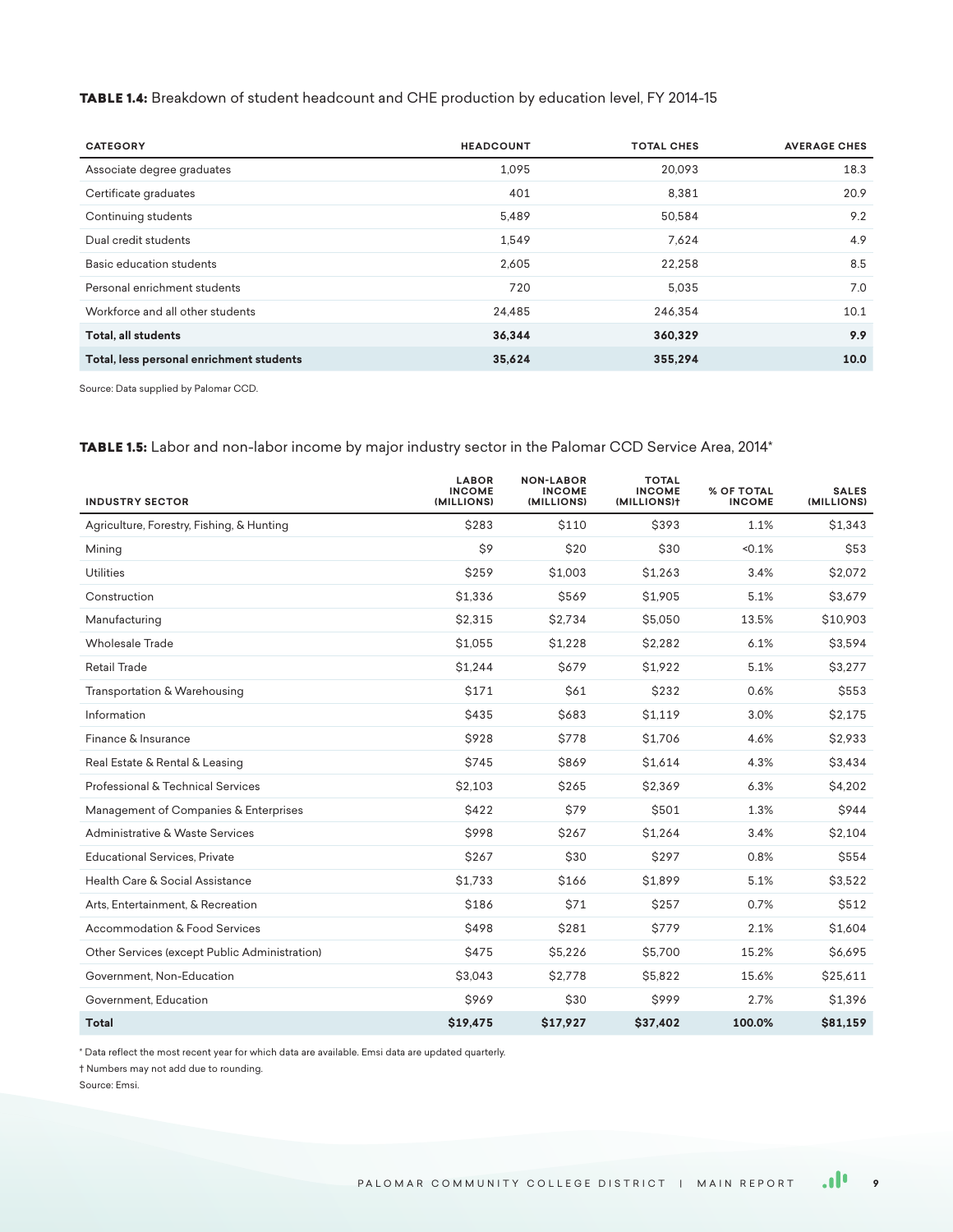**TABLE 1.4:** Breakdown of student headcount and CHE production by education level, FY 2014-15

| CATEGORY | HEADCOUNT | TOTAL CHES | AVERAGE CHES |
|---|---|---|---|
| Associate degree graduates | 1,095 | 20,093 | 18.3 |
| Certificate graduates | 401 | 8,381 | 20.9 |
| Continuing students | 5,489 | 50,584 | 9.2 |
| Dual credit students | 1,549 | 7,624 | 4.9 |
| Basic education students | 2,605 | 22,258 | 8.5 |
| Personal enrichment students | 720 | 5,035 | 7.0 |
| Workforce and all other students | 24,485 | 246,354 | 10.1 |
| **Total, all students** | **36,344** | **360,329** | **9.9** |
| **Total, less personal enrichment students** | **35,624** | **355,294** | **10.0** |

Source: Data supplied by Palomar CCD.

**TABLE 1.5:** Labor and non-labor income by major industry sector in the Palomar CCD Service Area, 2014*

| INDUSTRY SECTOR | LABOR INCOME (MILLIONS) | NON-LABOR INCOME (MILLIONS) | TOTAL INCOME (MILLIONS)† | % OF TOTAL INCOME | SALES (MILLIONS) |
|---|---|---|---|---|---|
| Agriculture, Forestry, Fishing, & Hunting | $283 | $110 | $393 | 1.1% | $1,343 |
| Mining | $9 | $20 | $30 | <0.1% | $53 |
| Utilities | $259 | $1,003 | $1,263 | 3.4% | $2,072 |
| Construction | $1,336 | $569 | $1,905 | 5.1% | $3,679 |
| Manufacturing | $2,315 | $2,734 | $5,050 | 13.5% | $10,903 |
| Wholesale Trade | $1,055 | $1,228 | $2,282 | 6.1% | $3,594 |
| Retail Trade | $1,244 | $679 | $1,922 | 5.1% | $3,277 |
| Transportation & Warehousing | $171 | $61 | $232 | 0.6% | $553 |
| Information | $435 | $683 | $1,119 | 3.0% | $2,175 |
| Finance & Insurance | $928 | $778 | $1,706 | 4.6% | $2,933 |
| Real Estate & Rental & Leasing | $745 | $869 | $1,614 | 4.3% | $3,434 |
| Professional & Technical Services | $2,103 | $265 | $2,369 | 6.3% | $4,202 |
| Management of Companies & Enterprises | $422 | $79 | $501 | 1.3% | $944 |
| Administrative & Waste Services | $998 | $267 | $1,264 | 3.4% | $2,104 |
| Educational Services, Private | $267 | $30 | $297 | 0.8% | $554 |
| Health Care & Social Assistance | $1,733 | $166 | $1,899 | 5.1% | $3,522 |
| Arts, Entertainment, & Recreation | $186 | $71 | $257 | 0.7% | $512 |
| Accommodation & Food Services | $498 | $281 | $779 | 2.1% | $1,604 |
| Other Services (except Public Administration) | $475 | $5,226 | $5,700 | 15.2% | $6,695 |
| Government, Non-Education | $3,043 | $2,778 | $5,822 | 15.6% | $25,611 |
| Government, Education | $969 | $30 | $999 | 2.7% | $1,396 |
| **Total** | **$19,475** | **$17,927** | **$37,402** | **100.0%** | **$81,159** |

\* Data reflect the most recent year for which data are available. Emsi data are updated quarterly.

† Numbers may not add due to rounding.

Source: Emsi.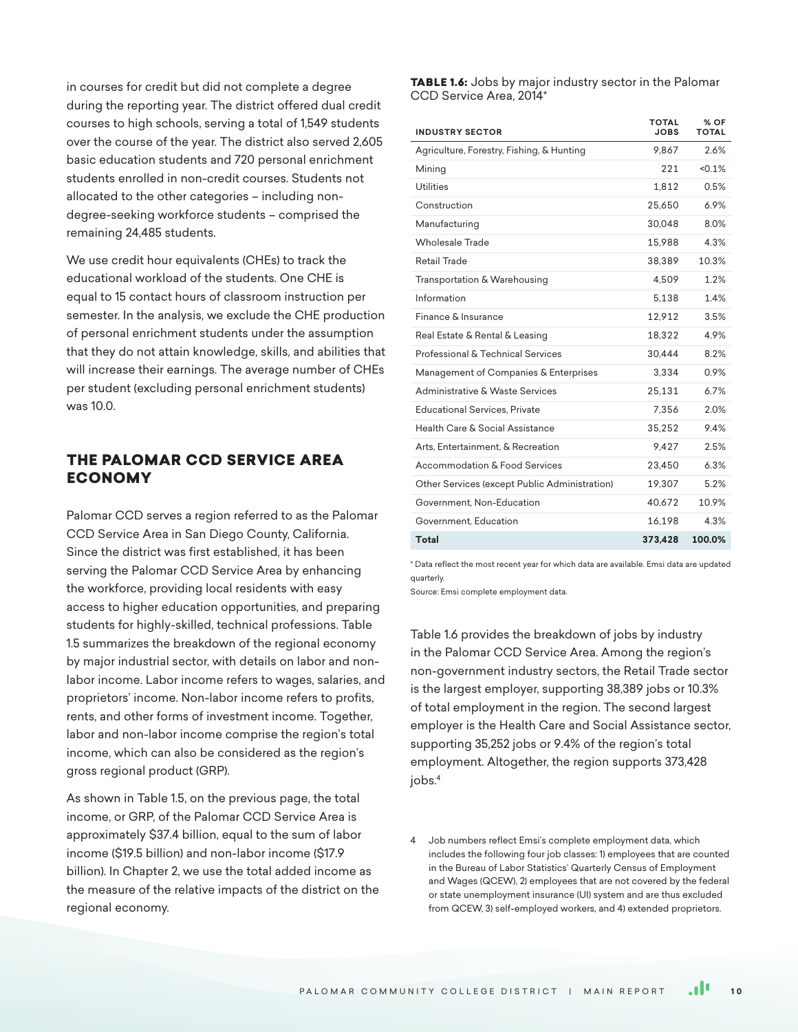in courses for credit but did not complete a degree during the reporting year. The district offered dual credit courses to high schools, serving a total of 1,549 students over the course of the year. The district also served 2,605 basic education students and 720 personal enrichment students enrolled in non-credit courses. Students not allocated to the other categories – including non-degree-seeking workforce students – comprised the remaining 24,485 students.

We use credit hour equivalents (CHEs) to track the educational workload of the students. One CHE is equal to 15 contact hours of classroom instruction per semester. In the analysis, we exclude the CHE production of personal enrichment students under the assumption that they do not attain knowledge, skills, and abilities that will increase their earnings. The average number of CHEs per student (excluding personal enrichment students) was 10.0.

## THE PALOMAR CCD SERVICE AREA ECONOMY

Palomar CCD serves a region referred to as the Palomar CCD Service Area in San Diego County, California. Since the district was first established, it has been serving the Palomar CCD Service Area by enhancing the workforce, providing local residents with easy access to higher education opportunities, and preparing students for highly-skilled, technical professions. Table 1.5 summarizes the breakdown of the regional economy by major industrial sector, with details on labor and non-labor income. Labor income refers to wages, salaries, and proprietors' income. Non-labor income refers to profits, rents, and other forms of investment income. Together, labor and non-labor income comprise the region's total income, which can also be considered as the region's gross regional product (GRP).

As shown in Table 1.5, on the previous page, the total income, or GRP, of the Palomar CCD Service Area is approximately $37.4 billion, equal to the sum of labor income ($19.5 billion) and non-labor income ($17.9 billion). In Chapter 2, we use the total added income as the measure of the relative impacts of the district on the regional economy.

**TABLE 1.6:** Jobs by major industry sector in the Palomar CCD Service Area, 2014*

| INDUSTRY SECTOR | TOTAL JOBS | % OF TOTAL |
|---|---|---|
| Agriculture, Forestry, Fishing, & Hunting | 9,867 | 2.6% |
| Mining | 221 | <0.1% |
| Utilities | 1,812 | 0.5% |
| Construction | 25,650 | 6.9% |
| Manufacturing | 30,048 | 8.0% |
| Wholesale Trade | 15,988 | 4.3% |
| Retail Trade | 38,389 | 10.3% |
| Transportation & Warehousing | 4,509 | 1.2% |
| Information | 5,138 | 1.4% |
| Finance & Insurance | 12,912 | 3.5% |
| Real Estate & Rental & Leasing | 18,322 | 4.9% |
| Professional & Technical Services | 30,444 | 8.2% |
| Management of Companies & Enterprises | 3,334 | 0.9% |
| Administrative & Waste Services | 25,131 | 6.7% |
| Educational Services, Private | 7,356 | 2.0% |
| Health Care & Social Assistance | 35,252 | 9.4% |
| Arts, Entertainment, & Recreation | 9,427 | 2.5% |
| Accommodation & Food Services | 23,450 | 6.3% |
| Other Services (except Public Administration) | 19,307 | 5.2% |
| Government, Non-Education | 40,672 | 10.9% |
| Government, Education | 16,198 | 4.3% |
| **Total** | **373,428** | **100.0%** |

\* Data reflect the most recent year for which data are available. Emsi data are updated quarterly.

Source: Emsi complete employment data.

Table 1.6 provides the breakdown of jobs by industry in the Palomar CCD Service Area. Among the region's non-government industry sectors, the Retail Trade sector is the largest employer, supporting 38,389 jobs or 10.3% of total employment in the region. The second largest employer is the Health Care and Social Assistance sector, supporting 35,252 jobs or 9.4% of the region's total employment. Altogether, the region supports 373,428 jobs.[4]

4 Job numbers reflect Emsi's complete employment data, which includes the following four job classes: 1) employees that are counted in the Bureau of Labor Statistics' Quarterly Census of Employment and Wages (QCEW), 2) employees that are not covered by the federal or state unemployment insurance (UI) system and are thus excluded from QCEW, 3) self-employed workers, and 4) extended proprietors.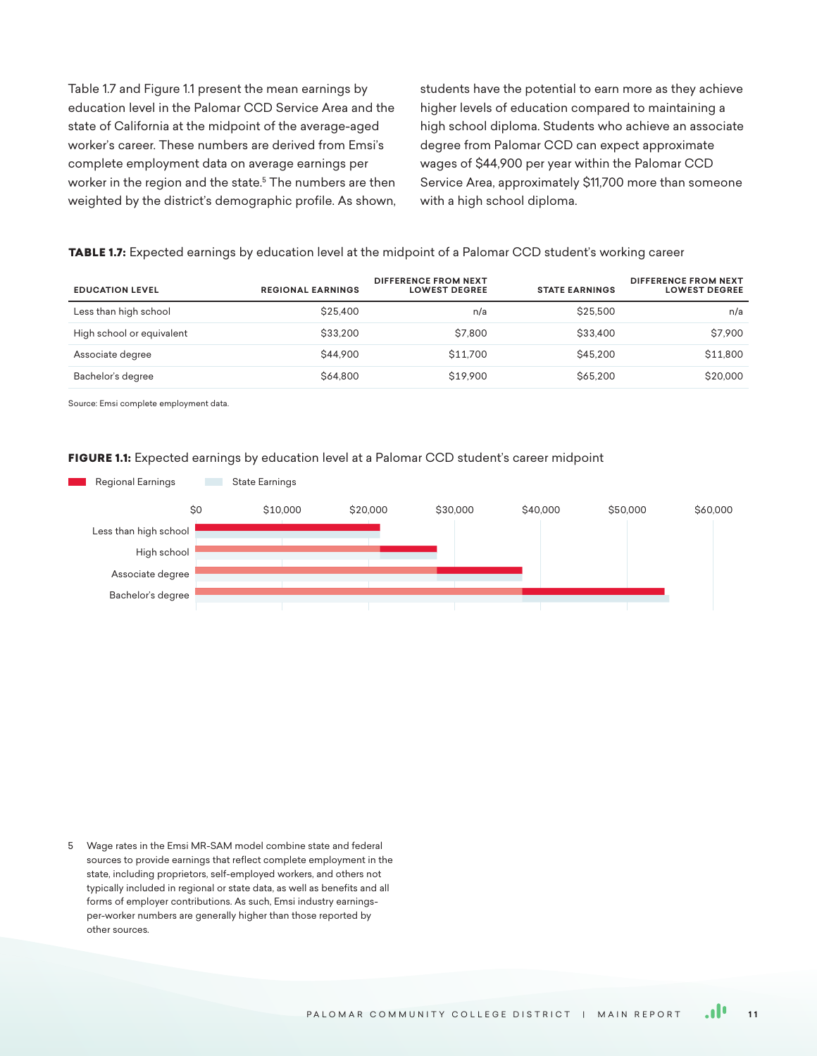Table 1.7 and Figure 1.1 present the mean earnings by education level in the Palomar CCD Service Area and the state of California at the midpoint of the average-aged worker's career. These numbers are derived from Emsi's complete employment data on average earnings per worker in the region and the state.[5] The numbers are then weighted by the district's demographic profile. As shown, students have the potential to earn more as they achieve higher levels of education compared to maintaining a high school diploma. Students who achieve an associate degree from Palomar CCD can expect approximate wages of $44,900 per year within the Palomar CCD Service Area, approximately $11,700 more than someone with a high school diploma.

**TABLE 1.7:** Expected earnings by education level at the midpoint of a Palomar CCD student's working career

| EDUCATION LEVEL | REGIONAL EARNINGS | DIFFERENCE FROM NEXT LOWEST DEGREE | STATE EARNINGS | DIFFERENCE FROM NEXT LOWEST DEGREE |
|---|---|---|---|---|
| Less than high school | $25,400 | n/a | $25,500 | n/a |
| High school or equivalent | $33,200 | $7,800 | $33,400 | $7,900 |
| Associate degree | $44,900 | $11,700 | $45,200 | $11,800 |
| Bachelor's degree | $64,800 | $19,900 | $65,200 | $20,000 |

Source: Emsi complete employment data.

**FIGURE 1.1:** Expected earnings by education level at a Palomar CCD student's career midpoint

Regional Earnings | State Earnings

$0 | $10,000 | $20,000 | $30,000 | $40,000 | $50,000 | $60,000

Less than high school

High school

Associate degree

Bachelor's degree

5 Wage rates in the Emsi MR-SAM model combine state and federal sources to provide earnings that reflect complete employment in the state, including proprietors, self-employed workers, and others not typically included in regional or state data, as well as benefits and all forms of employer contributions. As such, Emsi industry earnings-per-worker numbers are generally higher than those reported by other sources.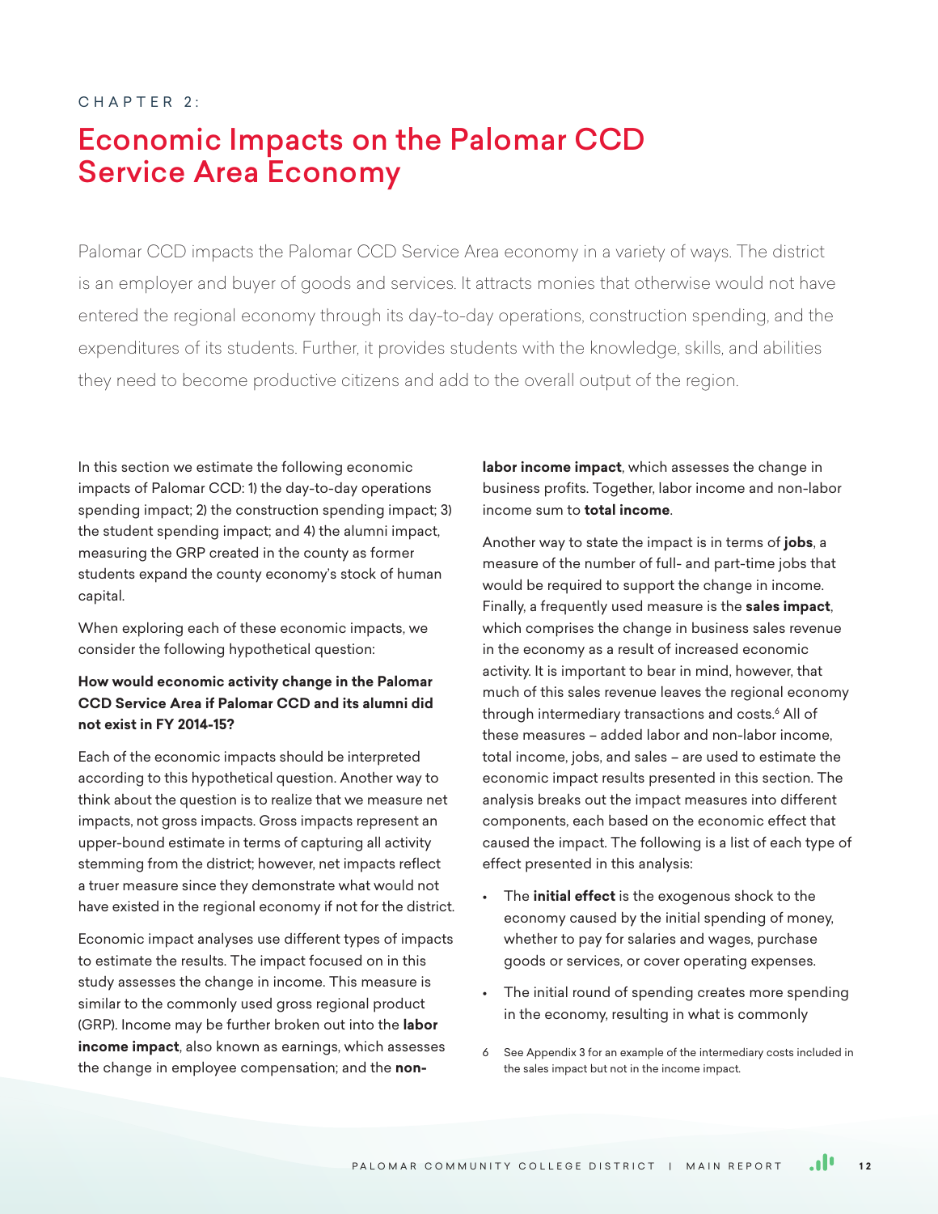CHAPTER 2:

# Economic Impacts on the Palomar CCD Service Area Economy

Palomar CCD impacts the Palomar CCD Service Area economy in a variety of ways. The district is an employer and buyer of goods and services. It attracts monies that otherwise would not have entered the regional economy through its day-to-day operations, construction spending, and the expenditures of its students. Further, it provides students with the knowledge, skills, and abilities they need to become productive citizens and add to the overall output of the region.

In this section we estimate the following economic impacts of Palomar CCD: 1) the day-to-day operations spending impact; 2) the construction spending impact; 3) the student spending impact; and 4) the alumni impact, measuring the GRP created in the county as former students expand the county economy's stock of human capital.

When exploring each of these economic impacts, we consider the following hypothetical question:

**How would economic activity change in the Palomar CCD Service Area if Palomar CCD and its alumni did not exist in FY 2014-15?**

Each of the economic impacts should be interpreted according to this hypothetical question. Another way to think about the question is to realize that we measure net impacts, not gross impacts. Gross impacts represent an upper-bound estimate in terms of capturing all activity stemming from the district; however, net impacts reflect a truer measure since they demonstrate what would not have existed in the regional economy if not for the district.

Economic impact analyses use different types of impacts to estimate the results. The impact focused on in this study assesses the change in income. This measure is similar to the commonly used gross regional product (GRP). Income may be further broken out into the **labor income impact**, also known as earnings, which assesses the change in employee compensation; and the **non-labor income impact**, which assesses the change in business profits. Together, labor income and non-labor income sum to **total income**.

Another way to state the impact is in terms of **jobs**, a measure of the number of full- and part-time jobs that would be required to support the change in income. Finally, a frequently used measure is the **sales impact**, which comprises the change in business sales revenue in the economy as a result of increased economic activity. It is important to bear in mind, however, that much of this sales revenue leaves the regional economy through intermediary transactions and costs.[6] All of these measures – added labor and non-labor income, total income, jobs, and sales – are used to estimate the economic impact results presented in this section. The analysis breaks out the impact measures into different components, each based on the economic effect that caused the impact. The following is a list of each type of effect presented in this analysis:

- The **initial effect** is the exogenous shock to the economy caused by the initial spending of money, whether to pay for salaries and wages, purchase goods or services, or cover operating expenses.
- The initial round of spending creates more spending in the economy, resulting in what is commonly

6 See Appendix 3 for an example of the intermediary costs included in the sales impact but not in the income impact.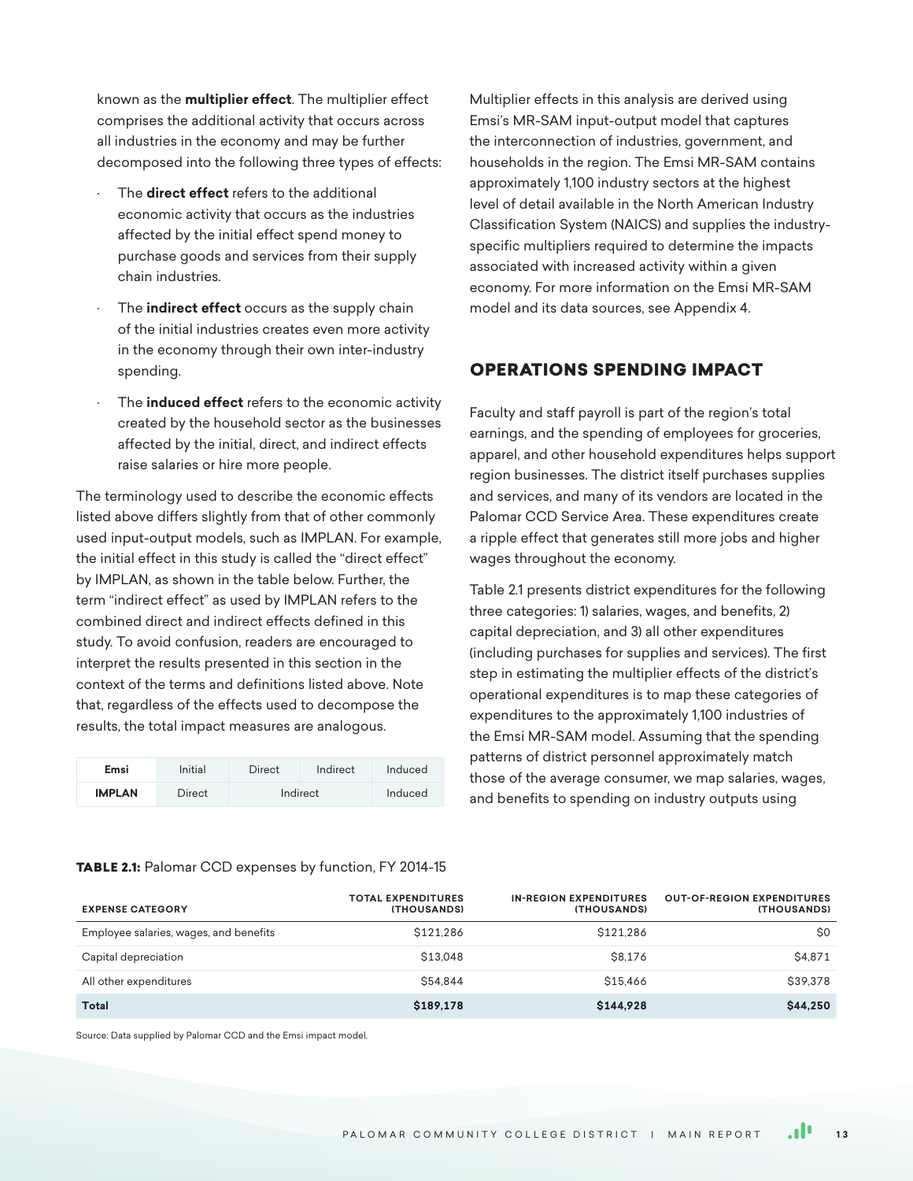known as the **multiplier effect**. The multiplier effect comprises the additional activity that occurs across all industries in the economy and may be further decomposed into the following three types of effects:

- The **direct effect** refers to the additional economic activity that occurs as the industries affected by the initial effect spend money to purchase goods and services from their supply chain industries.
- The **indirect effect** occurs as the supply chain of the initial industries creates even more activity in the economy through their own inter-industry spending.
- The **induced effect** refers to the economic activity created by the household sector as the businesses affected by the initial, direct, and indirect effects raise salaries or hire more people.

The terminology used to describe the economic effects listed above differs slightly from that of other commonly used input-output models, such as IMPLAN. For example, the initial effect in this study is called the "direct effect" by IMPLAN, as shown in the table below. Further, the term "indirect effect" as used by IMPLAN refers to the combined direct and indirect effects defined in this study. To avoid confusion, readers are encouraged to interpret the results presented in this section in the context of the terms and definitions listed above. Note that, regardless of the effects used to decompose the results, the total impact measures are analogous.

| **Emsi** | Initial | Direct | Indirect | Induced |
|---|---|---|---|---|
| **IMPLAN** | Direct | Indirect | | Induced |

Multiplier effects in this analysis are derived using Emsi's MR-SAM input-output model that captures the interconnection of industries, government, and households in the region. The Emsi MR-SAM contains approximately 1,100 industry sectors at the highest level of detail available in the North American Industry Classification System (NAICS) and supplies the industry-specific multipliers required to determine the impacts associated with increased activity within a given economy. For more information on the Emsi MR-SAM model and its data sources, see Appendix 4.

## OPERATIONS SPENDING IMPACT

Faculty and staff payroll is part of the region's total earnings, and the spending of employees for groceries, apparel, and other household expenditures helps support region businesses. The district itself purchases supplies and services, and many of its vendors are located in the Palomar CCD Service Area. These expenditures create a ripple effect that generates still more jobs and higher wages throughout the economy.

Table 2.1 presents district expenditures for the following three categories: 1) salaries, wages, and benefits, 2) capital depreciation, and 3) all other expenditures (including purchases for supplies and services). The first step in estimating the multiplier effects of the district's operational expenditures is to map these categories of expenditures to the approximately 1,100 industries of the Emsi MR-SAM model. Assuming that the spending patterns of district personnel approximately match those of the average consumer, we map salaries, wages, and benefits to spending on industry outputs using

**TABLE 2.1:** Palomar CCD expenses by function, FY 2014-15

| EXPENSE CATEGORY | TOTAL EXPENDITURES (THOUSANDS) | IN-REGION EXPENDITURES (THOUSANDS) | OUT-OF-REGION EXPENDITURES (THOUSANDS) |
|---|---|---|---|
| Employee salaries, wages, and benefits | $121,286 | $121,286 | $0 |
| Capital depreciation | $13,048 | $8,176 | $4,871 |
| All other expenditures | $54,844 | $15,466 | $39,378 |
| **Total** | **$189,178** | **$144,928** | **$44,250** |

Source: Data supplied by Palomar CCD and the Emsi impact model.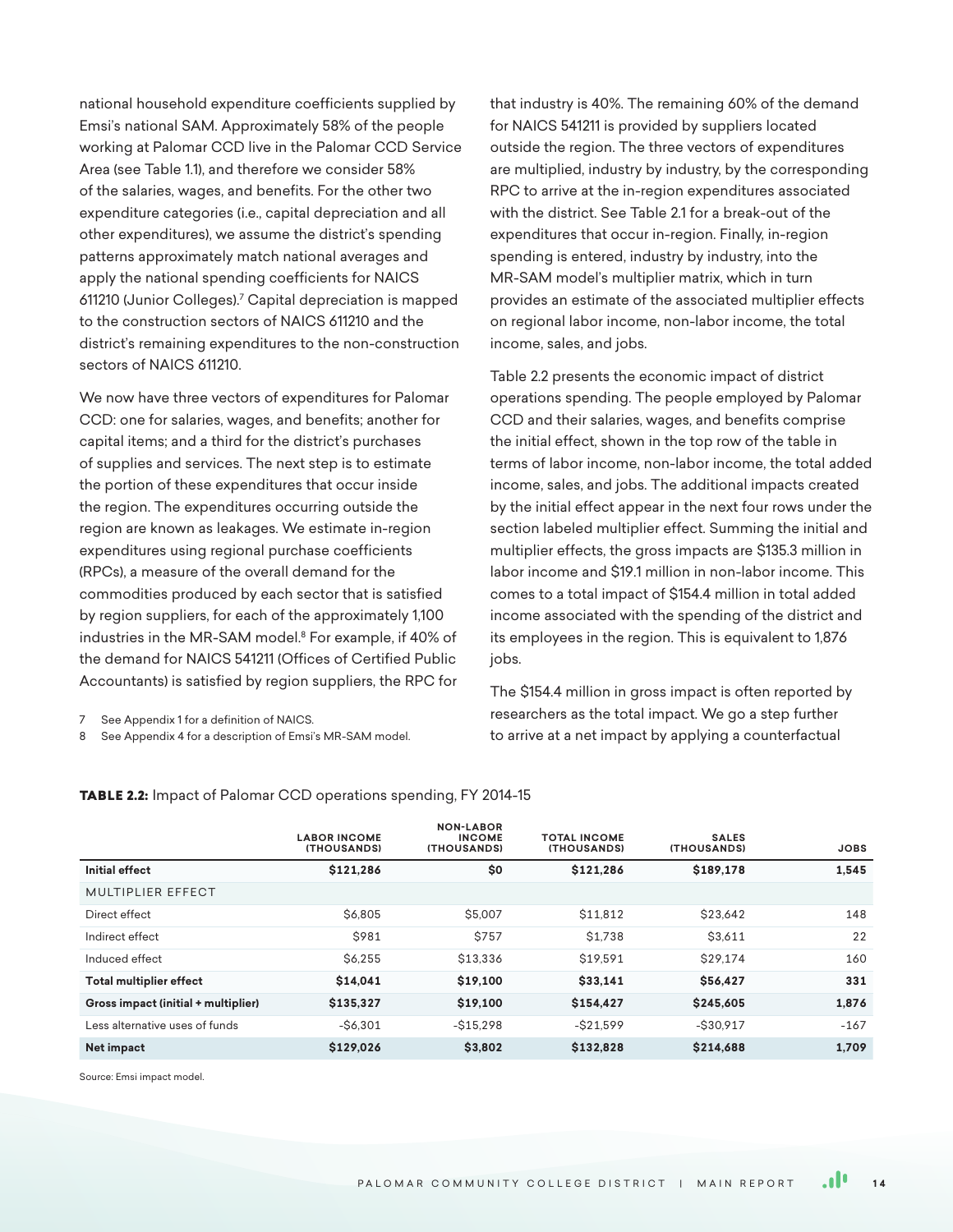national household expenditure coefficients supplied by Emsi's national SAM. Approximately 58% of the people working at Palomar CCD live in the Palomar CCD Service Area (see Table 1.1), and therefore we consider 58% of the salaries, wages, and benefits. For the other two expenditure categories (i.e., capital depreciation and all other expenditures), we assume the district's spending patterns approximately match national averages and apply the national spending coefficients for NAICS 611210 (Junior Colleges).[7] Capital depreciation is mapped to the construction sectors of NAICS 611210 and the district's remaining expenditures to the non-construction sectors of NAICS 611210.

We now have three vectors of expenditures for Palomar CCD: one for salaries, wages, and benefits; another for capital items; and a third for the district's purchases of supplies and services. The next step is to estimate the portion of these expenditures that occur inside the region. The expenditures occurring outside the region are known as leakages. We estimate in-region expenditures using regional purchase coefficients (RPCs), a measure of the overall demand for the commodities produced by each sector that is satisfied by region suppliers, for each of the approximately 1,100 industries in the MR-SAM model.[8] For example, if 40% of the demand for NAICS 541211 (Offices of Certified Public Accountants) is satisfied by region suppliers, the RPC for that industry is 40%. The remaining 60% of the demand for NAICS 541211 is provided by suppliers located outside the region. The three vectors of expenditures are multiplied, industry by industry, by the corresponding RPC to arrive at the in-region expenditures associated with the district. See Table 2.1 for a break-out of the expenditures that occur in-region. Finally, in-region spending is entered, industry by industry, into the MR-SAM model's multiplier matrix, which in turn provides an estimate of the associated multiplier effects on regional labor income, non-labor income, the total income, sales, and jobs.

Table 2.2 presents the economic impact of district operations spending. The people employed by Palomar CCD and their salaries, wages, and benefits comprise the initial effect, shown in the top row of the table in terms of labor income, non-labor income, the total added income, sales, and jobs. The additional impacts created by the initial effect appear in the next four rows under the section labeled multiplier effect. Summing the initial and multiplier effects, the gross impacts are $135.3 million in labor income and $19.1 million in non-labor income. This comes to a total impact of $154.4 million in total added income associated with the spending of the district and its employees in the region. This is equivalent to 1,876 jobs.

The $154.4 million in gross impact is often reported by researchers as the total impact. We go a step further to arrive at a net impact by applying a counterfactual

7 See Appendix 1 for a definition of NAICS.

8 See Appendix 4 for a description of Emsi's MR-SAM model.

**TABLE 2.2:** Impact of Palomar CCD operations spending, FY 2014-15

| | LABOR INCOME (THOUSANDS) | NON-LABOR INCOME (THOUSANDS) | TOTAL INCOME (THOUSANDS) | SALES (THOUSANDS) | JOBS |
|---|---|---|---|---|---|
| **Initial effect** | **$121,286** | **$0** | **$121,286** | **$189,178** | **1,545** |
| MULTIPLIER EFFECT | | | | | |
| Direct effect | $6,805 | $5,007 | $11,812 | $23,642 | 148 |
| Indirect effect | $981 | $757 | $1,738 | $3,611 | 22 |
| Induced effect | $6,255 | $13,336 | $19,591 | $29,174 | 160 |
| **Total multiplier effect** | **$14,041** | **$19,100** | **$33,141** | **$56,427** | **331** |
| **Gross impact (initial + multiplier)** | **$135,327** | **$19,100** | **$154,427** | **$245,605** | **1,876** |
| Less alternative uses of funds | -$6,301 | -$15,298 | -$21,599 | -$30,917 | -167 |
| **Net impact** | **$129,026** | **$3,802** | **$132,828** | **$214,688** | **1,709** |

Source: Emsi impact model.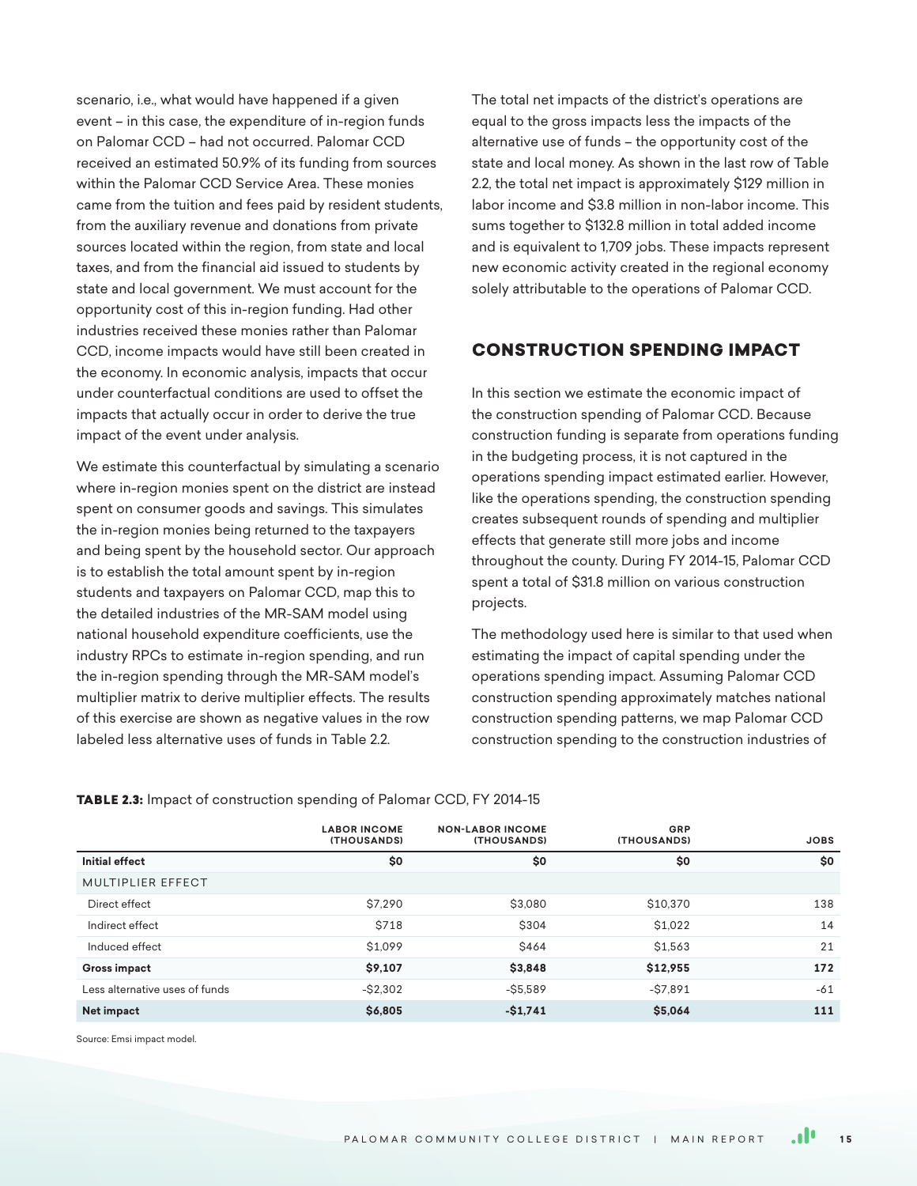scenario, i.e., what would have happened if a given event – in this case, the expenditure of in-region funds on Palomar CCD – had not occurred. Palomar CCD received an estimated 50.9% of its funding from sources within the Palomar CCD Service Area. These monies came from the tuition and fees paid by resident students, from the auxiliary revenue and donations from private sources located within the region, from state and local taxes, and from the financial aid issued to students by state and local government. We must account for the opportunity cost of this in-region funding. Had other industries received these monies rather than Palomar CCD, income impacts would have still been created in the economy. In economic analysis, impacts that occur under counterfactual conditions are used to offset the impacts that actually occur in order to derive the true impact of the event under analysis.

We estimate this counterfactual by simulating a scenario where in-region monies spent on the district are instead spent on consumer goods and savings. This simulates the in-region monies being returned to the taxpayers and being spent by the household sector. Our approach is to establish the total amount spent by in-region students and taxpayers on Palomar CCD, map this to the detailed industries of the MR-SAM model using national household expenditure coefficients, use the industry RPCs to estimate in-region spending, and run the in-region spending through the MR-SAM model's multiplier matrix to derive multiplier effects. The results of this exercise are shown as negative values in the row labeled less alternative uses of funds in Table 2.2.

The total net impacts of the district's operations are equal to the gross impacts less the impacts of the alternative use of funds – the opportunity cost of the state and local money. As shown in the last row of Table 2.2, the total net impact is approximately $129 million in labor income and $3.8 million in non-labor income. This sums together to $132.8 million in total added income and is equivalent to 1,709 jobs. These impacts represent new economic activity created in the regional economy solely attributable to the operations of Palomar CCD.

## CONSTRUCTION SPENDING IMPACT

In this section we estimate the economic impact of the construction spending of Palomar CCD. Because construction funding is separate from operations funding in the budgeting process, it is not captured in the operations spending impact estimated earlier. However, like the operations spending, the construction spending creates subsequent rounds of spending and multiplier effects that generate still more jobs and income throughout the county. During FY 2014-15, Palomar CCD spent a total of $31.8 million on various construction projects.

The methodology used here is similar to that used when estimating the impact of capital spending under the operations spending impact. Assuming Palomar CCD construction spending approximately matches national construction spending patterns, we map Palomar CCD construction spending to the construction industries of

**TABLE 2.3:** Impact of construction spending of Palomar CCD, FY 2014-15

| | LABOR INCOME (THOUSANDS) | NON-LABOR INCOME (THOUSANDS) | GRP (THOUSANDS) | JOBS |
|---|---|---|---|---|
| **Initial effect** | **$0** | **$0** | **$0** | **$0** |
| MULTIPLIER EFFECT | | | | |
| Direct effect | $7,290 | $3,080 | $10,370 | 138 |
| Indirect effect | $718 | $304 | $1,022 | 14 |
| Induced effect | $1,099 | $464 | $1,563 | 21 |
| **Gross impact** | **$9,107** | **$3,848** | **$12,955** | **172** |
| Less alternative uses of funds | -$2,302 | -$5,589 | -$7,891 | -61 |
| **Net impact** | **$6,805** | **-$1,741** | **$5,064** | **111** |

Source: Emsi impact model.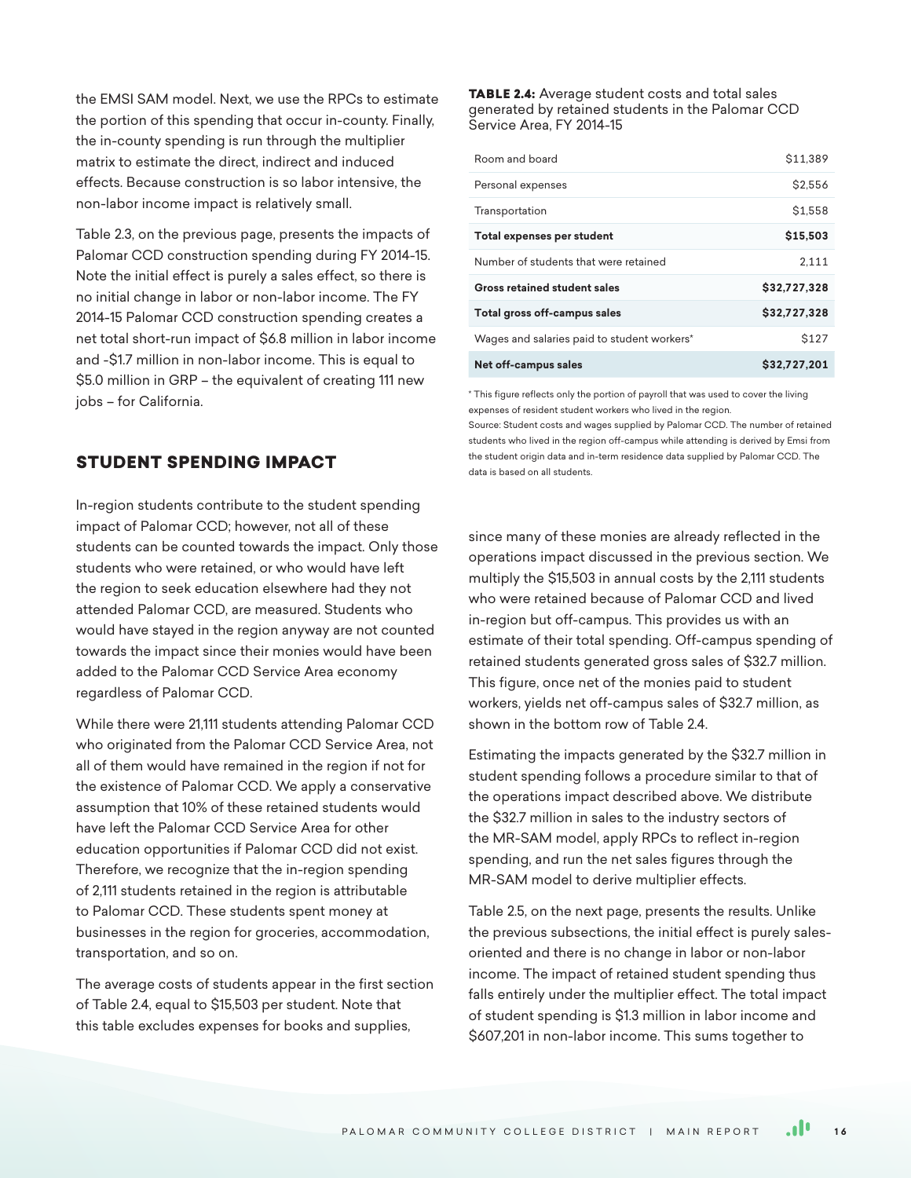the EMSI SAM model. Next, we use the RPCs to estimate the portion of this spending that occur in-county. Finally, the in-county spending is run through the multiplier matrix to estimate the direct, indirect and induced effects. Because construction is so labor intensive, the non-labor income impact is relatively small.

Table 2.3, on the previous page, presents the impacts of Palomar CCD construction spending during FY 2014-15. Note the initial effect is purely a sales effect, so there is no initial change in labor or non-labor income. The FY 2014-15 Palomar CCD construction spending creates a net total short-run impact of $6.8 million in labor income and -$1.7 million in non-labor income. This is equal to $5.0 million in GRP – the equivalent of creating 111 new jobs – for California.

## STUDENT SPENDING IMPACT

In-region students contribute to the student spending impact of Palomar CCD; however, not all of these students can be counted towards the impact. Only those students who were retained, or who would have left the region to seek education elsewhere had they not attended Palomar CCD, are measured. Students who would have stayed in the region anyway are not counted towards the impact since their monies would have been added to the Palomar CCD Service Area economy regardless of Palomar CCD.

While there were 21,111 students attending Palomar CCD who originated from the Palomar CCD Service Area, not all of them would have remained in the region if not for the existence of Palomar CCD. We apply a conservative assumption that 10% of these retained students would have left the Palomar CCD Service Area for other education opportunities if Palomar CCD did not exist. Therefore, we recognize that the in-region spending of 2,111 students retained in the region is attributable to Palomar CCD. These students spent money at businesses in the region for groceries, accommodation, transportation, and so on.

The average costs of students appear in the first section of Table 2.4, equal to $15,503 per student. Note that this table excludes expenses for books and supplies, since many of these monies are already reflected in the operations impact discussed in the previous section. We multiply the $15,503 in annual costs by the 2,111 students who were retained because of Palomar CCD and lived in-region but off-campus. This provides us with an estimate of their total spending. Off-campus spending of retained students generated gross sales of $32.7 million. This figure, once net of the monies paid to student workers, yields net off-campus sales of $32.7 million, as shown in the bottom row of Table 2.4.

**TABLE 2.4:** Average student costs and total sales generated by retained students in the Palomar CCD Service Area, FY 2014-15

| | |
|---|---|
| Room and board | $11,389 |
| Personal expenses | $2,556 |
| Transportation | $1,558 |
| **Total expenses per student** | **$15,503** |
| Number of students that were retained | 2,111 |
| **Gross retained student sales** | **$32,727,328** |
| **Total gross off-campus sales** | **$32,727,328** |
| Wages and salaries paid to student workers* | $127 |
| **Net off-campus sales** | **$32,727,201** |

* This figure reflects only the portion of payroll that was used to cover the living expenses of resident student workers who lived in the region.
Source: Student costs and wages supplied by Palomar CCD. The number of retained students who lived in the region off-campus while attending is derived by Emsi from the student origin data and in-term residence data supplied by Palomar CCD. The data is based on all students.

Estimating the impacts generated by the $32.7 million in student spending follows a procedure similar to that of the operations impact described above. We distribute the $32.7 million in sales to the industry sectors of the MR-SAM model, apply RPCs to reflect in-region spending, and run the net sales figures through the MR-SAM model to derive multiplier effects.

Table 2.5, on the next page, presents the results. Unlike the previous subsections, the initial effect is purely sales-oriented and there is no change in labor or non-labor income. The impact of retained student spending thus falls entirely under the multiplier effect. The total impact of student spending is $1.3 million in labor income and $607,201 in non-labor income. This sums together to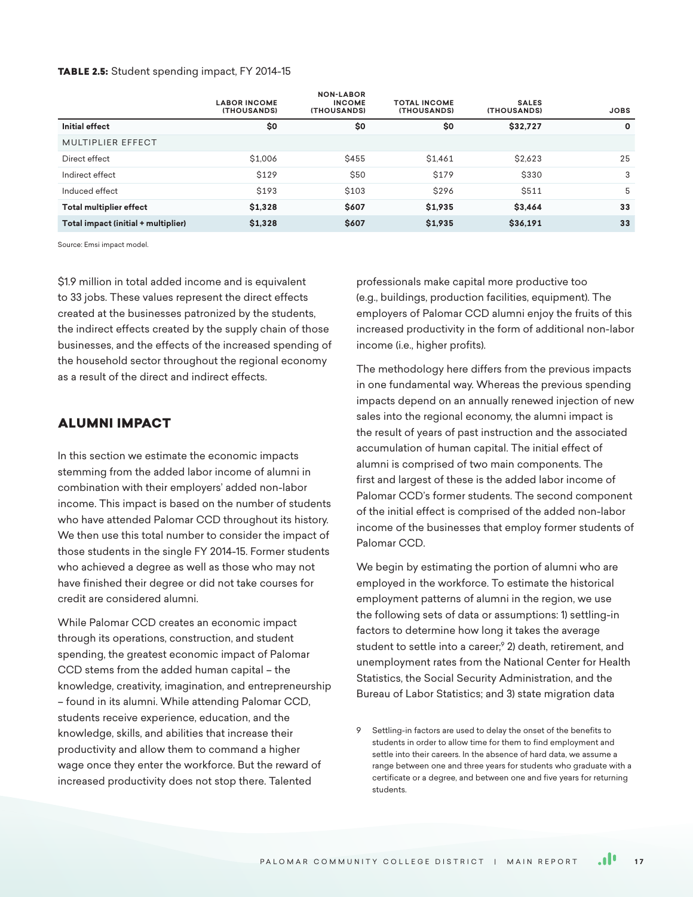**TABLE 2.5:** Student spending impact, FY 2014-15

| | LABOR INCOME (THOUSANDS) | NON-LABOR INCOME (THOUSANDS) | TOTAL INCOME (THOUSANDS) | SALES (THOUSANDS) | JOBS |
|---|---|---|---|---|---|
| **Initial effect** | **$0** | **$0** | **$0** | **$32,727** | **0** |
| MULTIPLIER EFFECT | | | | | |
| Direct effect | $1,006 | $455 | $1,461 | $2,623 | 25 |
| Indirect effect | $129 | $50 | $179 | $330 | 3 |
| Induced effect | $193 | $103 | $296 | $511 | 5 |
| **Total multiplier effect** | **$1,328** | **$607** | **$1,935** | **$3,464** | **33** |
| **Total impact (initial + multiplier)** | **$1,328** | **$607** | **$1,935** | **$36,191** | **33** |

Source: Emsi impact model.

$1.9 million in total added income and is equivalent to 33 jobs. These values represent the direct effects created at the businesses patronized by the students, the indirect effects created by the supply chain of those businesses, and the effects of the increased spending of the household sector throughout the regional economy as a result of the direct and indirect effects.

## ALUMNI IMPACT

In this section we estimate the economic impacts stemming from the added labor income of alumni in combination with their employers' added non-labor income. This impact is based on the number of students who have attended Palomar CCD throughout its history. We then use this total number to consider the impact of those students in the single FY 2014-15. Former students who achieved a degree as well as those who may not have finished their degree or did not take courses for credit are considered alumni.

While Palomar CCD creates an economic impact through its operations, construction, and student spending, the greatest economic impact of Palomar CCD stems from the added human capital – the knowledge, creativity, imagination, and entrepreneurship – found in its alumni. While attending Palomar CCD, students receive experience, education, and the knowledge, skills, and abilities that increase their productivity and allow them to command a higher wage once they enter the workforce. But the reward of increased productivity does not stop there. Talented professionals make capital more productive too (e.g., buildings, production facilities, equipment). The employers of Palomar CCD alumni enjoy the fruits of this increased productivity in the form of additional non-labor income (i.e., higher profits).

The methodology here differs from the previous impacts in one fundamental way. Whereas the previous spending impacts depend on an annually renewed injection of new sales into the regional economy, the alumni impact is the result of years of past instruction and the associated accumulation of human capital. The initial effect of alumni is comprised of two main components. The first and largest of these is the added labor income of Palomar CCD's former students. The second component of the initial effect is comprised of the added non-labor income of the businesses that employ former students of Palomar CCD.

We begin by estimating the portion of alumni who are employed in the workforce. To estimate the historical employment patterns of alumni in the region, we use the following sets of data or assumptions: 1) settling-in factors to determine how long it takes the average student to settle into a career;[9] 2) death, retirement, and unemployment rates from the National Center for Health Statistics, the Social Security Administration, and the Bureau of Labor Statistics; and 3) state migration data

9 Settling-in factors are used to delay the onset of the benefits to students in order to allow time for them to find employment and settle into their careers. In the absence of hard data, we assume a range between one and three years for students who graduate with a certificate or a degree, and between one and five years for returning students.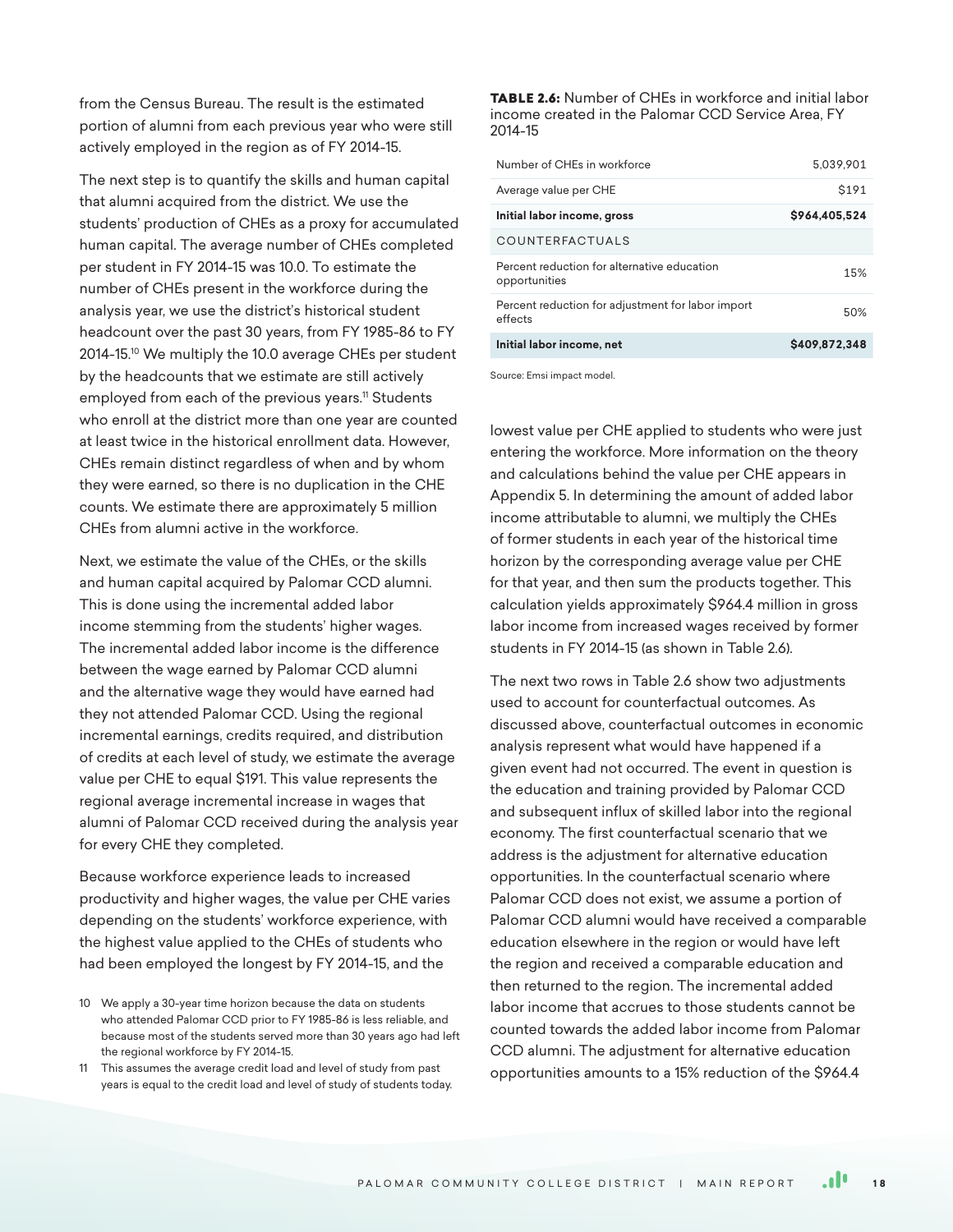from the Census Bureau. The result is the estimated portion of alumni from each previous year who were still actively employed in the region as of FY 2014-15.

The next step is to quantify the skills and human capital that alumni acquired from the district. We use the students' production of CHEs as a proxy for accumulated human capital. The average number of CHEs completed per student in FY 2014-15 was 10.0. To estimate the number of CHEs present in the workforce during the analysis year, we use the district's historical student headcount over the past 30 years, from FY 1985-86 to FY 2014-15.[10] We multiply the 10.0 average CHEs per student by the headcounts that we estimate are still actively employed from each of the previous years.[11] Students who enroll at the district more than one year are counted at least twice in the historical enrollment data. However, CHEs remain distinct regardless of when and by whom they were earned, so there is no duplication in the CHE counts. We estimate there are approximately 5 million CHEs from alumni active in the workforce.

Next, we estimate the value of the CHEs, or the skills and human capital acquired by Palomar CCD alumni. This is done using the incremental added labor income stemming from the students' higher wages. The incremental added labor income is the difference between the wage earned by Palomar CCD alumni and the alternative wage they would have earned had they not attended Palomar CCD. Using the regional incremental earnings, credits required, and distribution of credits at each level of study, we estimate the average value per CHE to equal $191. This value represents the regional average incremental increase in wages that alumni of Palomar CCD received during the analysis year for every CHE they completed.

Because workforce experience leads to increased productivity and higher wages, the value per CHE varies depending on the students' workforce experience, with the highest value applied to the CHEs of students who had been employed the longest by FY 2014-15, and the lowest value per CHE applied to students who were just entering the workforce. More information on the theory and calculations behind the value per CHE appears in Appendix 5. In determining the amount of added labor income attributable to alumni, we multiply the CHEs of former students in each year of the historical time horizon by the corresponding average value per CHE for that year, and then sum the products together. This calculation yields approximately $964.4 million in gross labor income from increased wages received by former students in FY 2014-15 (as shown in Table 2.6).

**TABLE 2.6:** Number of CHEs in workforce and initial labor income created in the Palomar CCD Service Area, FY 2014-15

| | |
|---|---|
| Number of CHEs in workforce | 5,039,901 |
| Average value per CHE | $191 |
| **Initial labor income, gross** | **$964,405,524** |
| COUNTERFACTUALS | |
| Percent reduction for alternative education opportunities | 15% |
| Percent reduction for adjustment for labor import effects | 50% |
| **Initial labor income, net** | **$409,872,348** |

Source: Emsi impact model.

The next two rows in Table 2.6 show two adjustments used to account for counterfactual outcomes. As discussed above, counterfactual outcomes in economic analysis represent what would have happened if a given event had not occurred. The event in question is the education and training provided by Palomar CCD and subsequent influx of skilled labor into the regional economy. The first counterfactual scenario that we address is the adjustment for alternative education opportunities. In the counterfactual scenario where Palomar CCD does not exist, we assume a portion of Palomar CCD alumni would have received a comparable education elsewhere in the region or would have left the region and received a comparable education and then returned to the region. The incremental added labor income that accrues to those students cannot be counted towards the added labor income from Palomar CCD alumni. The adjustment for alternative education opportunities amounts to a 15% reduction of the $964.4

10 We apply a 30-year time horizon because the data on students who attended Palomar CCD prior to FY 1985-86 is less reliable, and because most of the students served more than 30 years ago had left the regional workforce by FY 2014-15.

11 This assumes the average credit load and level of study from past years is equal to the credit load and level of study of students today.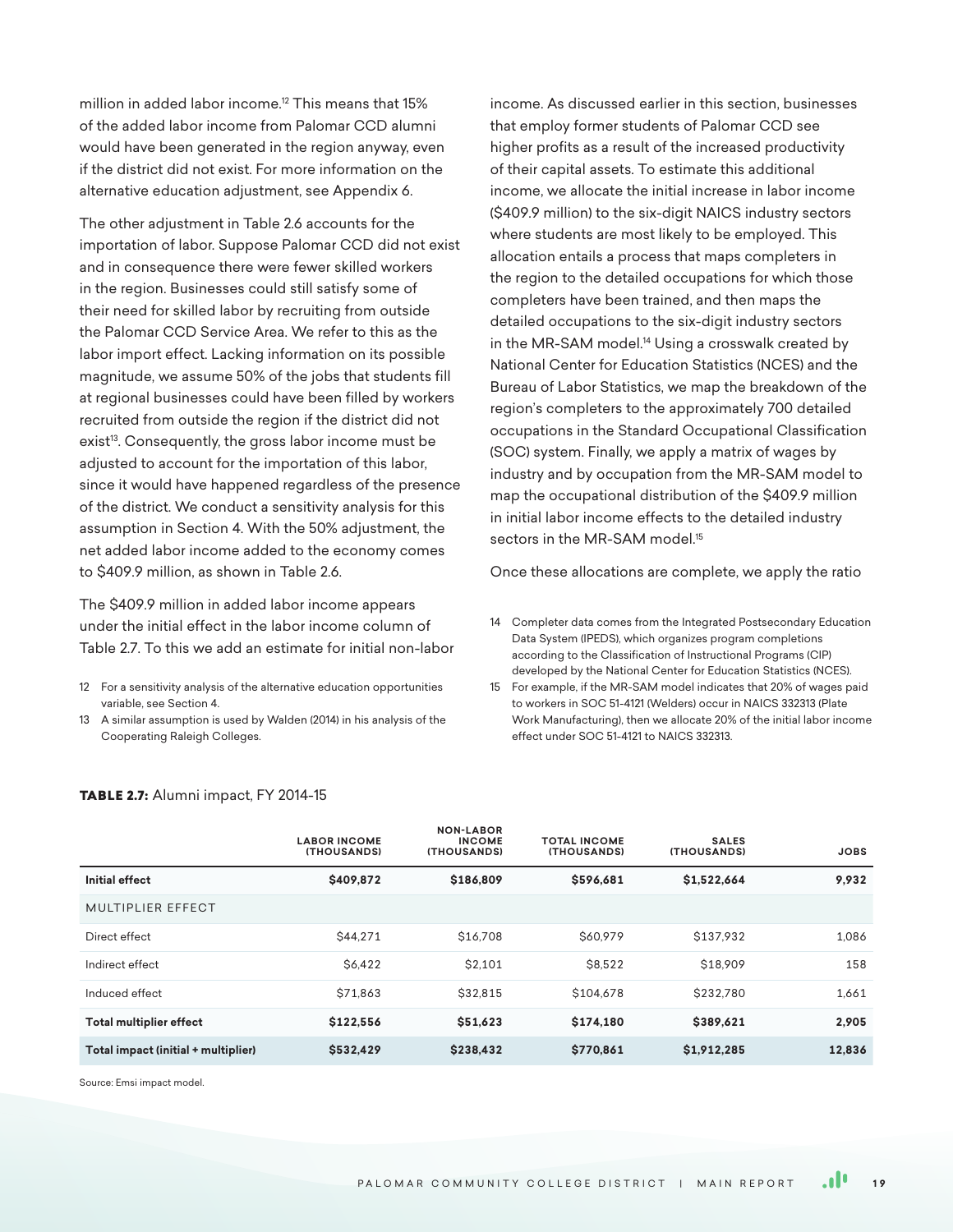million in added labor income.[12] This means that 15% of the added labor income from Palomar CCD alumni would have been generated in the region anyway, even if the district did not exist. For more information on the alternative education adjustment, see Appendix 6.

The other adjustment in Table 2.6 accounts for the importation of labor. Suppose Palomar CCD did not exist and in consequence there were fewer skilled workers in the region. Businesses could still satisfy some of their need for skilled labor by recruiting from outside the Palomar CCD Service Area. We refer to this as the labor import effect. Lacking information on its possible magnitude, we assume 50% of the jobs that students fill at regional businesses could have been filled by workers recruited from outside the region if the district did not exist[13]. Consequently, the gross labor income must be adjusted to account for the importation of this labor, since it would have happened regardless of the presence of the district. We conduct a sensitivity analysis for this assumption in Section 4. With the 50% adjustment, the net added labor income added to the economy comes to $409.9 million, as shown in Table 2.6.

The $409.9 million in added labor income appears under the initial effect in the labor income column of Table 2.7. To this we add an estimate for initial non-labor income. As discussed earlier in this section, businesses that employ former students of Palomar CCD see higher profits as a result of the increased productivity of their capital assets. To estimate this additional income, we allocate the initial increase in labor income ($409.9 million) to the six-digit NAICS industry sectors where students are most likely to be employed. This allocation entails a process that maps completers in the region to the detailed occupations for which those completers have been trained, and then maps the detailed occupations to the six-digit industry sectors in the MR-SAM model.[14] Using a crosswalk created by National Center for Education Statistics (NCES) and the Bureau of Labor Statistics, we map the breakdown of the region's completers to the approximately 700 detailed occupations in the Standard Occupational Classification (SOC) system. Finally, we apply a matrix of wages by industry and by occupation from the MR-SAM model to map the occupational distribution of the $409.9 million in initial labor income effects to the detailed industry sectors in the MR-SAM model.[15]

Once these allocations are complete, we apply the ratio

12 For a sensitivity analysis of the alternative education opportunities variable, see Section 4.

13 A similar assumption is used by Walden (2014) in his analysis of the Cooperating Raleigh Colleges.

14 Completer data comes from the Integrated Postsecondary Education Data System (IPEDS), which organizes program completions according to the Classification of Instructional Programs (CIP) developed by the National Center for Education Statistics (NCES).

15 For example, if the MR-SAM model indicates that 20% of wages paid to workers in SOC 51-4121 (Welders) occur in NAICS 332313 (Plate Work Manufacturing), then we allocate 20% of the initial labor income effect under SOC 51-4121 to NAICS 332313.

**TABLE 2.7:** Alumni impact, FY 2014-15

| | LABOR INCOME (THOUSANDS) | NON-LABOR INCOME (THOUSANDS) | TOTAL INCOME (THOUSANDS) | SALES (THOUSANDS) | JOBS |
|---|---|---|---|---|---|
| **Initial effect** | **$409,872** | **$186,809** | **$596,681** | **$1,522,664** | **9,932** |
| MULTIPLIER EFFECT | | | | | |
| Direct effect | $44,271 | $16,708 | $60,979 | $137,932 | 1,086 |
| Indirect effect | $6,422 | $2,101 | $8,522 | $18,909 | 158 |
| Induced effect | $71,863 | $32,815 | $104,678 | $232,780 | 1,661 |
| **Total multiplier effect** | **$122,556** | **$51,623** | **$174,180** | **$389,621** | **2,905** |
| **Total impact (initial + multiplier)** | **$532,429** | **$238,432** | **$770,861** | **$1,912,285** | **12,836** |

Source: Emsi impact model.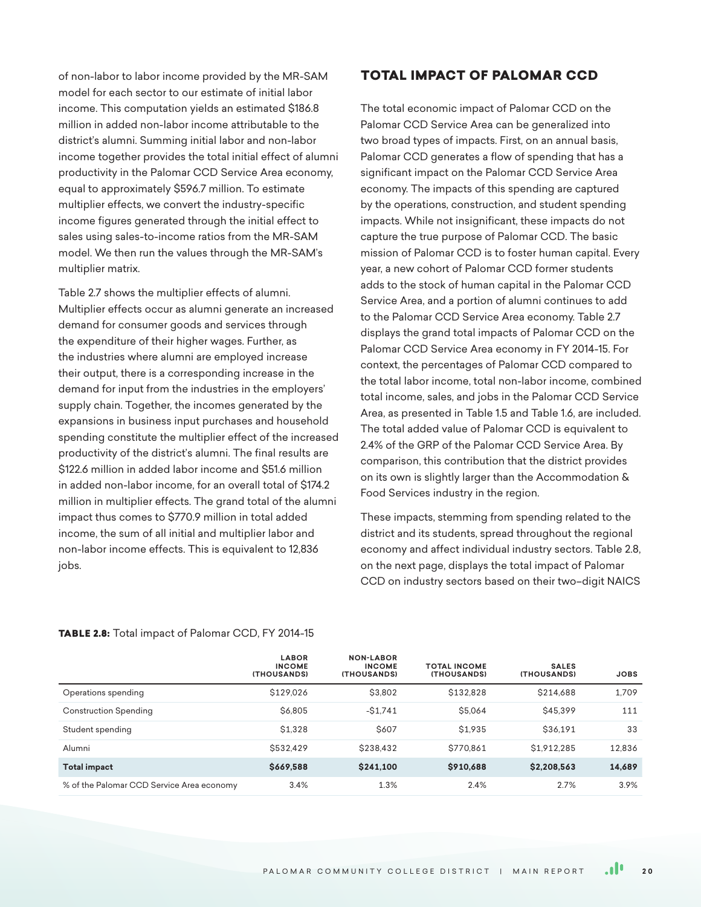of non-labor to labor income provided by the MR-SAM model for each sector to our estimate of initial labor income. This computation yields an estimated $186.8 million in added non-labor income attributable to the district's alumni. Summing initial labor and non-labor income together provides the total initial effect of alumni productivity in the Palomar CCD Service Area economy, equal to approximately $596.7 million. To estimate multiplier effects, we convert the industry-specific income figures generated through the initial effect to sales using sales-to-income ratios from the MR-SAM model. We then run the values through the MR-SAM's multiplier matrix.

Table 2.7 shows the multiplier effects of alumni. Multiplier effects occur as alumni generate an increased demand for consumer goods and services through the expenditure of their higher wages. Further, as the industries where alumni are employed increase their output, there is a corresponding increase in the demand for input from the industries in the employers' supply chain. Together, the incomes generated by the expansions in business input purchases and household spending constitute the multiplier effect of the increased productivity of the district's alumni. The final results are $122.6 million in added labor income and $51.6 million in added non-labor income, for an overall total of $174.2 million in multiplier effects. The grand total of the alumni impact thus comes to $770.9 million in total added income, the sum of all initial and multiplier labor and non-labor income effects. This is equivalent to 12,836 jobs.

## TOTAL IMPACT OF PALOMAR CCD

The total economic impact of Palomar CCD on the Palomar CCD Service Area can be generalized into two broad types of impacts. First, on an annual basis, Palomar CCD generates a flow of spending that has a significant impact on the Palomar CCD Service Area economy. The impacts of this spending are captured by the operations, construction, and student spending impacts. While not insignificant, these impacts do not capture the true purpose of Palomar CCD. The basic mission of Palomar CCD is to foster human capital. Every year, a new cohort of Palomar CCD former students adds to the stock of human capital in the Palomar CCD Service Area, and a portion of alumni continues to add to the Palomar CCD Service Area economy. Table 2.7 displays the grand total impacts of Palomar CCD on the Palomar CCD Service Area economy in FY 2014-15. For context, the percentages of Palomar CCD compared to the total labor income, total non-labor income, combined total income, sales, and jobs in the Palomar CCD Service Area, as presented in Table 1.5 and Table 1.6, are included. The total added value of Palomar CCD is equivalent to 2.4% of the GRP of the Palomar CCD Service Area. By comparison, this contribution that the district provides on its own is slightly larger than the Accommodation & Food Services industry in the region.

These impacts, stemming from spending related to the district and its students, spread throughout the regional economy and affect individual industry sectors. Table 2.8, on the next page, displays the total impact of Palomar CCD on industry sectors based on their two–digit NAICS

**TABLE 2.8:** Total impact of Palomar CCD, FY 2014-15

| | LABOR INCOME (THOUSANDS) | NON-LABOR INCOME (THOUSANDS) | TOTAL INCOME (THOUSANDS) | SALES (THOUSANDS) | JOBS |
|---|---|---|---|---|---|
| Operations spending | $129,026 | $3,802 | $132,828 | $214,688 | 1,709 |
| Construction Spending | $6,805 | -$1,741 | $5,064 | $45,399 | 111 |
| Student spending | $1,328 | $607 | $1,935 | $36,191 | 33 |
| Alumni | $532,429 | $238,432 | $770,861 | $1,912,285 | 12,836 |
| **Total impact** | **$669,588** | **$241,100** | **$910,688** | **$2,208,563** | **14,689** |
| % of the Palomar CCD Service Area economy | 3.4% | 1.3% | 2.4% | 2.7% | 3.9% |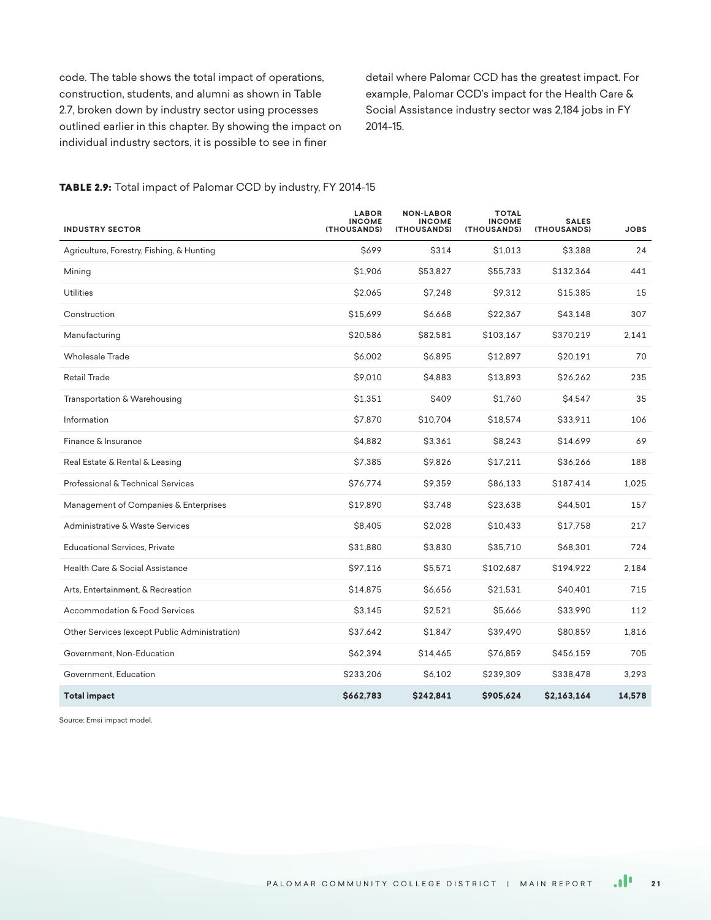code. The table shows the total impact of operations, construction, students, and alumni as shown in Table 2.7, broken down by industry sector using processes outlined earlier in this chapter. By showing the impact on individual industry sectors, it is possible to see in finer detail where Palomar CCD has the greatest impact. For example, Palomar CCD's impact for the Health Care & Social Assistance industry sector was 2,184 jobs in FY 2014-15.

**TABLE 2.9:** Total impact of Palomar CCD by industry, FY 2014-15

| INDUSTRY SECTOR | LABOR INCOME (THOUSANDS) | NON-LABOR INCOME (THOUSANDS) | TOTAL INCOME (THOUSANDS) | SALES (THOUSANDS) | JOBS |
|---|---|---|---|---|---|
| Agriculture, Forestry, Fishing, & Hunting | $699 | $314 | $1,013 | $3,388 | 24 |
| Mining | $1,906 | $53,827 | $55,733 | $132,364 | 441 |
| Utilities | $2,065 | $7,248 | $9,312 | $15,385 | 15 |
| Construction | $15,699 | $6,668 | $22,367 | $43,148 | 307 |
| Manufacturing | $20,586 | $82,581 | $103,167 | $370,219 | 2,141 |
| Wholesale Trade | $6,002 | $6,895 | $12,897 | $20,191 | 70 |
| Retail Trade | $9,010 | $4,883 | $13,893 | $26,262 | 235 |
| Transportation & Warehousing | $1,351 | $409 | $1,760 | $4,547 | 35 |
| Information | $7,870 | $10,704 | $18,574 | $33,911 | 106 |
| Finance & Insurance | $4,882 | $3,361 | $8,243 | $14,699 | 69 |
| Real Estate & Rental & Leasing | $7,385 | $9,826 | $17,211 | $36,266 | 188 |
| Professional & Technical Services | $76,774 | $9,359 | $86,133 | $187,414 | 1,025 |
| Management of Companies & Enterprises | $19,890 | $3,748 | $23,638 | $44,501 | 157 |
| Administrative & Waste Services | $8,405 | $2,028 | $10,433 | $17,758 | 217 |
| Educational Services, Private | $31,880 | $3,830 | $35,710 | $68,301 | 724 |
| Health Care & Social Assistance | $97,116 | $5,571 | $102,687 | $194,922 | 2,184 |
| Arts, Entertainment, & Recreation | $14,875 | $6,656 | $21,531 | $40,401 | 715 |
| Accommodation & Food Services | $3,145 | $2,521 | $5,666 | $33,990 | 112 |
| Other Services (except Public Administration) | $37,642 | $1,847 | $39,490 | $80,859 | 1,816 |
| Government, Non-Education | $62,394 | $14,465 | $76,859 | $456,159 | 705 |
| Government, Education | $233,206 | $6,102 | $239,309 | $338,478 | 3,293 |
| **Total impact** | **$662,783** | **$242,841** | **$905,624** | **$2,163,164** | **14,578** |

Source: Emsi impact model.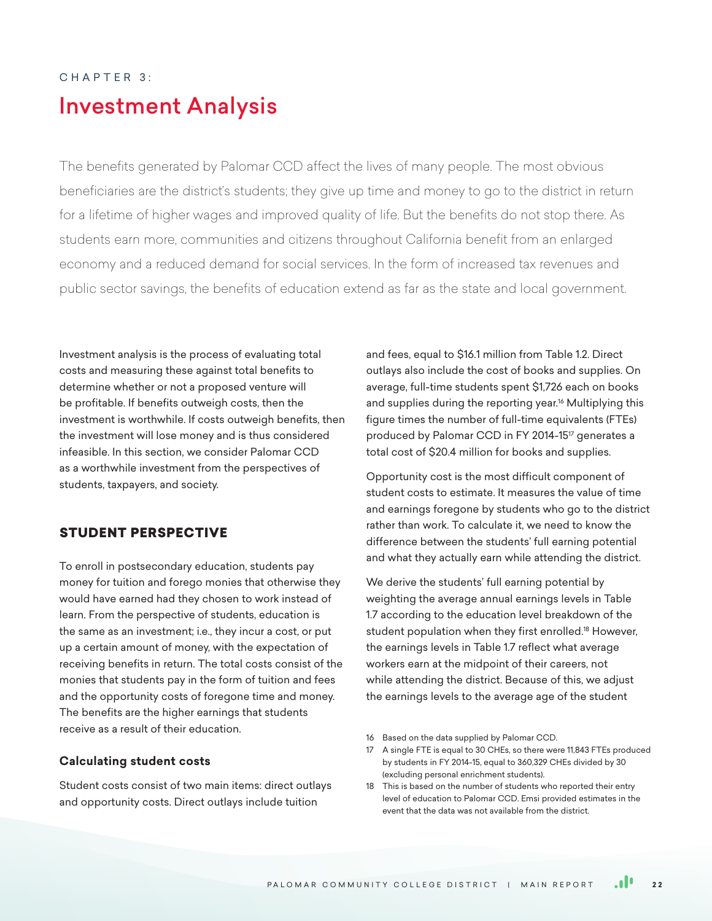CHAPTER 3:

# Investment Analysis

The benefits generated by Palomar CCD affect the lives of many people. The most obvious beneficiaries are the district's students; they give up time and money to go to the district in return for a lifetime of higher wages and improved quality of life. But the benefits do not stop there. As students earn more, communities and citizens throughout California benefit from an enlarged economy and a reduced demand for social services. In the form of increased tax revenues and public sector savings, the benefits of education extend as far as the state and local government.

Investment analysis is the process of evaluating total costs and measuring these against total benefits to determine whether or not a proposed venture will be profitable. If benefits outweigh costs, then the investment is worthwhile. If costs outweigh benefits, then the investment will lose money and is thus considered infeasible. In this section, we consider Palomar CCD as a worthwhile investment from the perspectives of students, taxpayers, and society.

## STUDENT PERSPECTIVE

To enroll in postsecondary education, students pay money for tuition and forego monies that otherwise they would have earned had they chosen to work instead of learn. From the perspective of students, education is the same as an investment; i.e., they incur a cost, or put up a certain amount of money, with the expectation of receiving benefits in return. The total costs consist of the monies that students pay in the form of tuition and fees and the opportunity costs of foregone time and money. The benefits are the higher earnings that students receive as a result of their education.

### Calculating student costs

Student costs consist of two main items: direct outlays and opportunity costs. Direct outlays include tuition and fees, equal to $16.1 million from Table 1.2. Direct outlays also include the cost of books and supplies. On average, full-time students spent $1,726 each on books and supplies during the reporting year.[16] Multiplying this figure times the number of full-time equivalents (FTEs) produced by Palomar CCD in FY 2014-15[17] generates a total cost of $20.4 million for books and supplies.

Opportunity cost is the most difficult component of student costs to estimate. It measures the value of time and earnings foregone by students who go to the district rather than work. To calculate it, we need to know the difference between the students' full earning potential and what they actually earn while attending the district.

We derive the students' full earning potential by weighting the average annual earnings levels in Table 1.7 according to the education level breakdown of the student population when they first enrolled.[18] However, the earnings levels in Table 1.7 reflect what average workers earn at the midpoint of their careers, not while attending the district. Because of this, we adjust the earnings levels to the average age of the student

16 Based on the data supplied by Palomar CCD.

17 A single FTE is equal to 30 CHEs, so there were 11,843 FTEs produced by students in FY 2014-15, equal to 360,329 CHEs divided by 30 (excluding personal enrichment students).

18 This is based on the number of students who reported their entry level of education to Palomar CCD. Emsi provided estimates in the event that the data was not available from the district.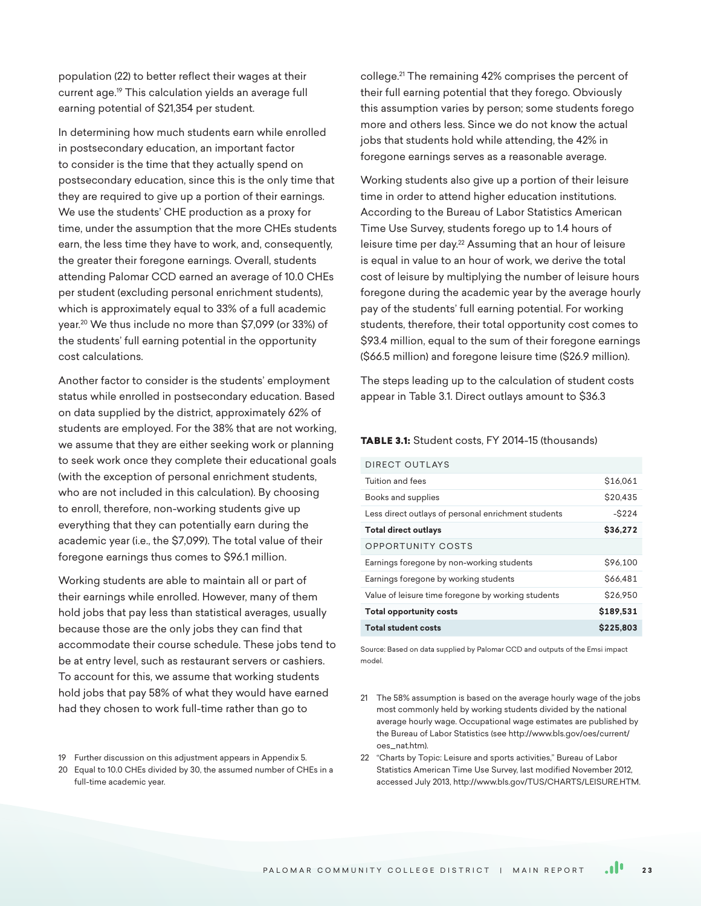population (22) to better reflect their wages at their current age.[19] This calculation yields an average full earning potential of $21,354 per student.

In determining how much students earn while enrolled in postsecondary education, an important factor to consider is the time that they actually spend on postsecondary education, since this is the only time that they are required to give up a portion of their earnings. We use the students' CHE production as a proxy for time, under the assumption that the more CHEs students earn, the less time they have to work, and, consequently, the greater their foregone earnings. Overall, students attending Palomar CCD earned an average of 10.0 CHEs per student (excluding personal enrichment students), which is approximately equal to 33% of a full academic year.[20] We thus include no more than $7,099 (or 33%) of the students' full earning potential in the opportunity cost calculations.

Another factor to consider is the students' employment status while enrolled in postsecondary education. Based on data supplied by the district, approximately 62% of students are employed. For the 38% that are not working, we assume that they are either seeking work or planning to seek work once they complete their educational goals (with the exception of personal enrichment students, who are not included in this calculation). By choosing to enroll, therefore, non-working students give up everything that they can potentially earn during the academic year (i.e., the $7,099). The total value of their foregone earnings thus comes to $96.1 million.

Working students are able to maintain all or part of their earnings while enrolled. However, many of them hold jobs that pay less than statistical averages, usually because those are the only jobs they can find that accommodate their course schedule. These jobs tend to be at entry level, such as restaurant servers or cashiers. To account for this, we assume that working students hold jobs that pay 58% of what they would have earned had they chosen to work full-time rather than go to college.[21] The remaining 42% comprises the percent of their full earning potential that they forego. Obviously this assumption varies by person; some students forego more and others less. Since we do not know the actual jobs that students hold while attending, the 42% in foregone earnings serves as a reasonable average.

Working students also give up a portion of their leisure time in order to attend higher education institutions. According to the Bureau of Labor Statistics American Time Use Survey, students forego up to 1.4 hours of leisure time per day.[22] Assuming that an hour of leisure is equal in value to an hour of work, we derive the total cost of leisure by multiplying the number of leisure hours foregone during the academic year by the average hourly pay of the students' full earning potential. For working students, therefore, their total opportunity cost comes to $93.4 million, equal to the sum of their foregone earnings ($66.5 million) and foregone leisure time ($26.9 million).

The steps leading up to the calculation of student costs appear in Table 3.1. Direct outlays amount to $36.3

**TABLE 3.1:** Student costs, FY 2014-15 (thousands)

| DIRECT OUTLAYS | |
|---|---|
| Tuition and fees | $16,061 |
| Books and supplies | $20,435 |
| Less direct outlays of personal enrichment students | -$224 |
| **Total direct outlays** | **$36,272** |
| OPPORTUNITY COSTS | |
| Earnings foregone by non-working students | $96,100 |
| Earnings foregone by working students | $66,481 |
| Value of leisure time foregone by working students | $26,950 |
| **Total opportunity costs** | **$189,531** |
| **Total student costs** | **$225,803** |

Source: Based on data supplied by Palomar CCD and outputs of the Emsi impact model.

19 Further discussion on this adjustment appears in Appendix 5.

20 Equal to 10.0 CHEs divided by 30, the assumed number of CHEs in a full-time academic year.

21 The 58% assumption is based on the average hourly wage of the jobs most commonly held by working students divided by the national average hourly wage. Occupational wage estimates are published by the Bureau of Labor Statistics (see http://www.bls.gov/oes/current/oes_nat.htm).

22 "Charts by Topic: Leisure and sports activities," Bureau of Labor Statistics American Time Use Survey, last modified November 2012, accessed July 2013, http://www.bls.gov/TUS/CHARTS/LEISURE.HTM.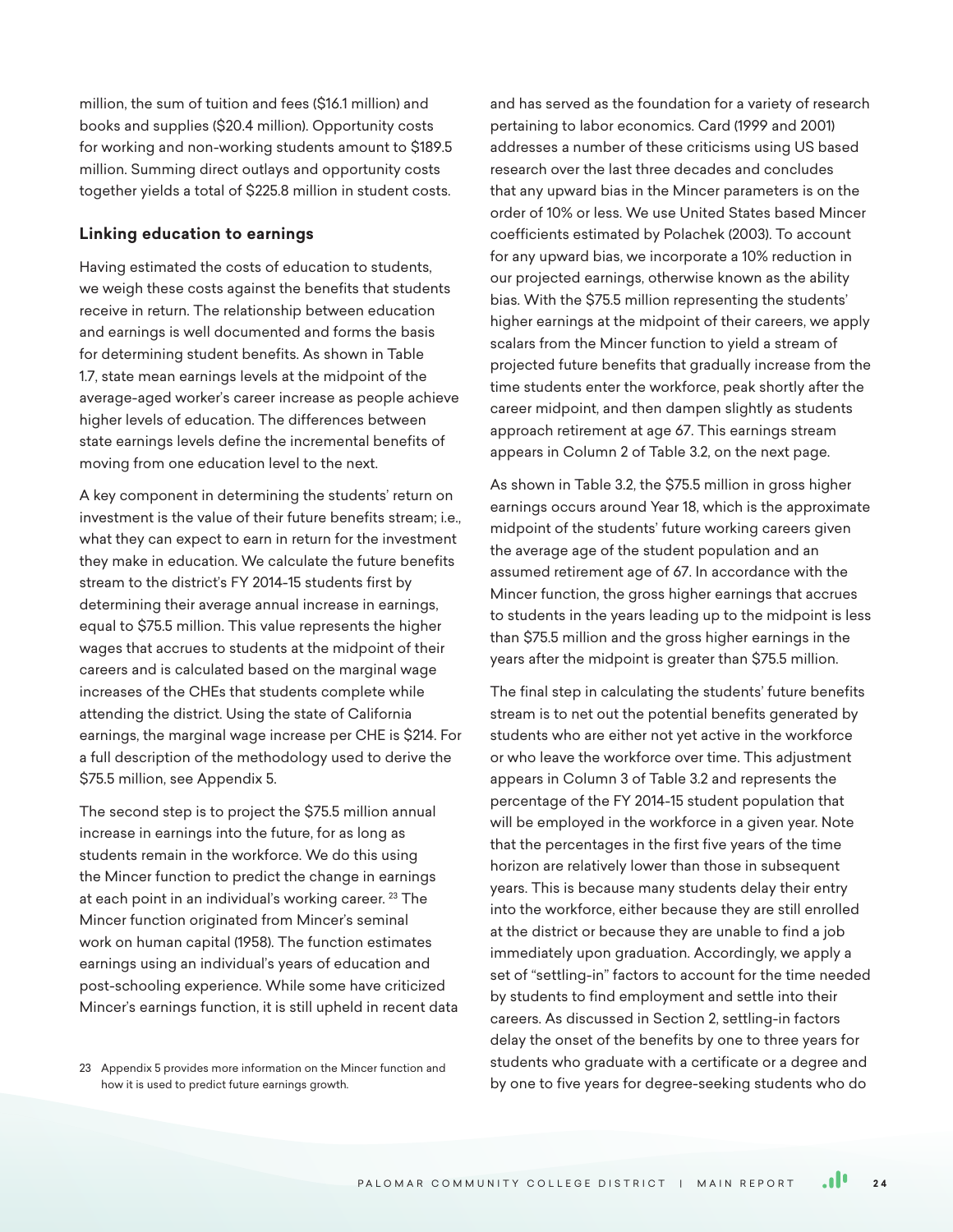million, the sum of tuition and fees ($16.1 million) and books and supplies ($20.4 million). Opportunity costs for working and non-working students amount to $189.5 million. Summing direct outlays and opportunity costs together yields a total of $225.8 million in student costs.

### Linking education to earnings

Having estimated the costs of education to students, we weigh these costs against the benefits that students receive in return. The relationship between education and earnings is well documented and forms the basis for determining student benefits. As shown in Table 1.7, state mean earnings levels at the midpoint of the average-aged worker's career increase as people achieve higher levels of education. The differences between state earnings levels define the incremental benefits of moving from one education level to the next.

A key component in determining the students' return on investment is the value of their future benefits stream; i.e., what they can expect to earn in return for the investment they make in education. We calculate the future benefits stream to the district's FY 2014-15 students first by determining their average annual increase in earnings, equal to $75.5 million. This value represents the higher wages that accrues to students at the midpoint of their careers and is calculated based on the marginal wage increases of the CHEs that students complete while attending the district. Using the state of California earnings, the marginal wage increase per CHE is $214. For a full description of the methodology used to derive the $75.5 million, see Appendix 5.

The second step is to project the $75.5 million annual increase in earnings into the future, for as long as students remain in the workforce. We do this using the Mincer function to predict the change in earnings at each point in an individual's working career.[23] The Mincer function originated from Mincer's seminal work on human capital (1958). The function estimates earnings using an individual's years of education and post-schooling experience. While some have criticized Mincer's earnings function, it is still upheld in recent data and has served as the foundation for a variety of research pertaining to labor economics. Card (1999 and 2001) addresses a number of these criticisms using US based research over the last three decades and concludes that any upward bias in the Mincer parameters is on the order of 10% or less. We use United States based Mincer coefficients estimated by Polachek (2003). To account for any upward bias, we incorporate a 10% reduction in our projected earnings, otherwise known as the ability bias. With the $75.5 million representing the students' higher earnings at the midpoint of their careers, we apply scalars from the Mincer function to yield a stream of projected future benefits that gradually increase from the time students enter the workforce, peak shortly after the career midpoint, and then dampen slightly as students approach retirement at age 67. This earnings stream appears in Column 2 of Table 3.2, on the next page.

As shown in Table 3.2, the $75.5 million in gross higher earnings occurs around Year 18, which is the approximate midpoint of the students' future working careers given the average age of the student population and an assumed retirement age of 67. In accordance with the Mincer function, the gross higher earnings that accrues to students in the years leading up to the midpoint is less than $75.5 million and the gross higher earnings in the years after the midpoint is greater than $75.5 million.

The final step in calculating the students' future benefits stream is to net out the potential benefits generated by students who are either not yet active in the workforce or who leave the workforce over time. This adjustment appears in Column 3 of Table 3.2 and represents the percentage of the FY 2014-15 student population that will be employed in the workforce in a given year. Note that the percentages in the first five years of the time horizon are relatively lower than those in subsequent years. This is because many students delay their entry into the workforce, either because they are still enrolled at the district or because they are unable to find a job immediately upon graduation. Accordingly, we apply a set of "settling-in" factors to account for the time needed by students to find employment and settle into their careers. As discussed in Section 2, settling-in factors delay the onset of the benefits by one to three years for students who graduate with a certificate or a degree and by one to five years for degree-seeking students who do

[23] Appendix 5 provides more information on the Mincer function and how it is used to predict future earnings growth.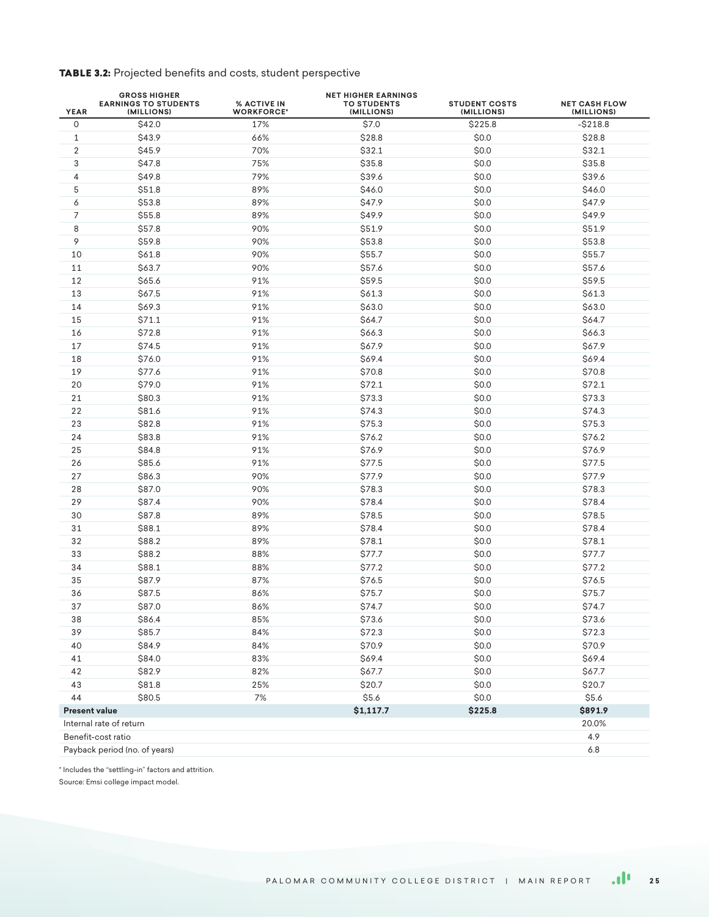**TABLE 3.2:** Projected benefits and costs, student perspective

| YEAR | GROSS HIGHER EARNINGS TO STUDENTS (MILLIONS) | % ACTIVE IN WORKFORCE* | NET HIGHER EARNINGS TO STUDENTS (MILLIONS) | STUDENT COSTS (MILLIONS) | NET CASH FLOW (MILLIONS) |
|---|---|---|---|---|---|
| 0 | $42.0 | 17% | $7.0 | $225.8 | -$218.8 |
| 1 | $43.9 | 66% | $28.8 | $0.0 | $28.8 |
| 2 | $45.9 | 70% | $32.1 | $0.0 | $32.1 |
| 3 | $47.8 | 75% | $35.8 | $0.0 | $35.8 |
| 4 | $49.8 | 79% | $39.6 | $0.0 | $39.6 |
| 5 | $51.8 | 89% | $46.0 | $0.0 | $46.0 |
| 6 | $53.8 | 89% | $47.9 | $0.0 | $47.9 |
| 7 | $55.8 | 89% | $49.9 | $0.0 | $49.9 |
| 8 | $57.8 | 90% | $51.9 | $0.0 | $51.9 |
| 9 | $59.8 | 90% | $53.8 | $0.0 | $53.8 |
| 10 | $61.8 | 90% | $55.7 | $0.0 | $55.7 |
| 11 | $63.7 | 90% | $57.6 | $0.0 | $57.6 |
| 12 | $65.6 | 91% | $59.5 | $0.0 | $59.5 |
| 13 | $67.5 | 91% | $61.3 | $0.0 | $61.3 |
| 14 | $69.3 | 91% | $63.0 | $0.0 | $63.0 |
| 15 | $71.1 | 91% | $64.7 | $0.0 | $64.7 |
| 16 | $72.8 | 91% | $66.3 | $0.0 | $66.3 |
| 17 | $74.5 | 91% | $67.9 | $0.0 | $67.9 |
| 18 | $76.0 | 91% | $69.4 | $0.0 | $69.4 |
| 19 | $77.6 | 91% | $70.8 | $0.0 | $70.8 |
| 20 | $79.0 | 91% | $72.1 | $0.0 | $72.1 |
| 21 | $80.3 | 91% | $73.3 | $0.0 | $73.3 |
| 22 | $81.6 | 91% | $74.3 | $0.0 | $74.3 |
| 23 | $82.8 | 91% | $75.3 | $0.0 | $75.3 |
| 24 | $83.8 | 91% | $76.2 | $0.0 | $76.2 |
| 25 | $84.8 | 91% | $76.9 | $0.0 | $76.9 |
| 26 | $85.6 | 91% | $77.5 | $0.0 | $77.5 |
| 27 | $86.3 | 90% | $77.9 | $0.0 | $77.9 |
| 28 | $87.0 | 90% | $78.3 | $0.0 | $78.3 |
| 29 | $87.4 | 90% | $78.4 | $0.0 | $78.4 |
| 30 | $87.8 | 89% | $78.5 | $0.0 | $78.5 |
| 31 | $88.1 | 89% | $78.4 | $0.0 | $78.4 |
| 32 | $88.2 | 89% | $78.1 | $0.0 | $78.1 |
| 33 | $88.2 | 88% | $77.7 | $0.0 | $77.7 |
| 34 | $88.1 | 88% | $77.2 | $0.0 | $77.2 |
| 35 | $87.9 | 87% | $76.5 | $0.0 | $76.5 |
| 36 | $87.5 | 86% | $75.7 | $0.0 | $75.7 |
| 37 | $87.0 | 86% | $74.7 | $0.0 | $74.7 |
| 38 | $86.4 | 85% | $73.6 | $0.0 | $73.6 |
| 39 | $85.7 | 84% | $72.3 | $0.0 | $72.3 |
| 40 | $84.9 | 84% | $70.9 | $0.0 | $70.9 |
| 41 | $84.0 | 83% | $69.4 | $0.0 | $69.4 |
| 42 | $82.9 | 82% | $67.7 | $0.0 | $67.7 |
| 43 | $81.8 | 25% | $20.7 | $0.0 | $20.7 |
| 44 | $80.5 | 7% | $5.6 | $0.0 | $5.6 |
| **Present value** | | | **$1,117.7** | **$225.8** | **$891.9** |
| Internal rate of return | | | | | 20.0% |
| Benefit-cost ratio | | | | | 4.9 |
| Payback period (no. of years) | | | | | 6.8 |

* Includes the "settling-in" factors and attrition.

Source: Emsi college impact model.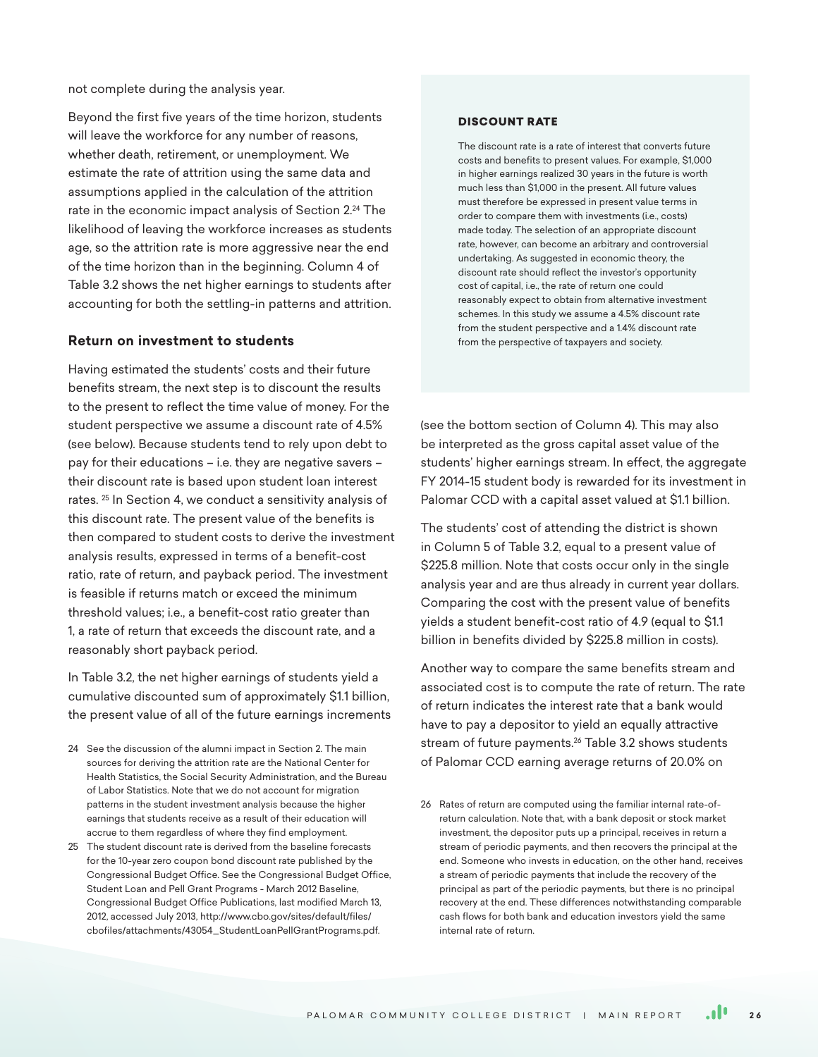not complete during the analysis year.

Beyond the first five years of the time horizon, students will leave the workforce for any number of reasons, whether death, retirement, or unemployment. We estimate the rate of attrition using the same data and assumptions applied in the calculation of the attrition rate in the economic impact analysis of Section 2.[24] The likelihood of leaving the workforce increases as students age, so the attrition rate is more aggressive near the end of the time horizon than in the beginning. Column 4 of Table 3.2 shows the net higher earnings to students after accounting for both the settling-in patterns and attrition.

### Return on investment to students

Having estimated the students' costs and their future benefits stream, the next step is to discount the results to the present to reflect the time value of money. For the student perspective we assume a discount rate of 4.5% (see below). Because students tend to rely upon debt to pay for their educations – i.e. they are negative savers – their discount rate is based upon student loan interest rates. [25] In Section 4, we conduct a sensitivity analysis of this discount rate. The present value of the benefits is then compared to student costs to derive the investment analysis results, expressed in terms of a benefit-cost ratio, rate of return, and payback period. The investment is feasible if returns match or exceed the minimum threshold values; i.e., a benefit-cost ratio greater than 1, a rate of return that exceeds the discount rate, and a reasonably short payback period.

In Table 3.2, the net higher earnings of students yield a cumulative discounted sum of approximately $1.1 billion, the present value of all of the future earnings increments (see the bottom section of Column 4). This may also be interpreted as the gross capital asset value of the students' higher earnings stream. In effect, the aggregate FY 2014-15 student body is rewarded for its investment in Palomar CCD with a capital asset valued at $1.1 billion.

The students' cost of attending the district is shown in Column 5 of Table 3.2, equal to a present value of $225.8 million. Note that costs occur only in the single analysis year and are thus already in current year dollars. Comparing the cost with the present value of benefits yields a student benefit-cost ratio of 4.9 (equal to $1.1 billion in benefits divided by $225.8 million in costs).

Another way to compare the same benefits stream and associated cost is to compute the rate of return. The rate of return indicates the interest rate that a bank would have to pay a depositor to yield an equally attractive stream of future payments.[26] Table 3.2 shows students of Palomar CCD earning average returns of 20.0% on

#### DISCOUNT RATE

The discount rate is a rate of interest that converts future costs and benefits to present values. For example, $1,000 in higher earnings realized 30 years in the future is worth much less than $1,000 in the present. All future values must therefore be expressed in present value terms in order to compare them with investments (i.e., costs) made today. The selection of an appropriate discount rate, however, can become an arbitrary and controversial undertaking. As suggested in economic theory, the discount rate should reflect the investor's opportunity cost of capital, i.e., the rate of return one could reasonably expect to obtain from alternative investment schemes. In this study we assume a 4.5% discount rate from the student perspective and a 1.4% discount rate from the perspective of taxpayers and society.

---

24 See the discussion of the alumni impact in Section 2. The main sources for deriving the attrition rate are the National Center for Health Statistics, the Social Security Administration, and the Bureau of Labor Statistics. Note that we do not account for migration patterns in the student investment analysis because the higher earnings that students receive as a result of their education will accrue to them regardless of where they find employment.

25 The student discount rate is derived from the baseline forecasts for the 10-year zero coupon bond discount rate published by the Congressional Budget Office. See the Congressional Budget Office, Student Loan and Pell Grant Programs - March 2012 Baseline, Congressional Budget Office Publications, last modified March 13, 2012, accessed July 2013, http://www.cbo.gov/sites/default/files/cbofiles/attachments/43054_StudentLoanPellGrantPrograms.pdf.

26 Rates of return are computed using the familiar internal rate-of-return calculation. Note that, with a bank deposit or stock market investment, the depositor puts up a principal, receives in return a stream of periodic payments, and then recovers the principal at the end. Someone who invests in education, on the other hand, receives a stream of periodic payments that include the recovery of the principal as part of the periodic payments, but there is no principal recovery at the end. These differences notwithstanding comparable cash flows for both bank and education investors yield the same internal rate of return.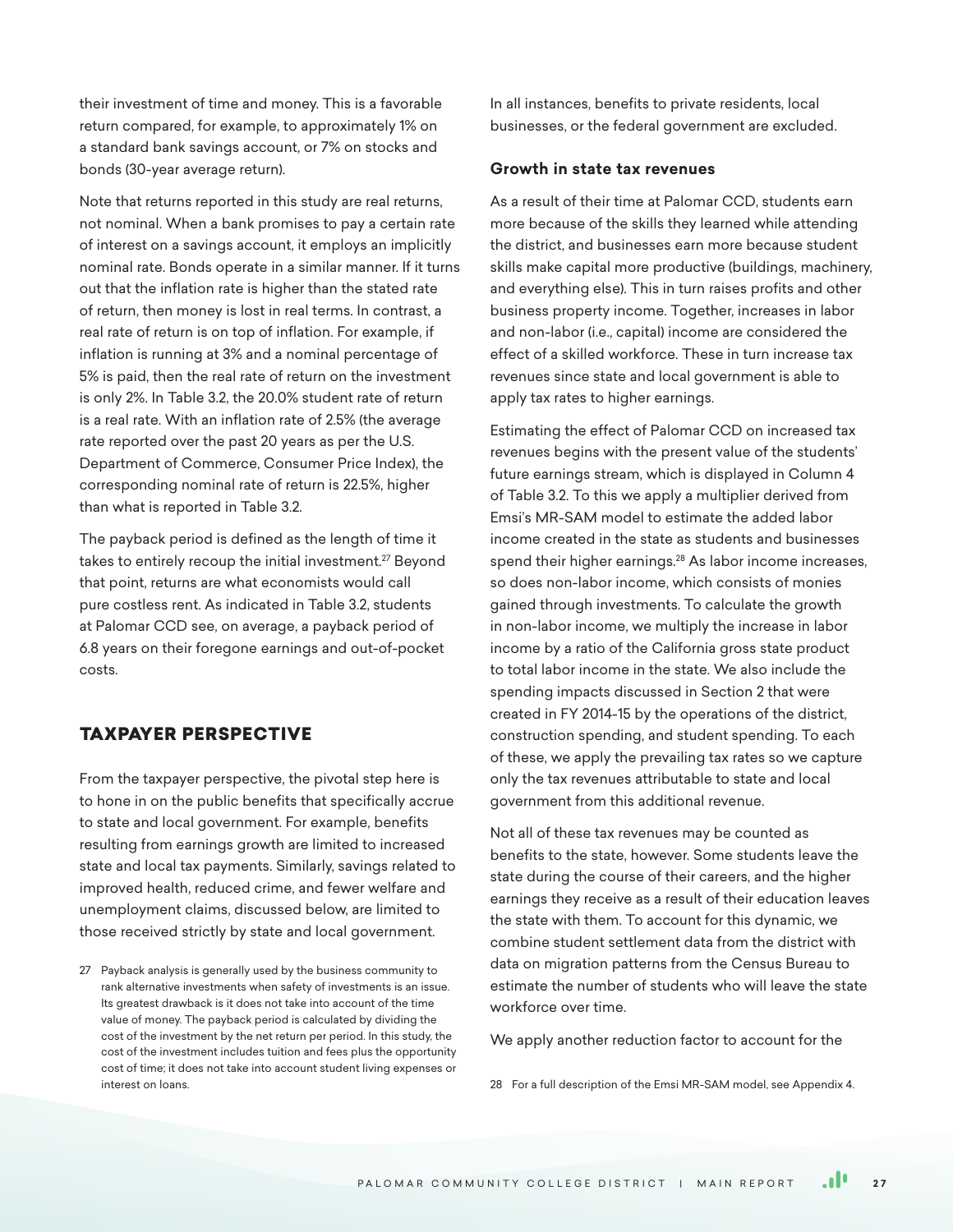their investment of time and money. This is a favorable return compared, for example, to approximately 1% on a standard bank savings account, or 7% on stocks and bonds (30-year average return).

Note that returns reported in this study are real returns, not nominal. When a bank promises to pay a certain rate of interest on a savings account, it employs an implicitly nominal rate. Bonds operate in a similar manner. If it turns out that the inflation rate is higher than the stated rate of return, then money is lost in real terms. In contrast, a real rate of return is on top of inflation. For example, if inflation is running at 3% and a nominal percentage of 5% is paid, then the real rate of return on the investment is only 2%. In Table 3.2, the 20.0% student rate of return is a real rate. With an inflation rate of 2.5% (the average rate reported over the past 20 years as per the U.S. Department of Commerce, Consumer Price Index), the corresponding nominal rate of return is 22.5%, higher than what is reported in Table 3.2.

The payback period is defined as the length of time it takes to entirely recoup the initial investment.[27] Beyond that point, returns are what economists would call pure costless rent. As indicated in Table 3.2, students at Palomar CCD see, on average, a payback period of 6.8 years on their foregone earnings and out-of-pocket costs.

## TAXPAYER PERSPECTIVE

From the taxpayer perspective, the pivotal step here is to hone in on the public benefits that specifically accrue to state and local government. For example, benefits resulting from earnings growth are limited to increased state and local tax payments. Similarly, savings related to improved health, reduced crime, and fewer welfare and unemployment claims, discussed below, are limited to those received strictly by state and local government.

27 Payback analysis is generally used by the business community to rank alternative investments when safety of investments is an issue. Its greatest drawback is it does not take into account of the time value of money. The payback period is calculated by dividing the cost of the investment by the net return per period. In this study, the cost of the investment includes tuition and fees plus the opportunity cost of time; it does not take into account student living expenses or interest on loans.

In all instances, benefits to private residents, local businesses, or the federal government are excluded.

### Growth in state tax revenues

As a result of their time at Palomar CCD, students earn more because of the skills they learned while attending the district, and businesses earn more because student skills make capital more productive (buildings, machinery, and everything else). This in turn raises profits and other business property income. Together, increases in labor and non-labor (i.e., capital) income are considered the effect of a skilled workforce. These in turn increase tax revenues since state and local government is able to apply tax rates to higher earnings.

Estimating the effect of Palomar CCD on increased tax revenues begins with the present value of the students' future earnings stream, which is displayed in Column 4 of Table 3.2. To this we apply a multiplier derived from Emsi's MR-SAM model to estimate the added labor income created in the state as students and businesses spend their higher earnings.[28] As labor income increases, so does non-labor income, which consists of monies gained through investments. To calculate the growth in non-labor income, we multiply the increase in labor income by a ratio of the California gross state product to total labor income in the state. We also include the spending impacts discussed in Section 2 that were created in FY 2014-15 by the operations of the district, construction spending, and student spending. To each of these, we apply the prevailing tax rates so we capture only the tax revenues attributable to state and local government from this additional revenue.

Not all of these tax revenues may be counted as benefits to the state, however. Some students leave the state during the course of their careers, and the higher earnings they receive as a result of their education leaves the state with them. To account for this dynamic, we combine student settlement data from the district with data on migration patterns from the Census Bureau to estimate the number of students who will leave the state workforce over time.

We apply another reduction factor to account for the

28 For a full description of the Emsi MR-SAM model, see Appendix 4.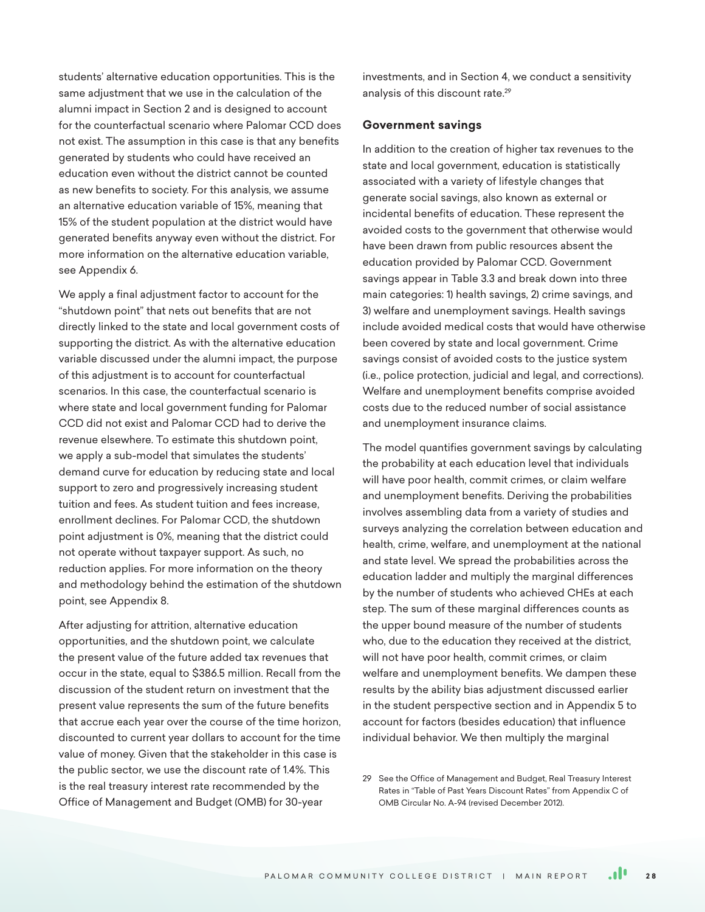students' alternative education opportunities. This is the same adjustment that we use in the calculation of the alumni impact in Section 2 and is designed to account for the counterfactual scenario where Palomar CCD does not exist. The assumption in this case is that any benefits generated by students who could have received an education even without the district cannot be counted as new benefits to society. For this analysis, we assume an alternative education variable of 15%, meaning that 15% of the student population at the district would have generated benefits anyway even without the district. For more information on the alternative education variable, see Appendix 6.

We apply a final adjustment factor to account for the "shutdown point" that nets out benefits that are not directly linked to the state and local government costs of supporting the district. As with the alternative education variable discussed under the alumni impact, the purpose of this adjustment is to account for counterfactual scenarios. In this case, the counterfactual scenario is where state and local government funding for Palomar CCD did not exist and Palomar CCD had to derive the revenue elsewhere. To estimate this shutdown point, we apply a sub-model that simulates the students' demand curve for education by reducing state and local support to zero and progressively increasing student tuition and fees. As student tuition and fees increase, enrollment declines. For Palomar CCD, the shutdown point adjustment is 0%, meaning that the district could not operate without taxpayer support. As such, no reduction applies. For more information on the theory and methodology behind the estimation of the shutdown point, see Appendix 8.

After adjusting for attrition, alternative education opportunities, and the shutdown point, we calculate the present value of the future added tax revenues that occur in the state, equal to $386.5 million. Recall from the discussion of the student return on investment that the present value represents the sum of the future benefits that accrue each year over the course of the time horizon, discounted to current year dollars to account for the time value of money. Given that the stakeholder in this case is the public sector, we use the discount rate of 1.4%. This is the real treasury interest rate recommended by the Office of Management and Budget (OMB) for 30-year investments, and in Section 4, we conduct a sensitivity analysis of this discount rate.[29]

### Government savings

In addition to the creation of higher tax revenues to the state and local government, education is statistically associated with a variety of lifestyle changes that generate social savings, also known as external or incidental benefits of education. These represent the avoided costs to the government that otherwise would have been drawn from public resources absent the education provided by Palomar CCD. Government savings appear in Table 3.3 and break down into three main categories: 1) health savings, 2) crime savings, and 3) welfare and unemployment savings. Health savings include avoided medical costs that would have otherwise been covered by state and local government. Crime savings consist of avoided costs to the justice system (i.e., police protection, judicial and legal, and corrections). Welfare and unemployment benefits comprise avoided costs due to the reduced number of social assistance and unemployment insurance claims.

The model quantifies government savings by calculating the probability at each education level that individuals will have poor health, commit crimes, or claim welfare and unemployment benefits. Deriving the probabilities involves assembling data from a variety of studies and surveys analyzing the correlation between education and health, crime, welfare, and unemployment at the national and state level. We spread the probabilities across the education ladder and multiply the marginal differences by the number of students who achieved CHEs at each step. The sum of these marginal differences counts as the upper bound measure of the number of students who, due to the education they received at the district, will not have poor health, commit crimes, or claim welfare and unemployment benefits. We dampen these results by the ability bias adjustment discussed earlier in the student perspective section and in Appendix 5 to account for factors (besides education) that influence individual behavior. We then multiply the marginal

29 See the Office of Management and Budget, Real Treasury Interest Rates in "Table of Past Years Discount Rates" from Appendix C of OMB Circular No. A-94 (revised December 2012).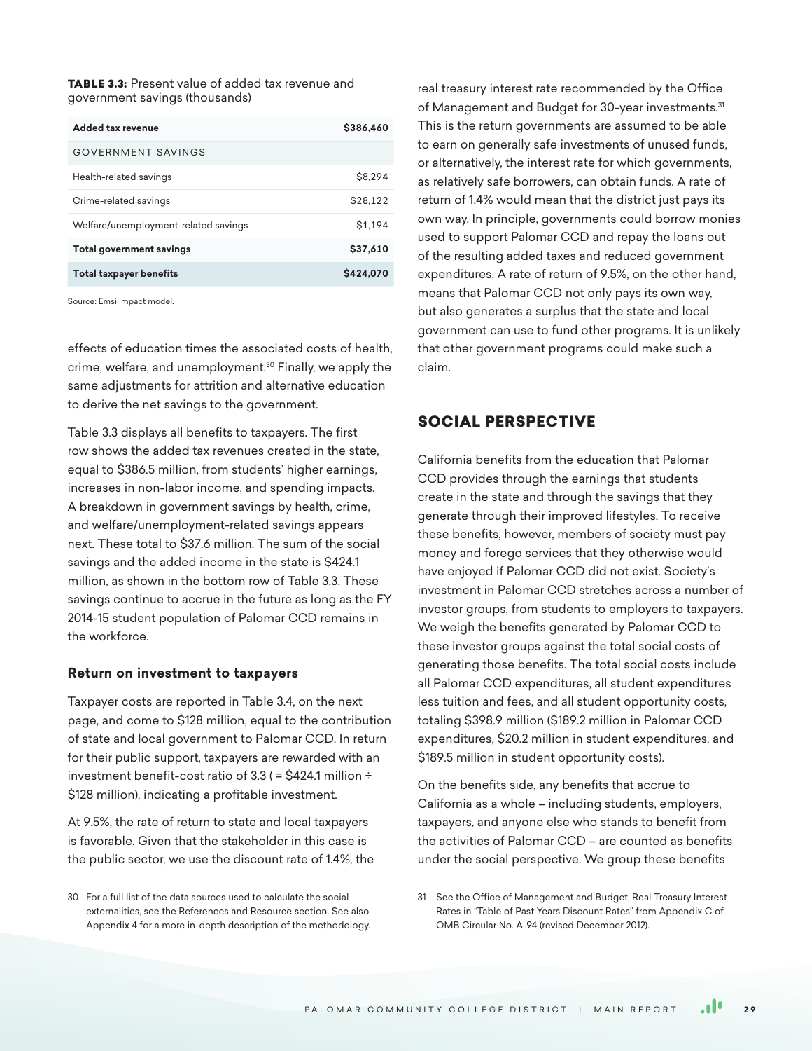**TABLE 3.3:** Present value of added tax revenue and government savings (thousands)

| Added tax revenue | $386,460 |
|---|---|
| GOVERNMENT SAVINGS | |
| Health-related savings | $8,294 |
| Crime-related savings | $28,122 |
| Welfare/unemployment-related savings | $1,194 |
| **Total government savings** | **$37,610** |
| **Total taxpayer benefits** | **$424,070** |

Source: Emsi impact model.

effects of education times the associated costs of health, crime, welfare, and unemployment.[30] Finally, we apply the same adjustments for attrition and alternative education to derive the net savings to the government.

Table 3.3 displays all benefits to taxpayers. The first row shows the added tax revenues created in the state, equal to $386.5 million, from students' higher earnings, increases in non-labor income, and spending impacts. A breakdown in government savings by health, crime, and welfare/unemployment-related savings appears next. These total to $37.6 million. The sum of the social savings and the added income in the state is $424.1 million, as shown in the bottom row of Table 3.3. These savings continue to accrue in the future as long as the FY 2014-15 student population of Palomar CCD remains in the workforce.

### Return on investment to taxpayers

Taxpayer costs are reported in Table 3.4, on the next page, and come to $128 million, equal to the contribution of state and local government to Palomar CCD. In return for their public support, taxpayers are rewarded with an investment benefit-cost ratio of 3.3 ( = $424.1 million ÷ $128 million), indicating a profitable investment.

At 9.5%, the rate of return to state and local taxpayers is favorable. Given that the stakeholder in this case is the public sector, we use the discount rate of 1.4%, the real treasury interest rate recommended by the Office of Management and Budget for 30-year investments.[31] This is the return governments are assumed to be able to earn on generally safe investments of unused funds, or alternatively, the interest rate for which governments, as relatively safe borrowers, can obtain funds. A rate of return of 1.4% would mean that the district just pays its own way. In principle, governments could borrow monies used to support Palomar CCD and repay the loans out of the resulting added taxes and reduced government expenditures. A rate of return of 9.5%, on the other hand, means that Palomar CCD not only pays its own way, but also generates a surplus that the state and local government can use to fund other programs. It is unlikely that other government programs could make such a claim.

## SOCIAL PERSPECTIVE

California benefits from the education that Palomar CCD provides through the earnings that students create in the state and through the savings that they generate through their improved lifestyles. To receive these benefits, however, members of society must pay money and forego services that they otherwise would have enjoyed if Palomar CCD did not exist. Society's investment in Palomar CCD stretches across a number of investor groups, from students to employers to taxpayers. We weigh the benefits generated by Palomar CCD to these investor groups against the total social costs of generating those benefits. The total social costs include all Palomar CCD expenditures, all student expenditures less tuition and fees, and all student opportunity costs, totaling $398.9 million ($189.2 million in Palomar CCD expenditures, $20.2 million in student expenditures, and $189.5 million in student opportunity costs).

On the benefits side, any benefits that accrue to California as a whole – including students, employers, taxpayers, and anyone else who stands to benefit from the activities of Palomar CCD – are counted as benefits under the social perspective. We group these benefits

30 For a full list of the data sources used to calculate the social externalities, see the References and Resource section. See also Appendix 4 for a more in-depth description of the methodology.

31 See the Office of Management and Budget, Real Treasury Interest Rates in "Table of Past Years Discount Rates" from Appendix C of OMB Circular No. A-94 (revised December 2012).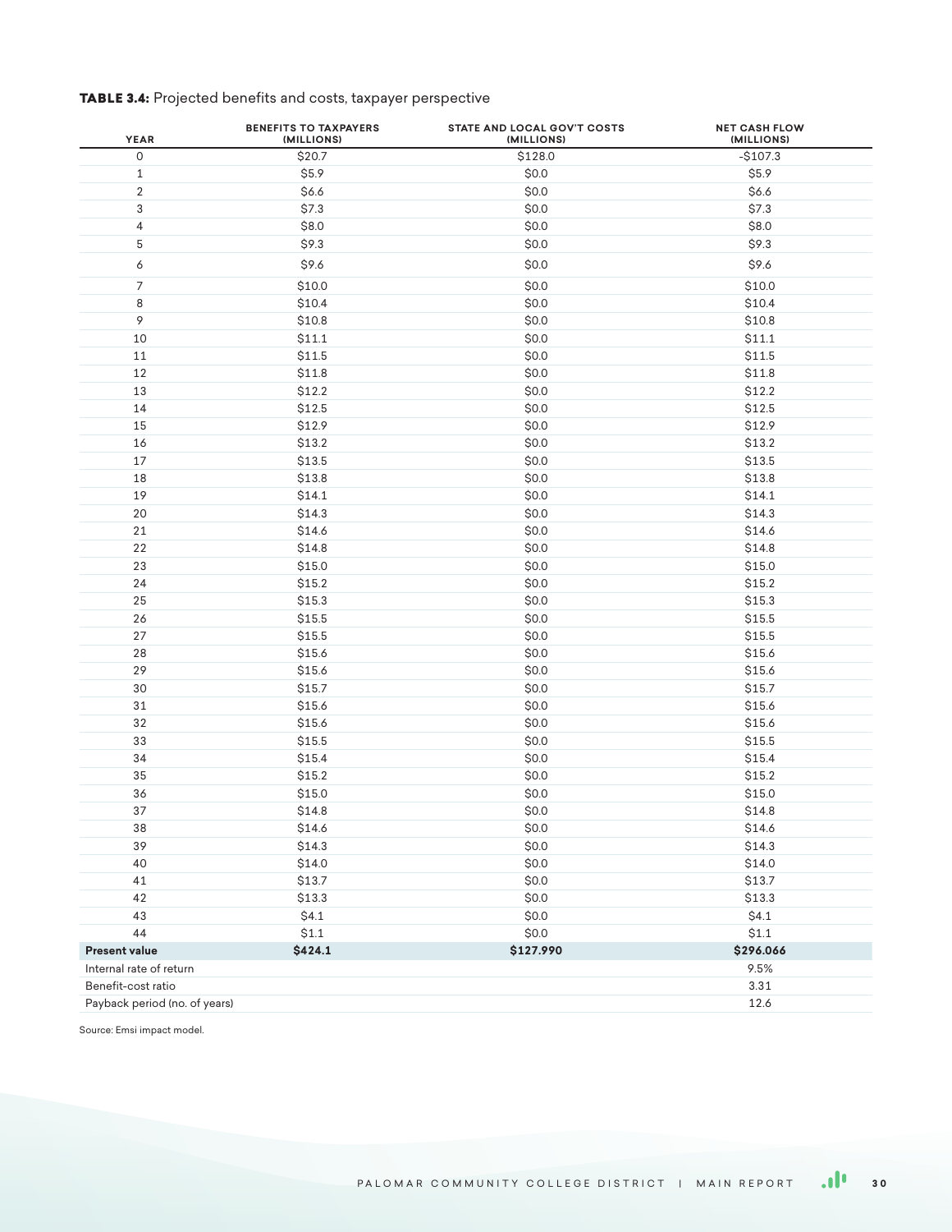**TABLE 3.4:** Projected benefits and costs, taxpayer perspective

| YEAR | BENEFITS TO TAXPAYERS (MILLIONS) | STATE AND LOCAL GOV'T COSTS (MILLIONS) | NET CASH FLOW (MILLIONS) |
|---|---|---|---|
| 0 | $20.7 | $128.0 | -$107.3 |
| 1 | $5.9 | $0.0 | $5.9 |
| 2 | $6.6 | $0.0 | $6.6 |
| 3 | $7.3 | $0.0 | $7.3 |
| 4 | $8.0 | $0.0 | $8.0 |
| 5 | $9.3 | $0.0 | $9.3 |
| 6 | $9.6 | $0.0 | $9.6 |
| 7 | $10.0 | $0.0 | $10.0 |
| 8 | $10.4 | $0.0 | $10.4 |
| 9 | $10.8 | $0.0 | $10.8 |
| 10 | $11.1 | $0.0 | $11.1 |
| 11 | $11.5 | $0.0 | $11.5 |
| 12 | $11.8 | $0.0 | $11.8 |
| 13 | $12.2 | $0.0 | $12.2 |
| 14 | $12.5 | $0.0 | $12.5 |
| 15 | $12.9 | $0.0 | $12.9 |
| 16 | $13.2 | $0.0 | $13.2 |
| 17 | $13.5 | $0.0 | $13.5 |
| 18 | $13.8 | $0.0 | $13.8 |
| 19 | $14.1 | $0.0 | $14.1 |
| 20 | $14.3 | $0.0 | $14.3 |
| 21 | $14.6 | $0.0 | $14.6 |
| 22 | $14.8 | $0.0 | $14.8 |
| 23 | $15.0 | $0.0 | $15.0 |
| 24 | $15.2 | $0.0 | $15.2 |
| 25 | $15.3 | $0.0 | $15.3 |
| 26 | $15.5 | $0.0 | $15.5 |
| 27 | $15.5 | $0.0 | $15.5 |
| 28 | $15.6 | $0.0 | $15.6 |
| 29 | $15.6 | $0.0 | $15.6 |
| 30 | $15.7 | $0.0 | $15.7 |
| 31 | $15.6 | $0.0 | $15.6 |
| 32 | $15.6 | $0.0 | $15.6 |
| 33 | $15.5 | $0.0 | $15.5 |
| 34 | $15.4 | $0.0 | $15.4 |
| 35 | $15.2 | $0.0 | $15.2 |
| 36 | $15.0 | $0.0 | $15.0 |
| 37 | $14.8 | $0.0 | $14.8 |
| 38 | $14.6 | $0.0 | $14.6 |
| 39 | $14.3 | $0.0 | $14.3 |
| 40 | $14.0 | $0.0 | $14.0 |
| 41 | $13.7 | $0.0 | $13.7 |
| 42 | $13.3 | $0.0 | $13.3 |
| 43 | $4.1 | $0.0 | $4.1 |
| 44 | $1.1 | $0.0 | $1.1 |
| **Present value** | **$424.1** | **$127.990** | **$296.066** |
| Internal rate of return | | | 9.5% |
| Benefit-cost ratio | | | 3.31 |
| Payback period (no. of years) | | | 12.6 |

Source: Emsi impact model.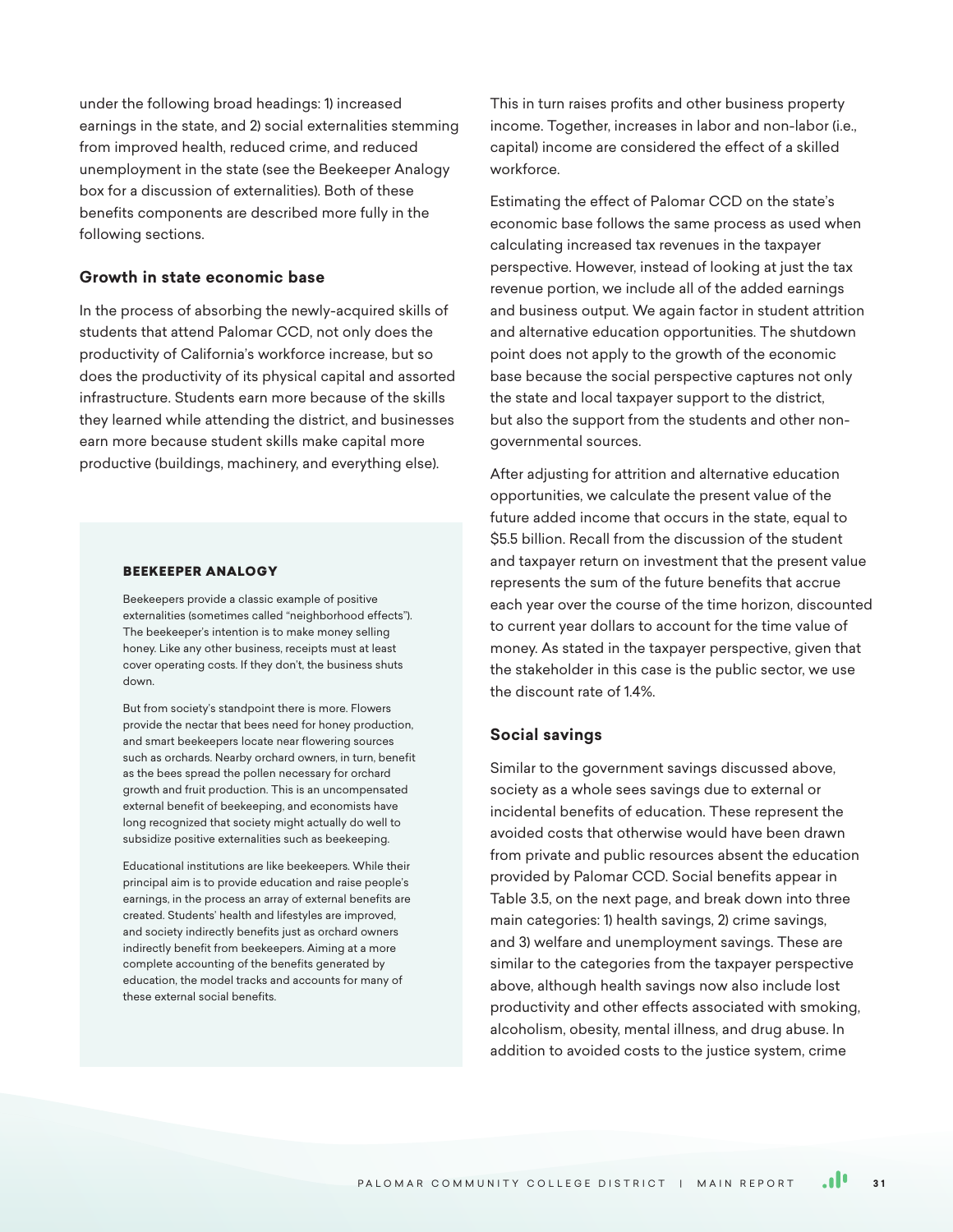under the following broad headings: 1) increased earnings in the state, and 2) social externalities stemming from improved health, reduced crime, and reduced unemployment in the state (see the Beekeeper Analogy box for a discussion of externalities). Both of these benefits components are described more fully in the following sections.

### Growth in state economic base

In the process of absorbing the newly-acquired skills of students that attend Palomar CCD, not only does the productivity of California's workforce increase, but so does the productivity of its physical capital and assorted infrastructure. Students earn more because of the skills they learned while attending the district, and businesses earn more because student skills make capital more productive (buildings, machinery, and everything else).

> **BEEKEEPER ANALOGY**
>
> Beekeepers provide a classic example of positive externalities (sometimes called "neighborhood effects"). The beekeeper's intention is to make money selling honey. Like any other business, receipts must at least cover operating costs. If they don't, the business shuts down.
>
> But from society's standpoint there is more. Flowers provide the nectar that bees need for honey production, and smart beekeepers locate near flowering sources such as orchards. Nearby orchard owners, in turn, benefit as the bees spread the pollen necessary for orchard growth and fruit production. This is an uncompensated external benefit of beekeeping, and economists have long recognized that society might actually do well to subsidize positive externalities such as beekeeping.
>
> Educational institutions are like beekeepers. While their principal aim is to provide education and raise people's earnings, in the process an array of external benefits are created. Students' health and lifestyles are improved, and society indirectly benefits just as orchard owners indirectly benefit from beekeepers. Aiming at a more complete accounting of the benefits generated by education, the model tracks and accounts for many of these external social benefits.

This in turn raises profits and other business property income. Together, increases in labor and non-labor (i.e., capital) income are considered the effect of a skilled workforce.

Estimating the effect of Palomar CCD on the state's economic base follows the same process as used when calculating increased tax revenues in the taxpayer perspective. However, instead of looking at just the tax revenue portion, we include all of the added earnings and business output. We again factor in student attrition and alternative education opportunities. The shutdown point does not apply to the growth of the economic base because the social perspective captures not only the state and local taxpayer support to the district, but also the support from the students and other non-governmental sources.

After adjusting for attrition and alternative education opportunities, we calculate the present value of the future added income that occurs in the state, equal to $5.5 billion. Recall from the discussion of the student and taxpayer return on investment that the present value represents the sum of the future benefits that accrue each year over the course of the time horizon, discounted to current year dollars to account for the time value of money. As stated in the taxpayer perspective, given that the stakeholder in this case is the public sector, we use the discount rate of 1.4%.

### Social savings

Similar to the government savings discussed above, society as a whole sees savings due to external or incidental benefits of education. These represent the avoided costs that otherwise would have been drawn from private and public resources absent the education provided by Palomar CCD. Social benefits appear in Table 3.5, on the next page, and break down into three main categories: 1) health savings, 2) crime savings, and 3) welfare and unemployment savings. These are similar to the categories from the taxpayer perspective above, although health savings now also include lost productivity and other effects associated with smoking, alcoholism, obesity, mental illness, and drug abuse. In addition to avoided costs to the justice system, crime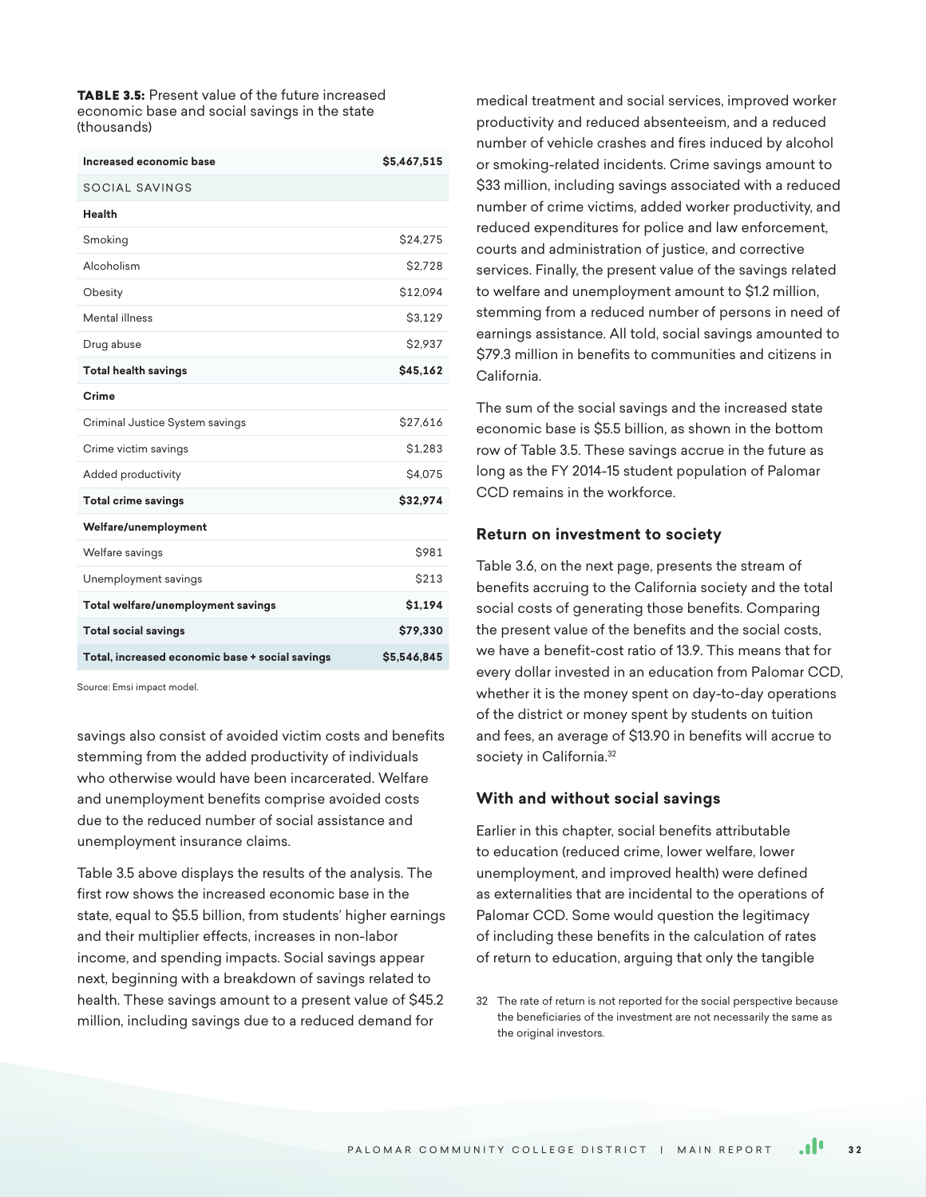**TABLE 3.5:** Present value of the future increased economic base and social savings in the state (thousands)

| Increased economic base | $5,467,515 |
|---|---|
| SOCIAL SAVINGS | |
| **Health** | |
| Smoking | $24,275 |
| Alcoholism | $2,728 |
| Obesity | $12,094 |
| Mental illness | $3,129 |
| Drug abuse | $2,937 |
| **Total health savings** | **$45,162** |
| **Crime** | |
| Criminal Justice System savings | $27,616 |
| Crime victim savings | $1,283 |
| Added productivity | $4,075 |
| **Total crime savings** | **$32,974** |
| **Welfare/unemployment** | |
| Welfare savings | $981 |
| Unemployment savings | $213 |
| **Total welfare/unemployment savings** | **$1,194** |
| **Total social savings** | **$79,330** |
| **Total, increased economic base + social savings** | **$5,546,845** |

Source: Emsi impact model.

savings also consist of avoided victim costs and benefits stemming from the added productivity of individuals who otherwise would have been incarcerated. Welfare and unemployment benefits comprise avoided costs due to the reduced number of social assistance and unemployment insurance claims.

Table 3.5 above displays the results of the analysis. The first row shows the increased economic base in the state, equal to $5.5 billion, from students' higher earnings and their multiplier effects, increases in non-labor income, and spending impacts. Social savings appear next, beginning with a breakdown of savings related to health. These savings amount to a present value of $45.2 million, including savings due to a reduced demand for medical treatment and social services, improved worker productivity and reduced absenteeism, and a reduced number of vehicle crashes and fires induced by alcohol or smoking-related incidents. Crime savings amount to $33 million, including savings associated with a reduced number of crime victims, added worker productivity, and reduced expenditures for police and law enforcement, courts and administration of justice, and corrective services. Finally, the present value of the savings related to welfare and unemployment amount to $1.2 million, stemming from a reduced number of persons in need of earnings assistance. All told, social savings amounted to $79.3 million in benefits to communities and citizens in California.

The sum of the social savings and the increased state economic base is $5.5 billion, as shown in the bottom row of Table 3.5. These savings accrue in the future as long as the FY 2014-15 student population of Palomar CCD remains in the workforce.

### Return on investment to society

Table 3.6, on the next page, presents the stream of benefits accruing to the California society and the total social costs of generating those benefits. Comparing the present value of the benefits and the social costs, we have a benefit-cost ratio of 13.9. This means that for every dollar invested in an education from Palomar CCD, whether it is the money spent on day-to-day operations of the district or money spent by students on tuition and fees, an average of $13.90 in benefits will accrue to society in California.[32]

### With and without social savings

Earlier in this chapter, social benefits attributable to education (reduced crime, lower welfare, lower unemployment, and improved health) were defined as externalities that are incidental to the operations of Palomar CCD. Some would question the legitimacy of including these benefits in the calculation of rates of return to education, arguing that only the tangible

32 The rate of return is not reported for the social perspective because the beneficiaries of the investment are not necessarily the same as the original investors.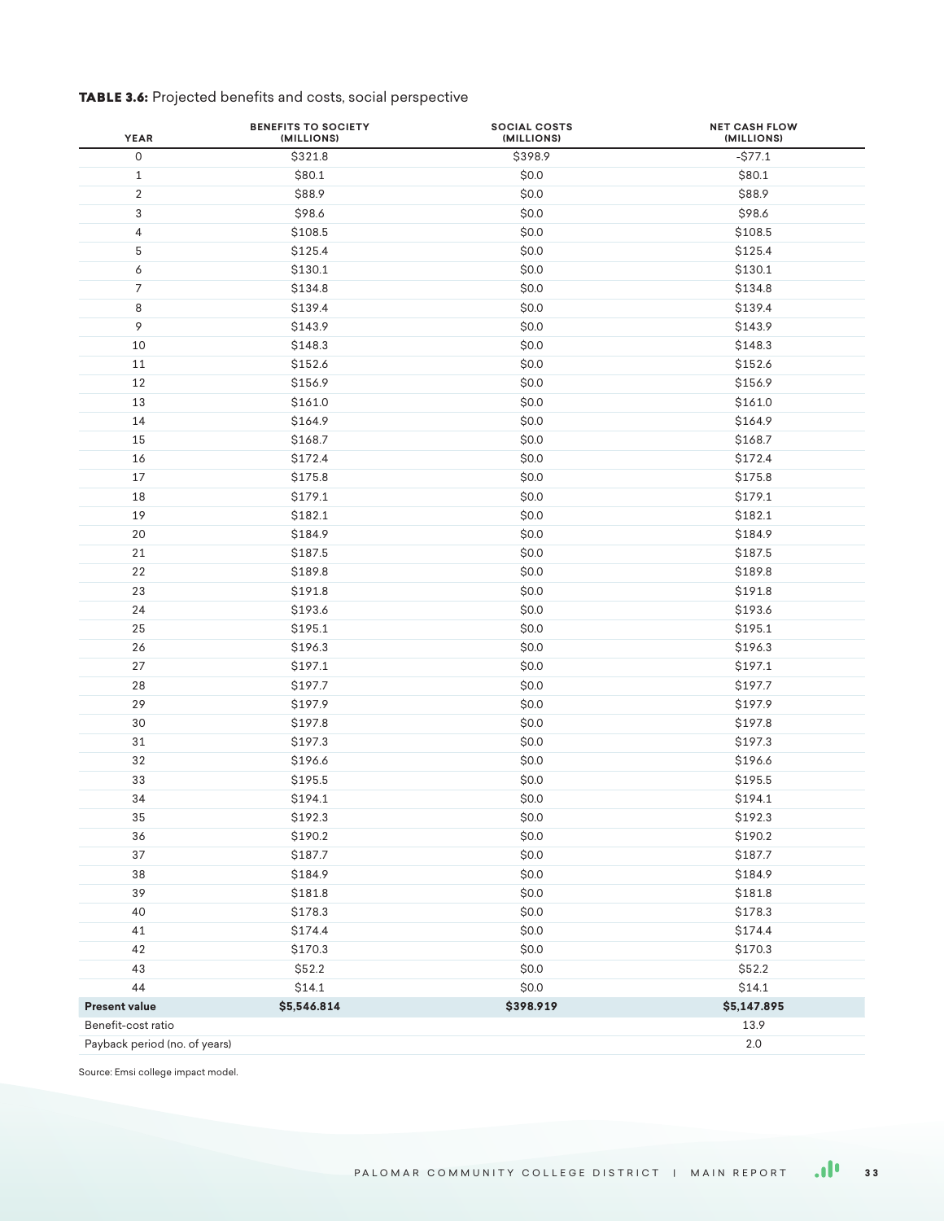**TABLE 3.6:** Projected benefits and costs, social perspective

| YEAR | BENEFITS TO SOCIETY (MILLIONS) | SOCIAL COSTS (MILLIONS) | NET CASH FLOW (MILLIONS) |
|---|---|---|---|
| 0 | $321.8 | $398.9 | -$77.1 |
| 1 | $80.1 | $0.0 | $80.1 |
| 2 | $88.9 | $0.0 | $88.9 |
| 3 | $98.6 | $0.0 | $98.6 |
| 4 | $108.5 | $0.0 | $108.5 |
| 5 | $125.4 | $0.0 | $125.4 |
| 6 | $130.1 | $0.0 | $130.1 |
| 7 | $134.8 | $0.0 | $134.8 |
| 8 | $139.4 | $0.0 | $139.4 |
| 9 | $143.9 | $0.0 | $143.9 |
| 10 | $148.3 | $0.0 | $148.3 |
| 11 | $152.6 | $0.0 | $152.6 |
| 12 | $156.9 | $0.0 | $156.9 |
| 13 | $161.0 | $0.0 | $161.0 |
| 14 | $164.9 | $0.0 | $164.9 |
| 15 | $168.7 | $0.0 | $168.7 |
| 16 | $172.4 | $0.0 | $172.4 |
| 17 | $175.8 | $0.0 | $175.8 |
| 18 | $179.1 | $0.0 | $179.1 |
| 19 | $182.1 | $0.0 | $182.1 |
| 20 | $184.9 | $0.0 | $184.9 |
| 21 | $187.5 | $0.0 | $187.5 |
| 22 | $189.8 | $0.0 | $189.8 |
| 23 | $191.8 | $0.0 | $191.8 |
| 24 | $193.6 | $0.0 | $193.6 |
| 25 | $195.1 | $0.0 | $195.1 |
| 26 | $196.3 | $0.0 | $196.3 |
| 27 | $197.1 | $0.0 | $197.1 |
| 28 | $197.7 | $0.0 | $197.7 |
| 29 | $197.9 | $0.0 | $197.9 |
| 30 | $197.8 | $0.0 | $197.8 |
| 31 | $197.3 | $0.0 | $197.3 |
| 32 | $196.6 | $0.0 | $196.6 |
| 33 | $195.5 | $0.0 | $195.5 |
| 34 | $194.1 | $0.0 | $194.1 |
| 35 | $192.3 | $0.0 | $192.3 |
| 36 | $190.2 | $0.0 | $190.2 |
| 37 | $187.7 | $0.0 | $187.7 |
| 38 | $184.9 | $0.0 | $184.9 |
| 39 | $181.8 | $0.0 | $181.8 |
| 40 | $178.3 | $0.0 | $178.3 |
| 41 | $174.4 | $0.0 | $174.4 |
| 42 | $170.3 | $0.0 | $170.3 |
| 43 | $52.2 | $0.0 | $52.2 |
| 44 | $14.1 | $0.0 | $14.1 |
| **Present value** | **$5,546.814** | **$398.919** | **$5,147.895** |
| Benefit-cost ratio | | | 13.9 |
| Payback period (no. of years) | | | 2.0 |

Source: Emsi college impact model.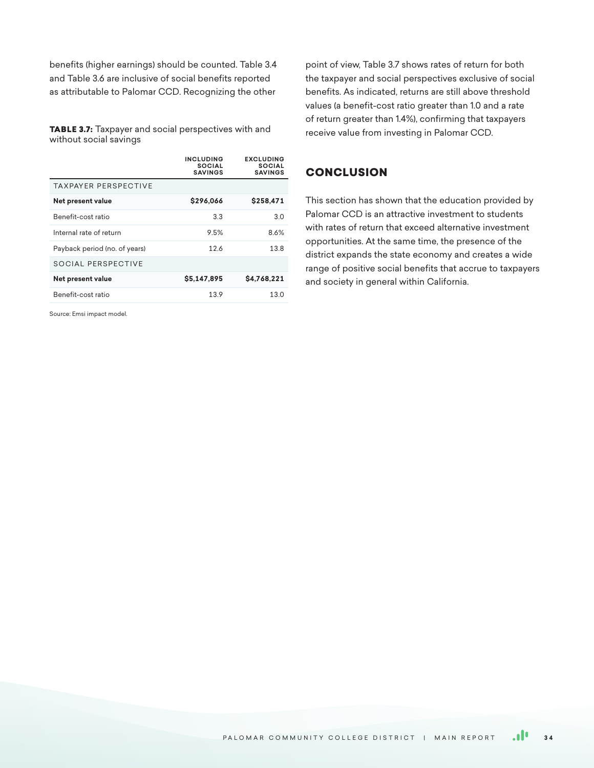benefits (higher earnings) should be counted. Table 3.4 and Table 3.6 are inclusive of social benefits reported as attributable to Palomar CCD. Recognizing the other point of view, Table 3.7 shows rates of return for both the taxpayer and social perspectives exclusive of social benefits. As indicated, returns are still above threshold values (a benefit-cost ratio greater than 1.0 and a rate of return greater than 1.4%), confirming that taxpayers receive value from investing in Palomar CCD.

**TABLE 3.7:** Taxpayer and social perspectives with and without social savings

| | INCLUDING SOCIAL SAVINGS | EXCLUDING SOCIAL SAVINGS |
|---|---|---|
| TAXPAYER PERSPECTIVE | | |
| **Net present value** | **$296,066** | **$258,471** |
| Benefit-cost ratio | 3.3 | 3.0 |
| Internal rate of return | 9.5% | 8.6% |
| Payback period (no. of years) | 12.6 | 13.8 |
| SOCIAL PERSPECTIVE | | |
| **Net present value** | **$5,147,895** | **$4,768,221** |
| Benefit-cost ratio | 13.9 | 13.0 |

Source: Emsi impact model.

## CONCLUSION

This section has shown that the education provided by Palomar CCD is an attractive investment to students with rates of return that exceed alternative investment opportunities. At the same time, the presence of the district expands the state economy and creates a wide range of positive social benefits that accrue to taxpayers and society in general within California.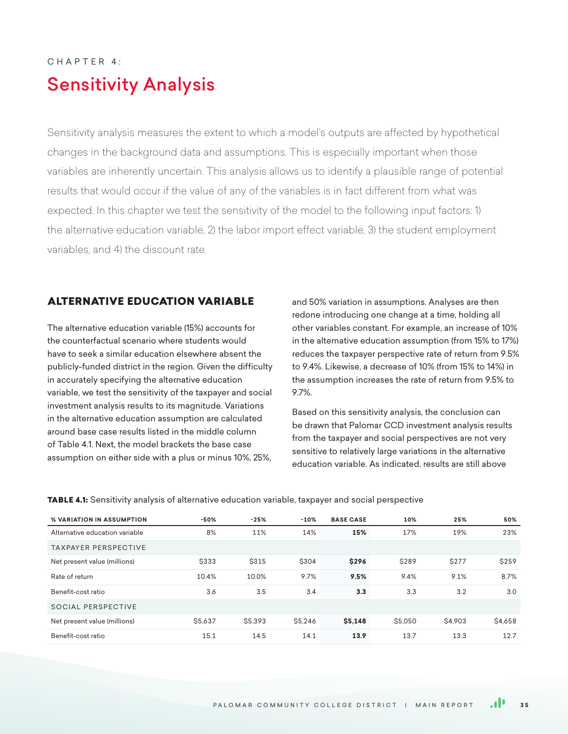CHAPTER 4:

# Sensitivity Analysis

Sensitivity analysis measures the extent to which a model's outputs are affected by hypothetical changes in the background data and assumptions. This is especially important when those variables are inherently uncertain. This analysis allows us to identify a plausible range of potential results that would occur if the value of any of the variables is in fact different from what was expected. In this chapter we test the sensitivity of the model to the following input factors: 1) the alternative education variable, 2) the labor import effect variable, 3) the student employment variables, and 4) the discount rate.

## ALTERNATIVE EDUCATION VARIABLE

The alternative education variable (15%) accounts for the counterfactual scenario where students would have to seek a similar education elsewhere absent the publicly-funded district in the region. Given the difficulty in accurately specifying the alternative education variable, we test the sensitivity of the taxpayer and social investment analysis results to its magnitude. Variations in the alternative education assumption are calculated around base case results listed in the middle column of Table 4.1. Next, the model brackets the base case assumption on either side with a plus or minus 10%, 25%, and 50% variation in assumptions. Analyses are then redone introducing one change at a time, holding all other variables constant. For example, an increase of 10% in the alternative education assumption (from 15% to 17%) reduces the taxpayer perspective rate of return from 9.5% to 9.4%. Likewise, a decrease of 10% (from 15% to 14%) in the assumption increases the rate of return from 9.5% to 9.7%.

Based on this sensitivity analysis, the conclusion can be drawn that Palomar CCD investment analysis results from the taxpayer and social perspectives are not very sensitive to relatively large variations in the alternative education variable. As indicated, results are still above

**TABLE 4.1:** Sensitivity analysis of alternative education variable, taxpayer and social perspective

| % VARIATION IN ASSUMPTION | -50% | -25% | -10% | BASE CASE | 10% | 25% | 50% |
|---|---|---|---|---|---|---|---|
| Alternative education variable | 8% | 11% | 14% | **15%** | 17% | 19% | 23% |
| TAXPAYER PERSPECTIVE | | | | | | | |
| Net present value (millions) | $333 | $315 | $304 | **$296** | $289 | $277 | $259 |
| Rate of return | 10.4% | 10.0% | 9.7% | **9.5%** | 9.4% | 9.1% | 8.7% |
| Benefit-cost ratio | 3.6 | 3.5 | 3.4 | **3.3** | 3.3 | 3.2 | 3.0 |
| SOCIAL PERSPECTIVE | | | | | | | |
| Net present value (millions) | $5,637 | $5,393 | $5,246 | **$5,148** | $5,050 | $4,903 | $4,658 |
| Benefit-cost ratio | 15.1 | 14.5 | 14.1 | **13.9** | 13.7 | 13.3 | 12.7 |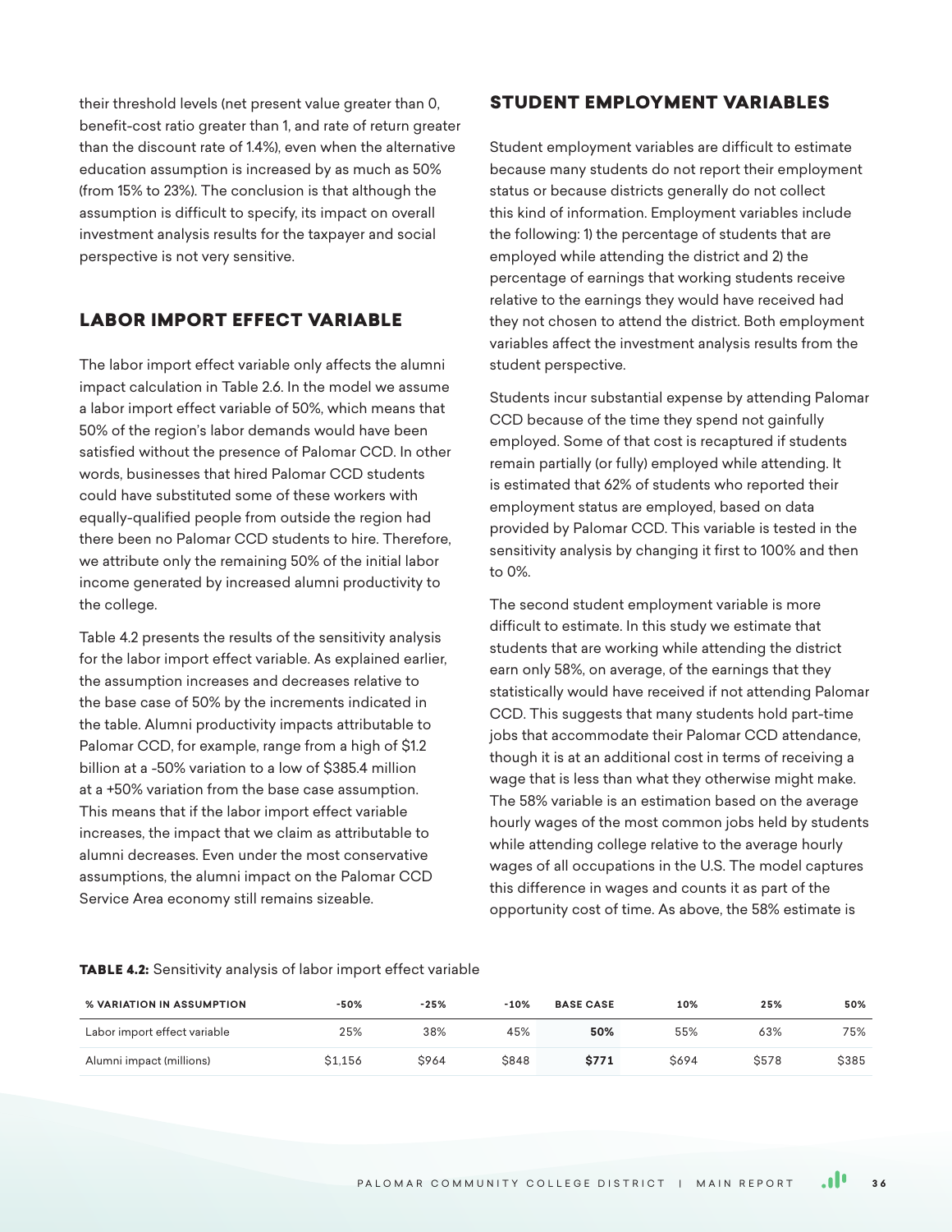their threshold levels (net present value greater than 0, benefit-cost ratio greater than 1, and rate of return greater than the discount rate of 1.4%), even when the alternative education assumption is increased by as much as 50% (from 15% to 23%). The conclusion is that although the assumption is difficult to specify, its impact on overall investment analysis results for the taxpayer and social perspective is not very sensitive.

## LABOR IMPORT EFFECT VARIABLE

The labor import effect variable only affects the alumni impact calculation in Table 2.6. In the model we assume a labor import effect variable of 50%, which means that 50% of the region's labor demands would have been satisfied without the presence of Palomar CCD. In other words, businesses that hired Palomar CCD students could have substituted some of these workers with equally-qualified people from outside the region had there been no Palomar CCD students to hire. Therefore, we attribute only the remaining 50% of the initial labor income generated by increased alumni productivity to the college.

Table 4.2 presents the results of the sensitivity analysis for the labor import effect variable. As explained earlier, the assumption increases and decreases relative to the base case of 50% by the increments indicated in the table. Alumni productivity impacts attributable to Palomar CCD, for example, range from a high of $1.2 billion at a -50% variation to a low of $385.4 million at a +50% variation from the base case assumption. This means that if the labor import effect variable increases, the impact that we claim as attributable to alumni decreases. Even under the most conservative assumptions, the alumni impact on the Palomar CCD Service Area economy still remains sizeable.

**TABLE 4.2:** Sensitivity analysis of labor import effect variable

| % VARIATION IN ASSUMPTION | -50% | -25% | -10% | BASE CASE | 10% | 25% | 50% |
|---|---|---|---|---|---|---|---|
| Labor import effect variable | 25% | 38% | 45% | **50%** | 55% | 63% | 75% |
| Alumni impact (millions) | $1,156 | $964 | $848 | **$771** | $694 | $578 | $385 |

## STUDENT EMPLOYMENT VARIABLES

Student employment variables are difficult to estimate because many students do not report their employment status or because districts generally do not collect this kind of information. Employment variables include the following: 1) the percentage of students that are employed while attending the district and 2) the percentage of earnings that working students receive relative to the earnings they would have received had they not chosen to attend the district. Both employment variables affect the investment analysis results from the student perspective.

Students incur substantial expense by attending Palomar CCD because of the time they spend not gainfully employed. Some of that cost is recaptured if students remain partially (or fully) employed while attending. It is estimated that 62% of students who reported their employment status are employed, based on data provided by Palomar CCD. This variable is tested in the sensitivity analysis by changing it first to 100% and then to 0%.

The second student employment variable is more difficult to estimate. In this study we estimate that students that are working while attending the district earn only 58%, on average, of the earnings that they statistically would have received if not attending Palomar CCD. This suggests that many students hold part-time jobs that accommodate their Palomar CCD attendance, though it is at an additional cost in terms of receiving a wage that is less than what they otherwise might make. The 58% variable is an estimation based on the average hourly wages of the most common jobs held by students while attending college relative to the average hourly wages of all occupations in the U.S. The model captures this difference in wages and counts it as part of the opportunity cost of time. As above, the 58% estimate is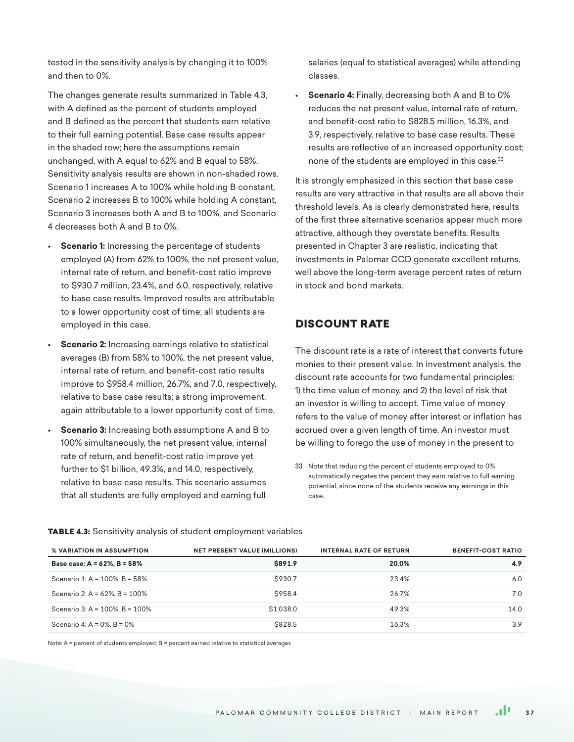tested in the sensitivity analysis by changing it to 100% and then to 0%.

The changes generate results summarized in Table 4.3, with A defined as the percent of students employed and B defined as the percent that students earn relative to their full earning potential. Base case results appear in the shaded row; here the assumptions remain unchanged, with A equal to 62% and B equal to 58%. Sensitivity analysis results are shown in non-shaded rows. Scenario 1 increases A to 100% while holding B constant, Scenario 2 increases B to 100% while holding A constant, Scenario 3 increases both A and B to 100%, and Scenario 4 decreases both A and B to 0%.

- **Scenario 1:** Increasing the percentage of students employed (A) from 62% to 100%, the net present value, internal rate of return, and benefit-cost ratio improve to $930.7 million, 23.4%, and 6.0, respectively, relative to base case results. Improved results are attributable to a lower opportunity cost of time; all students are employed in this case.
- **Scenario 2:** Increasing earnings relative to statistical averages (B) from 58% to 100%, the net present value, internal rate of return, and benefit-cost ratio results improve to $958.4 million, 26.7%, and 7.0, respectively, relative to base case results; a strong improvement, again attributable to a lower opportunity cost of time.
- **Scenario 3:** Increasing both assumptions A and B to 100% simultaneously, the net present value, internal rate of return, and benefit-cost ratio improve yet further to $1 billion, 49.3%, and 14.0, respectively, relative to base case results. This scenario assumes that all students are fully employed and earning full salaries (equal to statistical averages) while attending classes.
- **Scenario 4:** Finally, decreasing both A and B to 0% reduces the net present value, internal rate of return, and benefit-cost ratio to $828.5 million, 16.3%, and 3.9, respectively, relative to base case results. These results are reflective of an increased opportunity cost; none of the students are employed in this case.[33]

It is strongly emphasized in this section that base case results are very attractive in that results are all above their threshold levels. As is clearly demonstrated here, results of the first three alternative scenarios appear much more attractive, although they overstate benefits. Results presented in Chapter 3 are realistic, indicating that investments in Palomar CCD generate excellent returns, well above the long-term average percent rates of return in stock and bond markets.

## DISCOUNT RATE

The discount rate is a rate of interest that converts future monies to their present value. In investment analysis, the discount rate accounts for two fundamental principles: 1) the time value of money, and 2) the level of risk that an investor is willing to accept. Time value of money refers to the value of money after interest or inflation has accrued over a given length of time. An investor must be willing to forego the use of money in the present to

33 Note that reducing the percent of students employed to 0% automatically negates the percent they earn relative to full earning potential, since none of the students receive any earnings in this case.

**TABLE 4.3:** Sensitivity analysis of student employment variables

| % VARIATION IN ASSUMPTION | NET PRESENT VALUE (MILLIONS) | INTERNAL RATE OF RETURN | BENEFIT-COST RATIO |
|---|---|---|---|
| **Base case: A = 62%, B = 58%** | **$891.9** | **20.0%** | **4.9** |
| Scenario 1: A = 100%, B = 58% | $930.7 | 23.4% | 6.0 |
| Scenario 2: A = 62%, B = 100% | $958.4 | 26.7% | 7.0 |
| Scenario 3: A = 100%, B = 100% | $1,038.0 | 49.3% | 14.0 |
| Scenario 4: A = 0%, B = 0% | $828.5 | 16.3% | 3.9 |

Note: A = percent of students employed; B = percent earned relative to statistical averages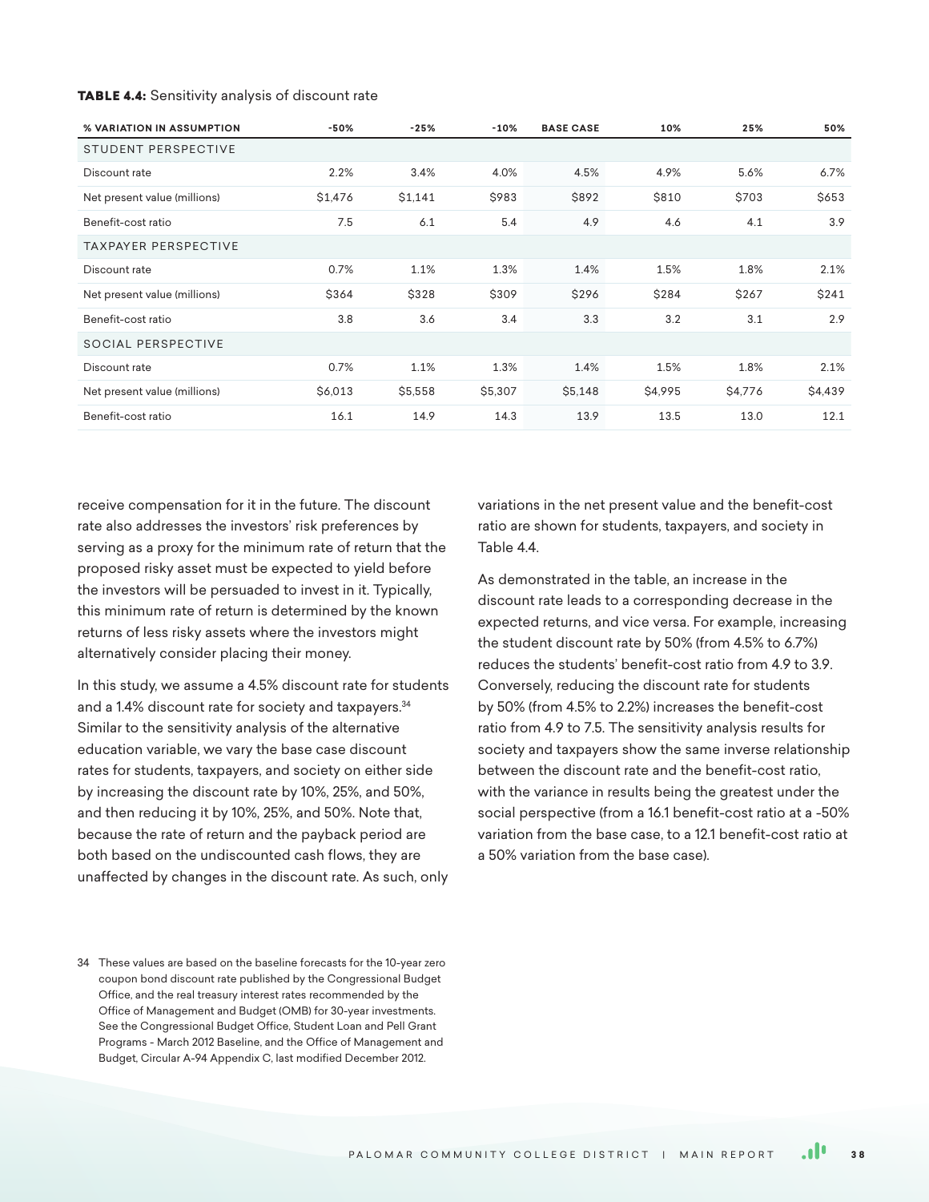**TABLE 4.4:** Sensitivity analysis of discount rate

| % VARIATION IN ASSUMPTION | -50% | -25% | -10% | BASE CASE | 10% | 25% | 50% |
|---|---|---|---|---|---|---|---|
| STUDENT PERSPECTIVE | | | | | | | |
| Discount rate | 2.2% | 3.4% | 4.0% | 4.5% | 4.9% | 5.6% | 6.7% |
| Net present value (millions) | $1,476 | $1,141 | $983 | $892 | $810 | $703 | $653 |
| Benefit-cost ratio | 7.5 | 6.1 | 5.4 | 4.9 | 4.6 | 4.1 | 3.9 |
| TAXPAYER PERSPECTIVE | | | | | | | |
| Discount rate | 0.7% | 1.1% | 1.3% | 1.4% | 1.5% | 1.8% | 2.1% |
| Net present value (millions) | $364 | $328 | $309 | $296 | $284 | $267 | $241 |
| Benefit-cost ratio | 3.8 | 3.6 | 3.4 | 3.3 | 3.2 | 3.1 | 2.9 |
| SOCIAL PERSPECTIVE | | | | | | | |
| Discount rate | 0.7% | 1.1% | 1.3% | 1.4% | 1.5% | 1.8% | 2.1% |
| Net present value (millions) | $6,013 | $5,558 | $5,307 | $5,148 | $4,995 | $4,776 | $4,439 |
| Benefit-cost ratio | 16.1 | 14.9 | 14.3 | 13.9 | 13.5 | 13.0 | 12.1 |

receive compensation for it in the future. The discount rate also addresses the investors' risk preferences by serving as a proxy for the minimum rate of return that the proposed risky asset must be expected to yield before the investors will be persuaded to invest in it. Typically, this minimum rate of return is determined by the known returns of less risky assets where the investors might alternatively consider placing their money.

In this study, we assume a 4.5% discount rate for students and a 1.4% discount rate for society and taxpayers.[34] Similar to the sensitivity analysis of the alternative education variable, we vary the base case discount rates for students, taxpayers, and society on either side by increasing the discount rate by 10%, 25%, and 50%, and then reducing it by 10%, 25%, and 50%. Note that, because the rate of return and the payback period are both based on the undiscounted cash flows, they are unaffected by changes in the discount rate. As such, only variations in the net present value and the benefit-cost ratio are shown for students, taxpayers, and society in Table 4.4.

As demonstrated in the table, an increase in the discount rate leads to a corresponding decrease in the expected returns, and vice versa. For example, increasing the student discount rate by 50% (from 4.5% to 6.7%) reduces the students' benefit-cost ratio from 4.9 to 3.9. Conversely, reducing the discount rate for students by 50% (from 4.5% to 2.2%) increases the benefit-cost ratio from 4.9 to 7.5. The sensitivity analysis results for society and taxpayers show the same inverse relationship between the discount rate and the benefit-cost ratio, with the variance in results being the greatest under the social perspective (from a 16.1 benefit-cost ratio at a -50% variation from the base case, to a 12.1 benefit-cost ratio at a 50% variation from the base case).

34 These values are based on the baseline forecasts for the 10-year zero coupon bond discount rate published by the Congressional Budget Office, and the real treasury interest rates recommended by the Office of Management and Budget (OMB) for 30-year investments. See the Congressional Budget Office, Student Loan and Pell Grant Programs - March 2012 Baseline, and the Office of Management and Budget, Circular A-94 Appendix C, last modified December 2012.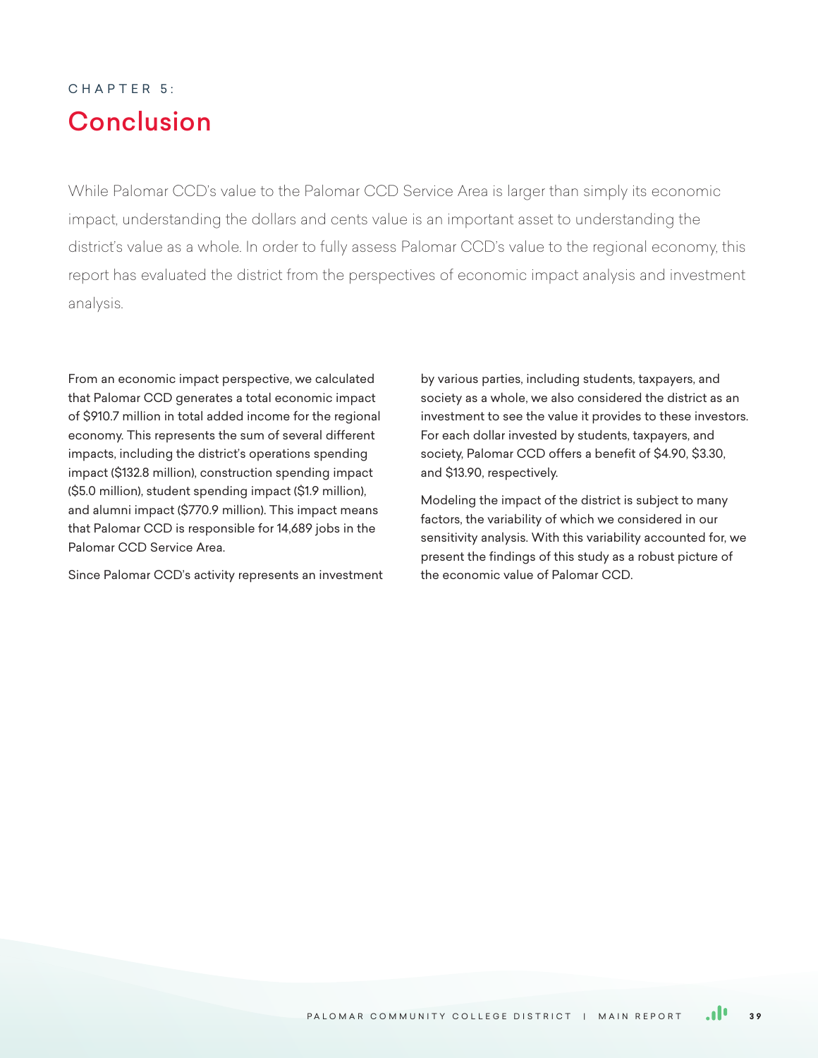CHAPTER 5:

# Conclusion

While Palomar CCD's value to the Palomar CCD Service Area is larger than simply its economic impact, understanding the dollars and cents value is an important asset to understanding the district's value as a whole. In order to fully assess Palomar CCD's value to the regional economy, this report has evaluated the district from the perspectives of economic impact analysis and investment analysis.

From an economic impact perspective, we calculated that Palomar CCD generates a total economic impact of $910.7 million in total added income for the regional economy. This represents the sum of several different impacts, including the district's operations spending impact ($132.8 million), construction spending impact ($5.0 million), student spending impact ($1.9 million), and alumni impact ($770.9 million). This impact means that Palomar CCD is responsible for 14,689 jobs in the Palomar CCD Service Area.

Since Palomar CCD's activity represents an investment by various parties, including students, taxpayers, and society as a whole, we also considered the district as an investment to see the value it provides to these investors. For each dollar invested by students, taxpayers, and society, Palomar CCD offers a benefit of $4.90, $3.30, and $13.90, respectively.

Modeling the impact of the district is subject to many factors, the variability of which we considered in our sensitivity analysis. With this variability accounted for, we present the findings of this study as a robust picture of the economic value of Palomar CCD.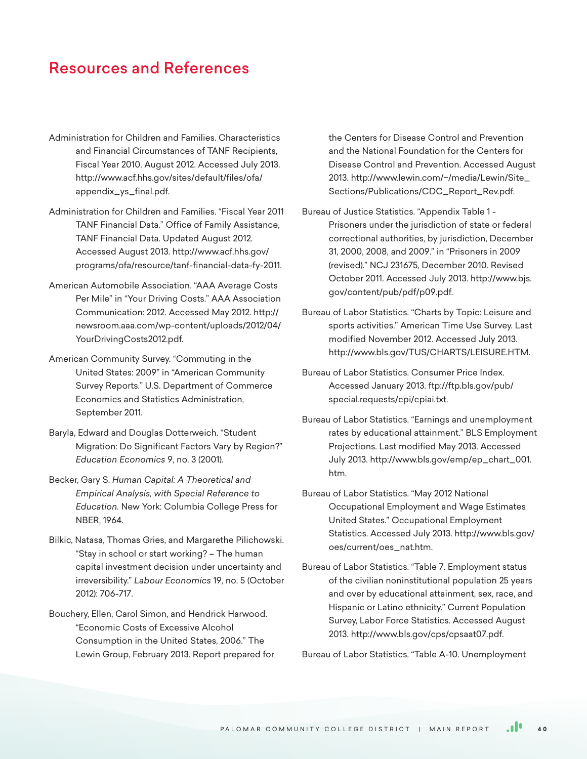# Resources and References

Administration for Children and Families. Characteristics and Financial Circumstances of TANF Recipients, Fiscal Year 2010. August 2012. Accessed July 2013. http://www.acf.hhs.gov/sites/default/files/ofa/appendix_ys_final.pdf.

Administration for Children and Families. "Fiscal Year 2011 TANF Financial Data." Office of Family Assistance, TANF Financial Data. Updated August 2012. Accessed August 2013. http://www.acf.hhs.gov/programs/ofa/resource/tanf-financial-data-fy-2011.

American Automobile Association. "AAA Average Costs Per Mile" in "Your Driving Costs." AAA Association Communication: 2012. Accessed May 2012. http://newsroom.aaa.com/wp-content/uploads/2012/04/YourDrivingCosts2012.pdf.

American Community Survey. "Commuting in the United States: 2009" in "American Community Survey Reports." U.S. Department of Commerce Economics and Statistics Administration, September 2011.

Baryla, Edward and Douglas Dotterweich. "Student Migration: Do Significant Factors Vary by Region?" *Education Economics* 9, no. 3 (2001).

Becker, Gary S. *Human Capital: A Theoretical and Empirical Analysis, with Special Reference to Education.* New York: Columbia College Press for NBER, 1964.

Bilkic, Natasa, Thomas Gries, and Margarethe Pilichowski. "Stay in school or start working? – The human capital investment decision under uncertainty and irreversibility." *Labour Economics* 19, no. 5 (October 2012): 706-717.

Bouchery, Ellen, Carol Simon, and Hendrick Harwood. "Economic Costs of Excessive Alcohol Consumption in the United States, 2006." The Lewin Group, February 2013. Report prepared for the Centers for Disease Control and Prevention and the National Foundation for the Centers for Disease Control and Prevention. Accessed August 2013. http://www.lewin.com/~/media/Lewin/Site_Sections/Publications/CDC_Report_Rev.pdf.

Bureau of Justice Statistics. "Appendix Table 1 - Prisoners under the jurisdiction of state or federal correctional authorities, by jurisdiction, December 31, 2000, 2008, and 2009." in "Prisoners in 2009 (revised)." NCJ 231675, December 2010. Revised October 2011. Accessed July 2013. http://www.bjs.gov/content/pub/pdf/p09.pdf.

Bureau of Labor Statistics. "Charts by Topic: Leisure and sports activities." American Time Use Survey. Last modified November 2012. Accessed July 2013. http://www.bls.gov/TUS/CHARTS/LEISURE.HTM.

Bureau of Labor Statistics. Consumer Price Index. Accessed January 2013. ftp://ftp.bls.gov/pub/special.requests/cpi/cpiai.txt.

Bureau of Labor Statistics. "Earnings and unemployment rates by educational attainment." BLS Employment Projections. Last modified May 2013. Accessed July 2013. http://www.bls.gov/emp/ep_chart_001.htm.

Bureau of Labor Statistics. "May 2012 National Occupational Employment and Wage Estimates United States." Occupational Employment Statistics. Accessed July 2013. http://www.bls.gov/oes/current/oes_nat.htm.

Bureau of Labor Statistics. "Table 7. Employment status of the civilian noninstitutional population 25 years and over by educational attainment, sex, race, and Hispanic or Latino ethnicity." Current Population Survey, Labor Force Statistics. Accessed August 2013. http://www.bls.gov/cps/cpsaat07.pdf.

Bureau of Labor Statistics. "Table A-10. Unemployment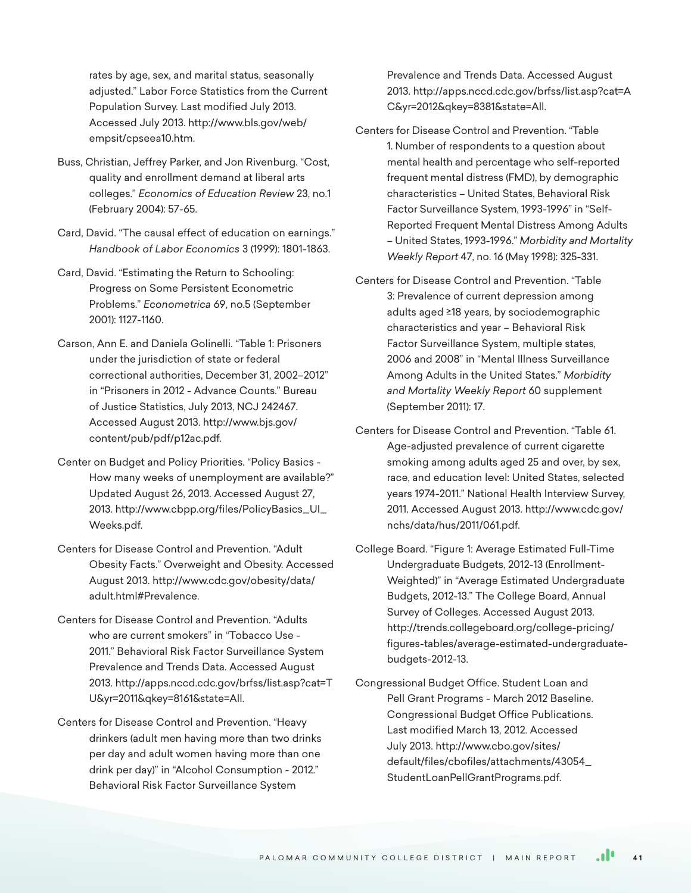rates by age, sex, and marital status, seasonally adjusted." Labor Force Statistics from the Current Population Survey. Last modified July 2013. Accessed July 2013. http://www.bls.gov/web/empsit/cpseea10.htm.

Buss, Christian, Jeffrey Parker, and Jon Rivenburg. "Cost, quality and enrollment demand at liberal arts colleges." *Economics of Education Review* 23, no.1 (February 2004): 57-65.

Card, David. "The causal effect of education on earnings." *Handbook of Labor Economics* 3 (1999): 1801-1863.

Card, David. "Estimating the Return to Schooling: Progress on Some Persistent Econometric Problems." *Econometrica* 69, no.5 (September 2001): 1127-1160.

Carson, Ann E. and Daniela Golinelli. "Table 1: Prisoners under the jurisdiction of state or federal correctional authorities, December 31, 2002–2012" in "Prisoners in 2012 - Advance Counts." Bureau of Justice Statistics, July 2013, NCJ 242467. Accessed August 2013. http://www.bjs.gov/content/pub/pdf/p12ac.pdf.

Center on Budget and Policy Priorities. "Policy Basics - How many weeks of unemployment are available?" Updated August 26, 2013. Accessed August 27, 2013. http://www.cbpp.org/files/PolicyBasics_UI_Weeks.pdf.

Centers for Disease Control and Prevention. "Adult Obesity Facts." Overweight and Obesity. Accessed August 2013. http://www.cdc.gov/obesity/data/adult.html#Prevalence.

Centers for Disease Control and Prevention. "Adults who are current smokers" in "Tobacco Use - 2011." Behavioral Risk Factor Surveillance System Prevalence and Trends Data. Accessed August 2013. http://apps.nccd.cdc.gov/brfss/list.asp?cat=TU&yr=2011&qkey=8161&state=All.

Centers for Disease Control and Prevention. "Heavy drinkers (adult men having more than two drinks per day and adult women having more than one drink per day)" in "Alcohol Consumption - 2012." Behavioral Risk Factor Surveillance System Prevalence and Trends Data. Accessed August 2013. http://apps.nccd.cdc.gov/brfss/list.asp?cat=AC&yr=2012&qkey=8381&state=All.

Centers for Disease Control and Prevention. "Table 1. Number of respondents to a question about mental health and percentage who self-reported frequent mental distress (FMD), by demographic characteristics – United States, Behavioral Risk Factor Surveillance System, 1993-1996" in "Self-Reported Frequent Mental Distress Among Adults – United States, 1993-1996." *Morbidity and Mortality Weekly Report* 47, no. 16 (May 1998): 325-331.

Centers for Disease Control and Prevention. "Table 3: Prevalence of current depression among adults aged ≥18 years, by sociodemographic characteristics and year – Behavioral Risk Factor Surveillance System, multiple states, 2006 and 2008" in "Mental Illness Surveillance Among Adults in the United States." *Morbidity and Mortality Weekly Report* 60 supplement (September 2011): 17.

Centers for Disease Control and Prevention. "Table 61. Age-adjusted prevalence of current cigarette smoking among adults aged 25 and over, by sex, race, and education level: United States, selected years 1974-2011." National Health Interview Survey, 2011. Accessed August 2013. http://www.cdc.gov/nchs/data/hus/2011/061.pdf.

College Board. "Figure 1: Average Estimated Full-Time Undergraduate Budgets, 2012-13 (Enrollment-Weighted)" in "Average Estimated Undergraduate Budgets, 2012-13." The College Board, Annual Survey of Colleges. Accessed August 2013. http://trends.collegeboard.org/college-pricing/figures-tables/average-estimated-undergraduate-budgets-2012-13.

Congressional Budget Office. Student Loan and Pell Grant Programs - March 2012 Baseline. Congressional Budget Office Publications. Last modified March 13, 2012. Accessed July 2013. http://www.cbo.gov/sites/default/files/cbofiles/attachments/43054_StudentLoanPellGrantPrograms.pdf.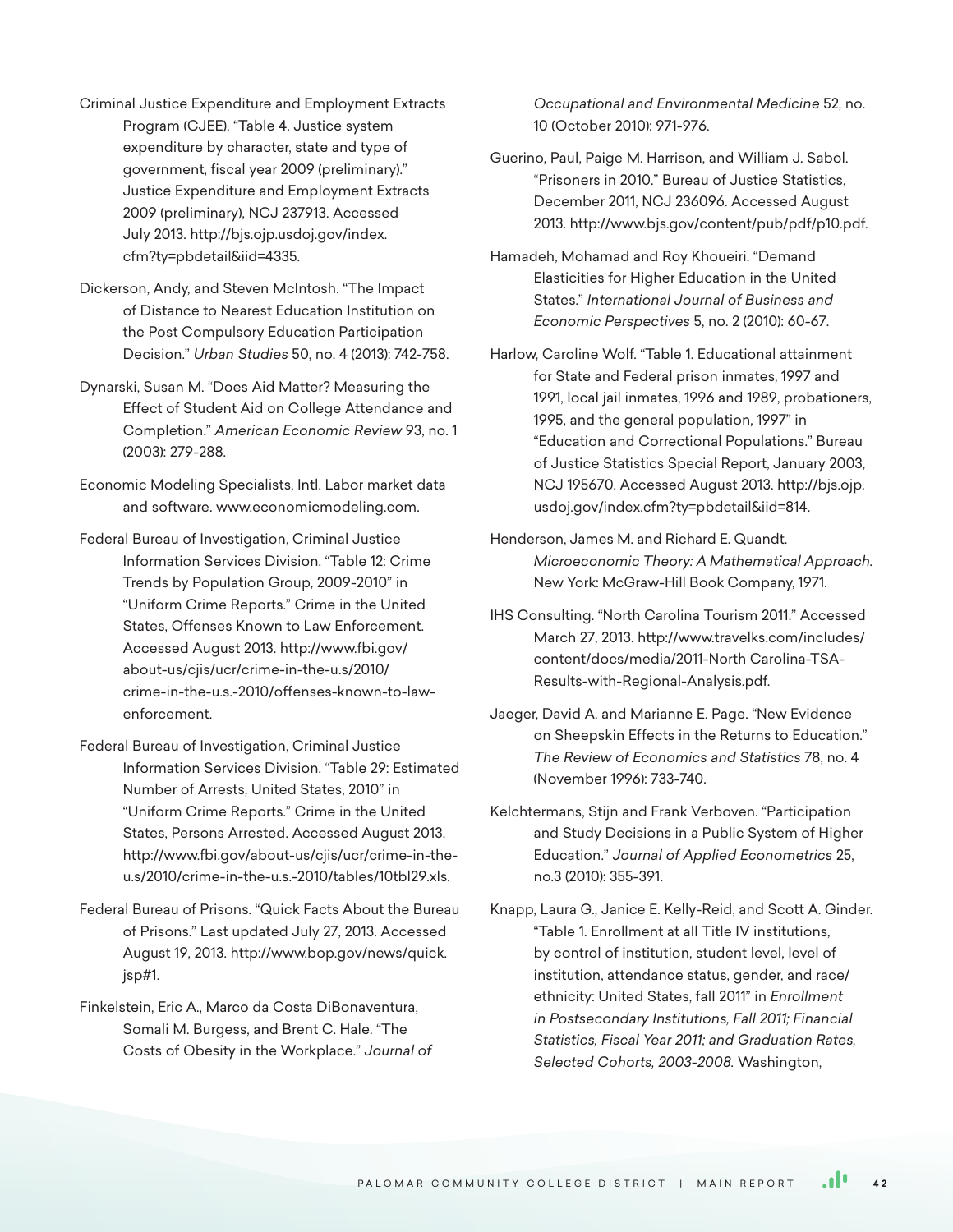Criminal Justice Expenditure and Employment Extracts Program (CJEE). "Table 4. Justice system expenditure by character, state and type of government, fiscal year 2009 (preliminary)." Justice Expenditure and Employment Extracts 2009 (preliminary), NCJ 237913. Accessed July 2013. http://bjs.ojp.usdoj.gov/index.cfm?ty=pbdetail&iid=4335.

Dickerson, Andy, and Steven McIntosh. "The Impact of Distance to Nearest Education Institution on the Post Compulsory Education Participation Decision." *Urban Studies* 50, no. 4 (2013): 742-758.

Dynarski, Susan M. "Does Aid Matter? Measuring the Effect of Student Aid on College Attendance and Completion." *American Economic Review* 93, no. 1 (2003): 279-288.

Economic Modeling Specialists, Intl. Labor market data and software. www.economicmodeling.com.

Federal Bureau of Investigation, Criminal Justice Information Services Division. "Table 12: Crime Trends by Population Group, 2009-2010" in "Uniform Crime Reports." Crime in the United States, Offenses Known to Law Enforcement. Accessed August 2013. http://www.fbi.gov/about-us/cjis/ucr/crime-in-the-u.s/2010/crime-in-the-u.s.-2010/offenses-known-to-law-enforcement.

Federal Bureau of Investigation, Criminal Justice Information Services Division. "Table 29: Estimated Number of Arrests, United States, 2010" in "Uniform Crime Reports." Crime in the United States, Persons Arrested. Accessed August 2013. http://www.fbi.gov/about-us/cjis/ucr/crime-in-the-u.s/2010/crime-in-the-u.s.-2010/tables/10tbl29.xls.

Federal Bureau of Prisons. "Quick Facts About the Bureau of Prisons." Last updated July 27, 2013. Accessed August 19, 2013. http://www.bop.gov/news/quick.jsp#1.

Finkelstein, Eric A., Marco da Costa DiBonaventura, Somali M. Burgess, and Brent C. Hale. "The Costs of Obesity in the Workplace." *Journal of Occupational and Environmental Medicine* 52, no. 10 (October 2010): 971-976.

Guerino, Paul, Paige M. Harrison, and William J. Sabol. "Prisoners in 2010." Bureau of Justice Statistics, December 2011, NCJ 236096. Accessed August 2013. http://www.bjs.gov/content/pub/pdf/p10.pdf.

Hamadeh, Mohamad and Roy Khoueiri. "Demand Elasticities for Higher Education in the United States." *International Journal of Business and Economic Perspectives* 5, no. 2 (2010): 60-67.

Harlow, Caroline Wolf. "Table 1. Educational attainment for State and Federal prison inmates, 1997 and 1991, local jail inmates, 1996 and 1989, probationers, 1995, and the general population, 1997" in "Education and Correctional Populations." Bureau of Justice Statistics Special Report, January 2003, NCJ 195670. Accessed August 2013. http://bjs.ojp.usdoj.gov/index.cfm?ty=pbdetail&iid=814.

Henderson, James M. and Richard E. Quandt. *Microeconomic Theory: A Mathematical Approach.* New York: McGraw-Hill Book Company, 1971.

IHS Consulting. "North Carolina Tourism 2011." Accessed March 27, 2013. http://www.travelks.com/includes/content/docs/media/2011-North Carolina-TSA-Results-with-Regional-Analysis.pdf.

Jaeger, David A. and Marianne E. Page. "New Evidence on Sheepskin Effects in the Returns to Education." *The Review of Economics and Statistics* 78, no. 4 (November 1996): 733-740.

Kelchtermans, Stijn and Frank Verboven. "Participation and Study Decisions in a Public System of Higher Education." *Journal of Applied Econometrics* 25, no.3 (2010): 355-391.

Knapp, Laura G., Janice E. Kelly-Reid, and Scott A. Ginder. "Table 1. Enrollment at all Title IV institutions, by control of institution, student level, level of institution, attendance status, gender, and race/ethnicity: United States, fall 2011" in *Enrollment in Postsecondary Institutions, Fall 2011; Financial Statistics, Fiscal Year 2011; and Graduation Rates, Selected Cohorts, 2003-2008.* Washington,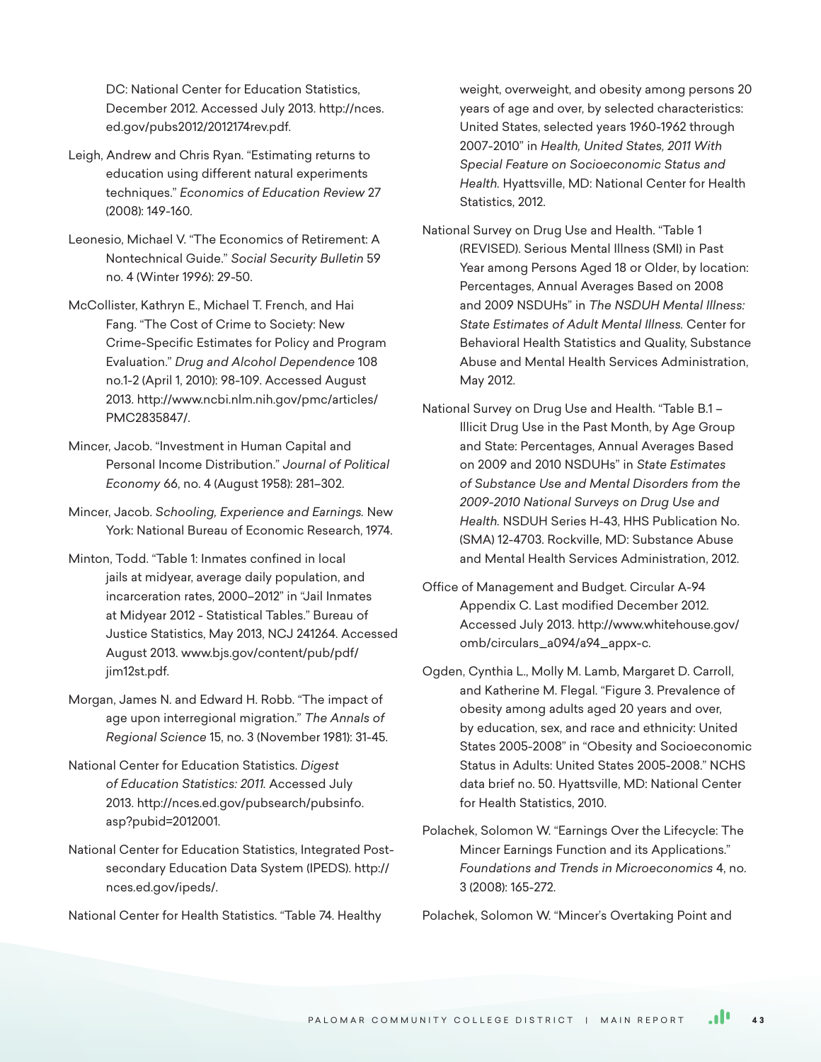DC: National Center for Education Statistics, December 2012. Accessed July 2013. http://nces.ed.gov/pubs2012/2012174rev.pdf.

Leigh, Andrew and Chris Ryan. "Estimating returns to education using different natural experiments techniques." *Economics of Education Review* 27 (2008): 149-160.

Leonesio, Michael V. "The Economics of Retirement: A Nontechnical Guide." *Social Security Bulletin* 59 no. 4 (Winter 1996): 29-50.

McCollister, Kathryn E., Michael T. French, and Hai Fang. "The Cost of Crime to Society: New Crime-Specific Estimates for Policy and Program Evaluation." *Drug and Alcohol Dependence* 108 no.1-2 (April 1, 2010): 98-109. Accessed August 2013. http://www.ncbi.nlm.nih.gov/pmc/articles/PMC2835847/.

Mincer, Jacob. "Investment in Human Capital and Personal Income Distribution." *Journal of Political Economy* 66, no. 4 (August 1958): 281–302.

Mincer, Jacob. *Schooling, Experience and Earnings.* New York: National Bureau of Economic Research, 1974.

Minton, Todd. "Table 1: Inmates confined in local jails at midyear, average daily population, and incarceration rates, 2000–2012" in "Jail Inmates at Midyear 2012 - Statistical Tables." Bureau of Justice Statistics, May 2013, NCJ 241264. Accessed August 2013. www.bjs.gov/content/pub/pdf/jim12st.pdf.

Morgan, James N. and Edward H. Robb. "The impact of age upon interregional migration." *The Annals of Regional Science* 15, no. 3 (November 1981): 31-45.

National Center for Education Statistics. *Digest of Education Statistics: 2011.* Accessed July 2013. http://nces.ed.gov/pubsearch/pubsinfo.asp?pubid=2012001.

National Center for Education Statistics, Integrated Postsecondary Education Data System (IPEDS). http://nces.ed.gov/ipeds/.

National Center for Health Statistics. "Table 74. Healthy weight, overweight, and obesity among persons 20 years of age and over, by selected characteristics: United States, selected years 1960-1962 through 2007-2010" in *Health, United States, 2011 With Special Feature on Socioeconomic Status and Health.* Hyattsville, MD: National Center for Health Statistics, 2012.

National Survey on Drug Use and Health. "Table 1 (REVISED). Serious Mental Illness (SMI) in Past Year among Persons Aged 18 or Older, by location: Percentages, Annual Averages Based on 2008 and 2009 NSDUHs" in *The NSDUH Mental Illness: State Estimates of Adult Mental Illness.* Center for Behavioral Health Statistics and Quality, Substance Abuse and Mental Health Services Administration, May 2012.

National Survey on Drug Use and Health. "Table B.1 – Illicit Drug Use in the Past Month, by Age Group and State: Percentages, Annual Averages Based on 2009 and 2010 NSDUHs" in *State Estimates of Substance Use and Mental Disorders from the 2009-2010 National Surveys on Drug Use and Health.* NSDUH Series H-43, HHS Publication No. (SMA) 12-4703. Rockville, MD: Substance Abuse and Mental Health Services Administration, 2012.

Office of Management and Budget. Circular A-94 Appendix C. Last modified December 2012. Accessed July 2013. http://www.whitehouse.gov/omb/circulars_a094/a94_appx-c.

Ogden, Cynthia L., Molly M. Lamb, Margaret D. Carroll, and Katherine M. Flegal. "Figure 3. Prevalence of obesity among adults aged 20 years and over, by education, sex, and race and ethnicity: United States 2005-2008" in "Obesity and Socioeconomic Status in Adults: United States 2005-2008." NCHS data brief no. 50. Hyattsville, MD: National Center for Health Statistics, 2010.

Polachek, Solomon W. "Earnings Over the Lifecycle: The Mincer Earnings Function and its Applications." *Foundations and Trends in Microeconomics* 4, no. 3 (2008): 165-272.

Polachek, Solomon W. "Mincer's Overtaking Point and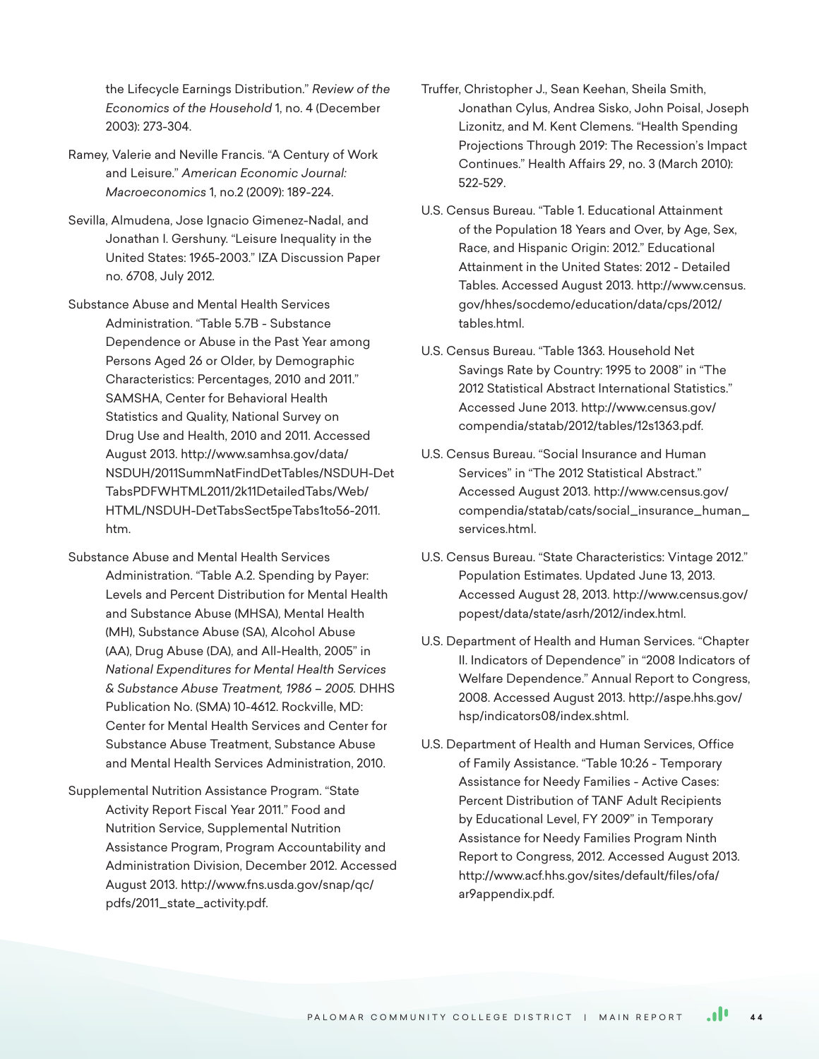the Lifecycle Earnings Distribution." *Review of the Economics of the Household* 1, no. 4 (December 2003): 273-304.

Ramey, Valerie and Neville Francis. "A Century of Work and Leisure." *American Economic Journal: Macroeconomics* 1, no.2 (2009): 189-224.

Sevilla, Almudena, Jose Ignacio Gimenez-Nadal, and Jonathan I. Gershuny. "Leisure Inequality in the United States: 1965-2003." IZA Discussion Paper no. 6708, July 2012.

Substance Abuse and Mental Health Services Administration. "Table 5.7B - Substance Dependence or Abuse in the Past Year among Persons Aged 26 or Older, by Demographic Characteristics: Percentages, 2010 and 2011." SAMSHA, Center for Behavioral Health Statistics and Quality, National Survey on Drug Use and Health, 2010 and 2011. Accessed August 2013. http://www.samhsa.gov/data/NSDUH/2011SummNatFindDetTables/NSDUH-DetTabsPDFWHTML2011/2k11DetailedTabs/Web/HTML/NSDUH-DetTabsSect5peTabs1to56-2011.htm.

Substance Abuse and Mental Health Services Administration. "Table A.2. Spending by Payer: Levels and Percent Distribution for Mental Health and Substance Abuse (MHSA), Mental Health (MH), Substance Abuse (SA), Alcohol Abuse (AA), Drug Abuse (DA), and All-Health, 2005" in *National Expenditures for Mental Health Services & Substance Abuse Treatment, 1986 – 2005*. DHHS Publication No. (SMA) 10-4612. Rockville, MD: Center for Mental Health Services and Center for Substance Abuse Treatment, Substance Abuse and Mental Health Services Administration, 2010.

Supplemental Nutrition Assistance Program. "State Activity Report Fiscal Year 2011." Food and Nutrition Service, Supplemental Nutrition Assistance Program, Program Accountability and Administration Division, December 2012. Accessed August 2013. http://www.fns.usda.gov/snap/qc/pdfs/2011_state_activity.pdf.

Truffer, Christopher J., Sean Keehan, Sheila Smith, Jonathan Cylus, Andrea Sisko, John Poisal, Joseph Lizonitz, and M. Kent Clemens. "Health Spending Projections Through 2019: The Recession's Impact Continues." Health Affairs 29, no. 3 (March 2010): 522-529.

U.S. Census Bureau. "Table 1. Educational Attainment of the Population 18 Years and Over, by Age, Sex, Race, and Hispanic Origin: 2012." Educational Attainment in the United States: 2012 - Detailed Tables. Accessed August 2013. http://www.census.gov/hhes/socdemo/education/data/cps/2012/tables.html.

U.S. Census Bureau. "Table 1363. Household Net Savings Rate by Country: 1995 to 2008" in "The 2012 Statistical Abstract International Statistics." Accessed June 2013. http://www.census.gov/compendia/statab/2012/tables/12s1363.pdf.

U.S. Census Bureau. "Social Insurance and Human Services" in "The 2012 Statistical Abstract." Accessed August 2013. http://www.census.gov/compendia/statab/cats/social_insurance_human_services.html.

U.S. Census Bureau. "State Characteristics: Vintage 2012." Population Estimates. Updated June 13, 2013. Accessed August 28, 2013. http://www.census.gov/popest/data/state/asrh/2012/index.html.

U.S. Department of Health and Human Services. "Chapter II. Indicators of Dependence" in "2008 Indicators of Welfare Dependence." Annual Report to Congress, 2008. Accessed August 2013. http://aspe.hhs.gov/hsp/indicators08/index.shtml.

U.S. Department of Health and Human Services, Office of Family Assistance. "Table 10:26 - Temporary Assistance for Needy Families - Active Cases: Percent Distribution of TANF Adult Recipients by Educational Level, FY 2009" in Temporary Assistance for Needy Families Program Ninth Report to Congress, 2012. Accessed August 2013. http://www.acf.hhs.gov/sites/default/files/ofa/ar9appendix.pdf.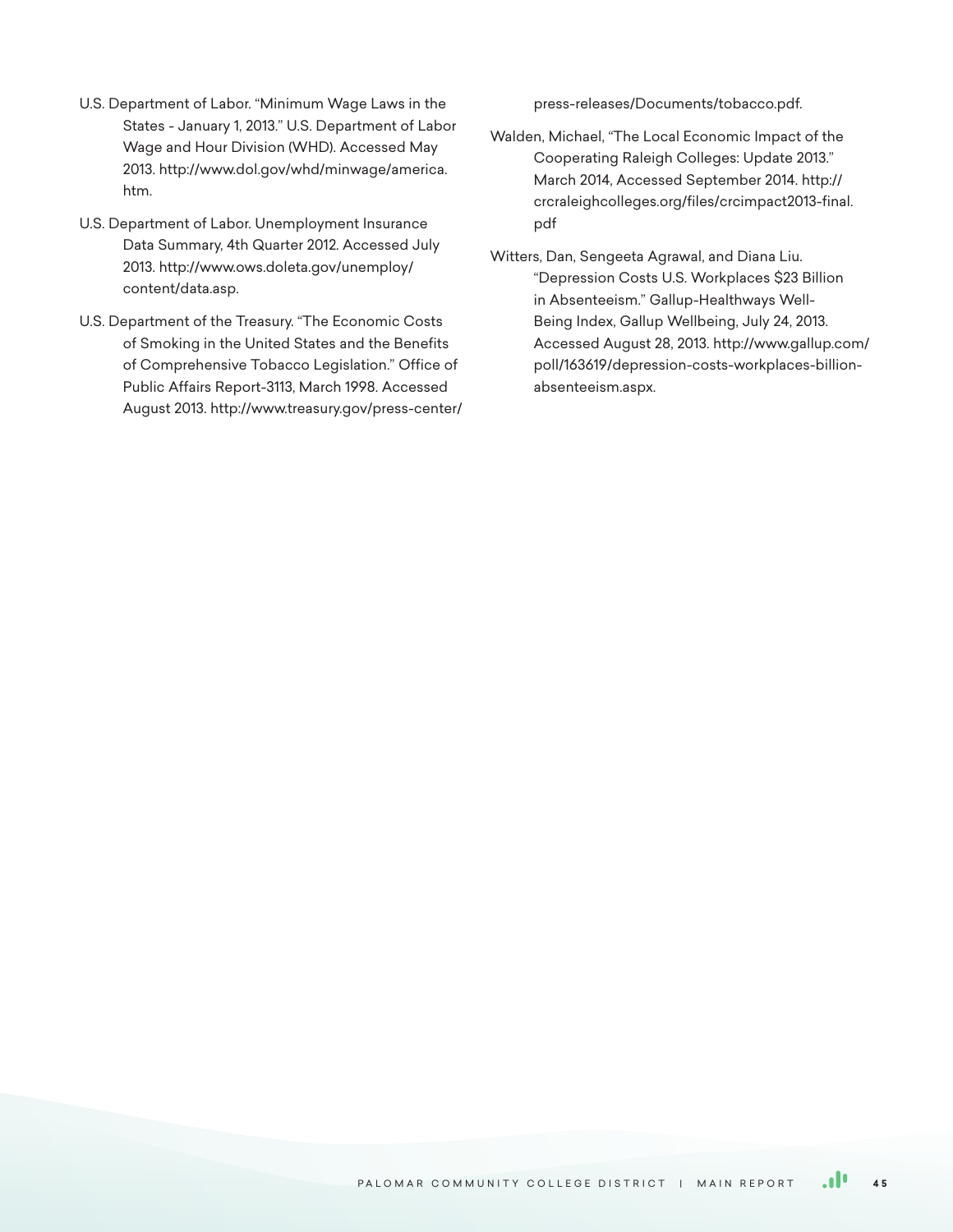U.S. Department of Labor. "Minimum Wage Laws in the States - January 1, 2013." U.S. Department of Labor Wage and Hour Division (WHD). Accessed May 2013. http://www.dol.gov/whd/minwage/america.htm.

U.S. Department of Labor. Unemployment Insurance Data Summary, 4th Quarter 2012. Accessed July 2013. http://www.ows.doleta.gov/unemploy/content/data.asp.

U.S. Department of the Treasury. "The Economic Costs of Smoking in the United States and the Benefits of Comprehensive Tobacco Legislation." Office of Public Affairs Report-3113, March 1998. Accessed August 2013. http://www.treasury.gov/press-center/press-releases/Documents/tobacco.pdf.

Walden, Michael, "The Local Economic Impact of the Cooperating Raleigh Colleges: Update 2013." March 2014, Accessed September 2014. http://crcraleighcolleges.org/files/crcimpact2013-final.pdf

Witters, Dan, Sengeeta Agrawal, and Diana Liu. "Depression Costs U.S. Workplaces $23 Billion in Absenteeism." Gallup-Healthways Well-Being Index, Gallup Wellbeing, July 24, 2013. Accessed August 28, 2013. http://www.gallup.com/poll/163619/depression-costs-workplaces-billion-absenteeism.aspx.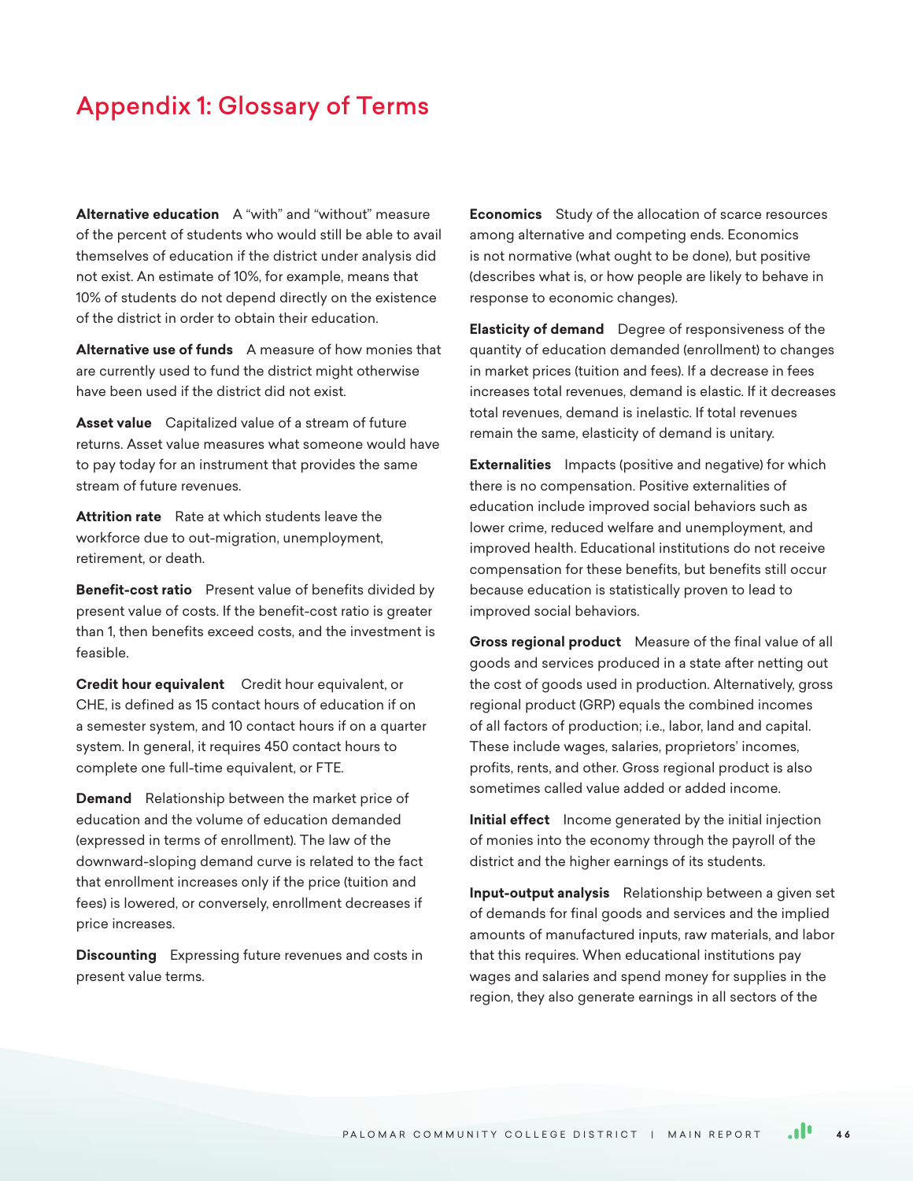# Appendix 1: Glossary of Terms

**Alternative education** A "with" and "without" measure of the percent of students who would still be able to avail themselves of education if the district under analysis did not exist. An estimate of 10%, for example, means that 10% of students do not depend directly on the existence of the district in order to obtain their education.

**Alternative use of funds** A measure of how monies that are currently used to fund the district might otherwise have been used if the district did not exist.

**Asset value** Capitalized value of a stream of future returns. Asset value measures what someone would have to pay today for an instrument that provides the same stream of future revenues.

**Attrition rate** Rate at which students leave the workforce due to out-migration, unemployment, retirement, or death.

**Benefit-cost ratio** Present value of benefits divided by present value of costs. If the benefit-cost ratio is greater than 1, then benefits exceed costs, and the investment is feasible.

**Credit hour equivalent** Credit hour equivalent, or CHE, is defined as 15 contact hours of education if on a semester system, and 10 contact hours if on a quarter system. In general, it requires 450 contact hours to complete one full-time equivalent, or FTE.

**Demand** Relationship between the market price of education and the volume of education demanded (expressed in terms of enrollment). The law of the downward-sloping demand curve is related to the fact that enrollment increases only if the price (tuition and fees) is lowered, or conversely, enrollment decreases if price increases.

**Discounting** Expressing future revenues and costs in present value terms.

**Economics** Study of the allocation of scarce resources among alternative and competing ends. Economics is not normative (what ought to be done), but positive (describes what is, or how people are likely to behave in response to economic changes).

**Elasticity of demand** Degree of responsiveness of the quantity of education demanded (enrollment) to changes in market prices (tuition and fees). If a decrease in fees increases total revenues, demand is elastic. If it decreases total revenues, demand is inelastic. If total revenues remain the same, elasticity of demand is unitary.

**Externalities** Impacts (positive and negative) for which there is no compensation. Positive externalities of education include improved social behaviors such as lower crime, reduced welfare and unemployment, and improved health. Educational institutions do not receive compensation for these benefits, but benefits still occur because education is statistically proven to lead to improved social behaviors.

**Gross regional product** Measure of the final value of all goods and services produced in a state after netting out the cost of goods used in production. Alternatively, gross regional product (GRP) equals the combined incomes of all factors of production; i.e., labor, land and capital. These include wages, salaries, proprietors' incomes, profits, rents, and other. Gross regional product is also sometimes called value added or added income.

**Initial effect** Income generated by the initial injection of monies into the economy through the payroll of the district and the higher earnings of its students.

**Input-output analysis** Relationship between a given set of demands for final goods and services and the implied amounts of manufactured inputs, raw materials, and labor that this requires. When educational institutions pay wages and salaries and spend money for supplies in the region, they also generate earnings in all sectors of the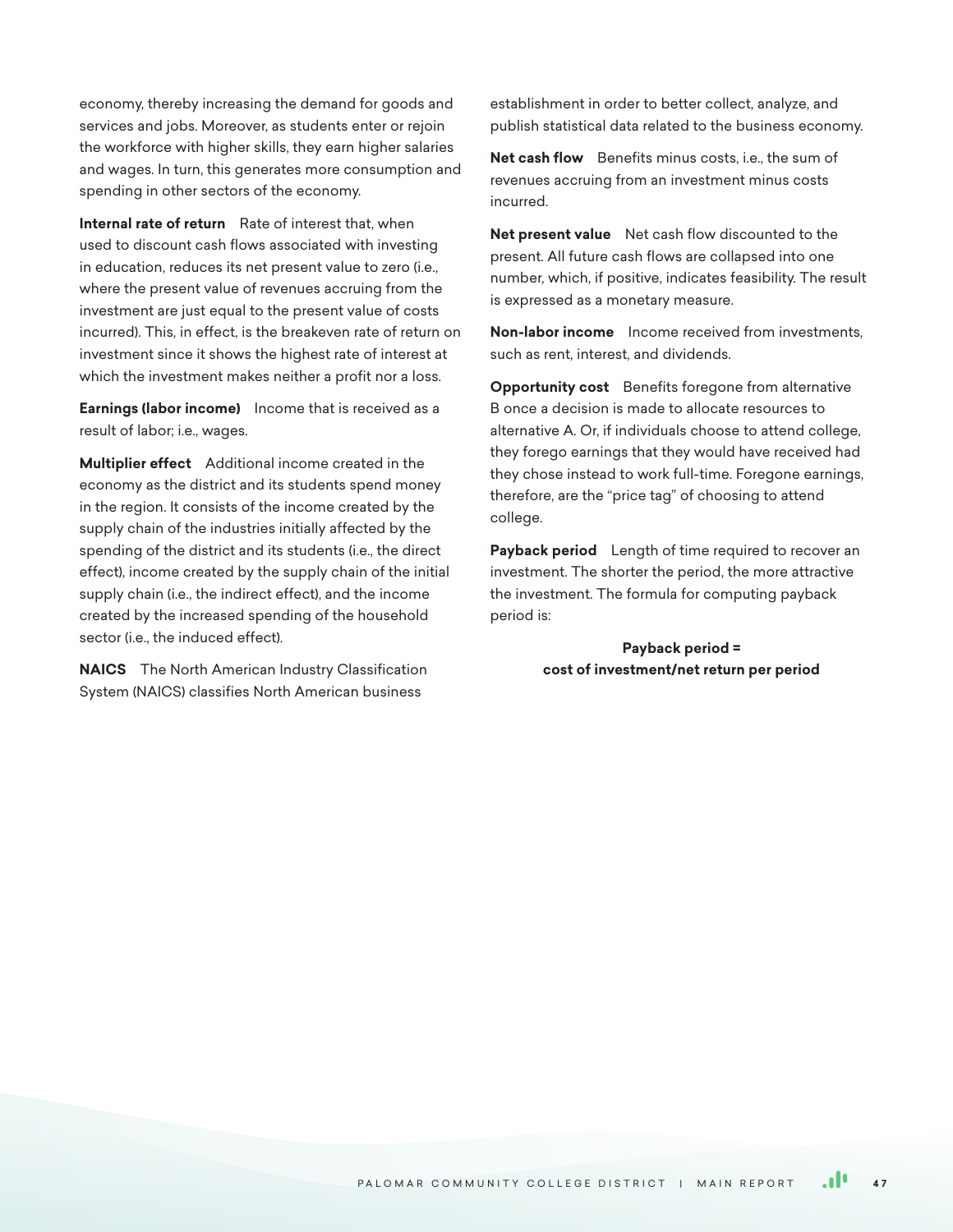economy, thereby increasing the demand for goods and services and jobs. Moreover, as students enter or rejoin the workforce with higher skills, they earn higher salaries and wages. In turn, this generates more consumption and spending in other sectors of the economy.

**Internal rate of return** Rate of interest that, when used to discount cash flows associated with investing in education, reduces its net present value to zero (i.e., where the present value of revenues accruing from the investment are just equal to the present value of costs incurred). This, in effect, is the breakeven rate of return on investment since it shows the highest rate of interest at which the investment makes neither a profit nor a loss.

**Earnings (labor income)** Income that is received as a result of labor; i.e., wages.

**Multiplier effect** Additional income created in the economy as the district and its students spend money in the region. It consists of the income created by the supply chain of the industries initially affected by the spending of the district and its students (i.e., the direct effect), income created by the supply chain of the initial supply chain (i.e., the indirect effect), and the income created by the increased spending of the household sector (i.e., the induced effect).

**NAICS** The North American Industry Classification System (NAICS) classifies North American business establishment in order to better collect, analyze, and publish statistical data related to the business economy.

**Net cash flow** Benefits minus costs, i.e., the sum of revenues accruing from an investment minus costs incurred.

**Net present value** Net cash flow discounted to the present. All future cash flows are collapsed into one number, which, if positive, indicates feasibility. The result is expressed as a monetary measure.

**Non-labor income** Income received from investments, such as rent, interest, and dividends.

**Opportunity cost** Benefits foregone from alternative B once a decision is made to allocate resources to alternative A. Or, if individuals choose to attend college, they forego earnings that they would have received had they chose instead to work full-time. Foregone earnings, therefore, are the "price tag" of choosing to attend college.

**Payback period** Length of time required to recover an investment. The shorter the period, the more attractive the investment. The formula for computing payback period is:

**Payback period =**
**cost of investment/net return per period**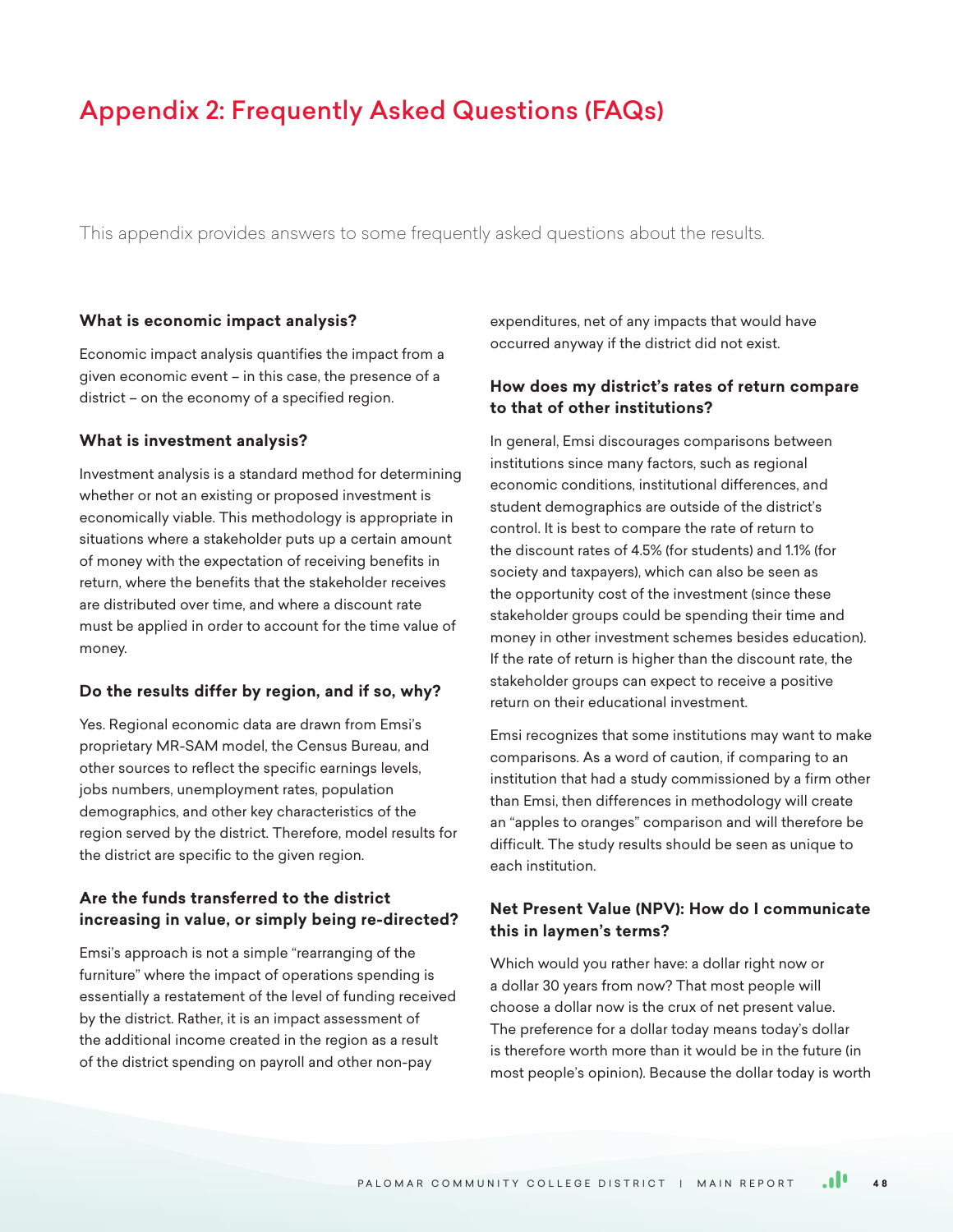# Appendix 2: Frequently Asked Questions (FAQs)

This appendix provides answers to some frequently asked questions about the results.

### What is economic impact analysis?

Economic impact analysis quantifies the impact from a given economic event – in this case, the presence of a district – on the economy of a specified region.

### What is investment analysis?

Investment analysis is a standard method for determining whether or not an existing or proposed investment is economically viable. This methodology is appropriate in situations where a stakeholder puts up a certain amount of money with the expectation of receiving benefits in return, where the benefits that the stakeholder receives are distributed over time, and where a discount rate must be applied in order to account for the time value of money.

### Do the results differ by region, and if so, why?

Yes. Regional economic data are drawn from Emsi's proprietary MR-SAM model, the Census Bureau, and other sources to reflect the specific earnings levels, jobs numbers, unemployment rates, population demographics, and other key characteristics of the region served by the district. Therefore, model results for the district are specific to the given region.

### Are the funds transferred to the district increasing in value, or simply being re-directed?

Emsi's approach is not a simple "rearranging of the furniture" where the impact of operations spending is essentially a restatement of the level of funding received by the district. Rather, it is an impact assessment of the additional income created in the region as a result of the district spending on payroll and other non-pay expenditures, net of any impacts that would have occurred anyway if the district did not exist.

### How does my district's rates of return compare to that of other institutions?

In general, Emsi discourages comparisons between institutions since many factors, such as regional economic conditions, institutional differences, and student demographics are outside of the district's control. It is best to compare the rate of return to the discount rates of 4.5% (for students) and 1.1% (for society and taxpayers), which can also be seen as the opportunity cost of the investment (since these stakeholder groups could be spending their time and money in other investment schemes besides education). If the rate of return is higher than the discount rate, the stakeholder groups can expect to receive a positive return on their educational investment.

Emsi recognizes that some institutions may want to make comparisons. As a word of caution, if comparing to an institution that had a study commissioned by a firm other than Emsi, then differences in methodology will create an "apples to oranges" comparison and will therefore be difficult. The study results should be seen as unique to each institution.

### Net Present Value (NPV): How do I communicate this in laymen's terms?

Which would you rather have: a dollar right now or a dollar 30 years from now? That most people will choose a dollar now is the crux of net present value. The preference for a dollar today means today's dollar is therefore worth more than it would be in the future (in most people's opinion). Because the dollar today is worth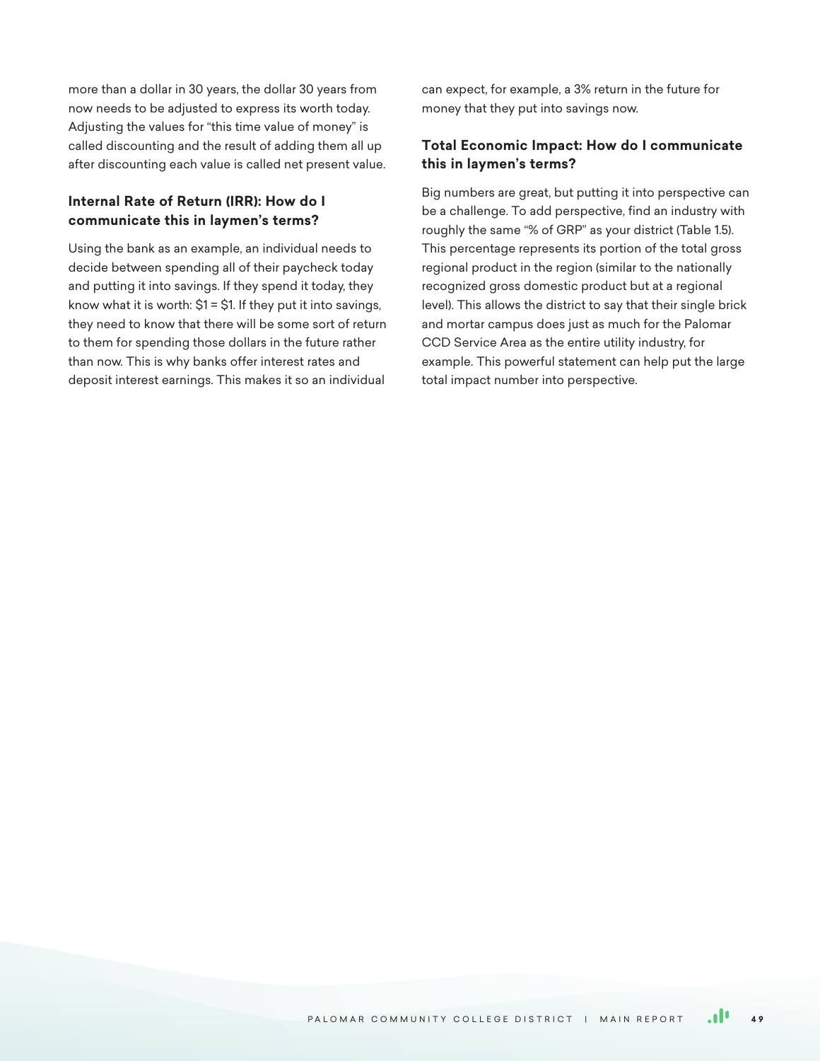more than a dollar in 30 years, the dollar 30 years from now needs to be adjusted to express its worth today. Adjusting the values for "this time value of money" is called discounting and the result of adding them all up after discounting each value is called net present value.

### Internal Rate of Return (IRR): How do I communicate this in laymen's terms?

Using the bank as an example, an individual needs to decide between spending all of their paycheck today and putting it into savings. If they spend it today, they know what it is worth: $1 = $1. If they put it into savings, they need to know that there will be some sort of return to them for spending those dollars in the future rather than now. This is why banks offer interest rates and deposit interest earnings. This makes it so an individual can expect, for example, a 3% return in the future for money that they put into savings now.

### Total Economic Impact: How do I communicate this in laymen's terms?

Big numbers are great, but putting it into perspective can be a challenge. To add perspective, find an industry with roughly the same "% of GRP" as your district (Table 1.5). This percentage represents its portion of the total gross regional product in the region (similar to the nationally recognized gross domestic product but at a regional level). This allows the district to say that their single brick and mortar campus does just as much for the Palomar CCD Service Area as the entire utility industry, for example. This powerful statement can help put the large total impact number into perspective.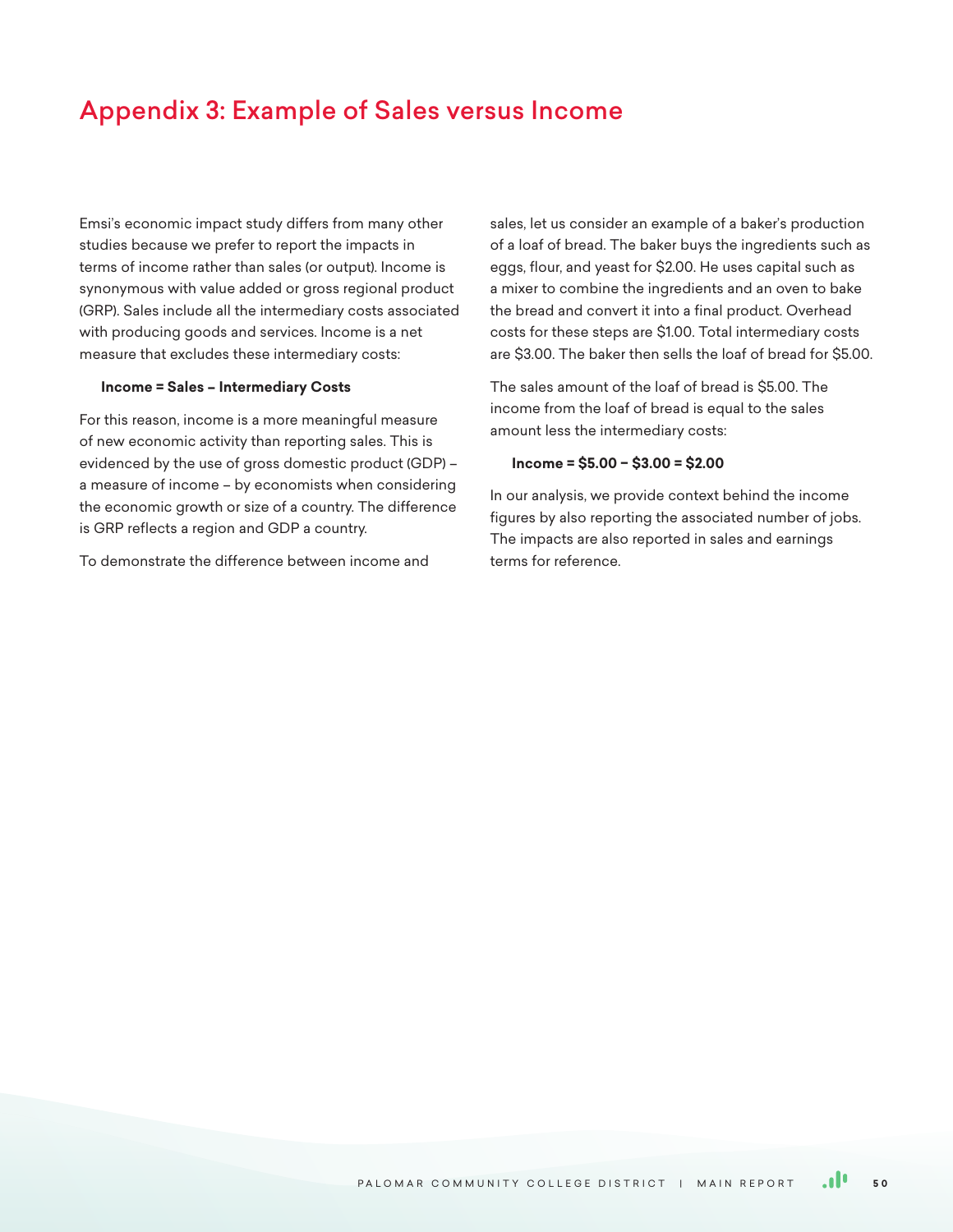# Appendix 3: Example of Sales versus Income

Emsi's economic impact study differs from many other studies because we prefer to report the impacts in terms of income rather than sales (or output). Income is synonymous with value added or gross regional product (GRP). Sales include all the intermediary costs associated with producing goods and services. Income is a net measure that excludes these intermediary costs:

**Income = Sales – Intermediary Costs**

For this reason, income is a more meaningful measure of new economic activity than reporting sales. This is evidenced by the use of gross domestic product (GDP) – a measure of income – by economists when considering the economic growth or size of a country. The difference is GRP reflects a region and GDP a country.

To demonstrate the difference between income and sales, let us consider an example of a baker's production of a loaf of bread. The baker buys the ingredients such as eggs, flour, and yeast for $2.00. He uses capital such as a mixer to combine the ingredients and an oven to bake the bread and convert it into a final product. Overhead costs for these steps are $1.00. Total intermediary costs are $3.00. The baker then sells the loaf of bread for $5.00.

The sales amount of the loaf of bread is $5.00. The income from the loaf of bread is equal to the sales amount less the intermediary costs:

**Income = $5.00 – $3.00 = $2.00**

In our analysis, we provide context behind the income figures by also reporting the associated number of jobs. The impacts are also reported in sales and earnings terms for reference.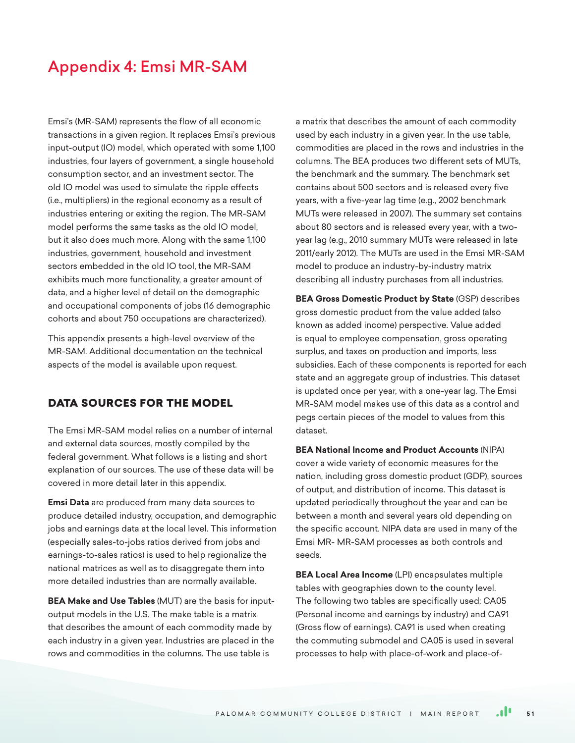# Appendix 4: Emsi MR-SAM

Emsi's (MR-SAM) represents the flow of all economic transactions in a given region. It replaces Emsi's previous input-output (IO) model, which operated with some 1,100 industries, four layers of government, a single household consumption sector, and an investment sector. The old IO model was used to simulate the ripple effects (i.e., multipliers) in the regional economy as a result of industries entering or exiting the region. The MR-SAM model performs the same tasks as the old IO model, but it also does much more. Along with the same 1,100 industries, government, household and investment sectors embedded in the old IO tool, the MR-SAM exhibits much more functionality, a greater amount of data, and a higher level of detail on the demographic and occupational components of jobs (16 demographic cohorts and about 750 occupations are characterized).

This appendix presents a high-level overview of the MR-SAM. Additional documentation on the technical aspects of the model is available upon request.

## DATA SOURCES FOR THE MODEL

The Emsi MR-SAM model relies on a number of internal and external data sources, mostly compiled by the federal government. What follows is a listing and short explanation of our sources. The use of these data will be covered in more detail later in this appendix.

**Emsi Data** are produced from many data sources to produce detailed industry, occupation, and demographic jobs and earnings data at the local level. This information (especially sales-to-jobs ratios derived from jobs and earnings-to-sales ratios) is used to help regionalize the national matrices as well as to disaggregate them into more detailed industries than are normally available.

**BEA Make and Use Tables** (MUT) are the basis for input-output models in the U.S. The make table is a matrix that describes the amount of each commodity made by each industry in a given year. Industries are placed in the rows and commodities in the columns. The use table is a matrix that describes the amount of each commodity used by each industry in a given year. In the use table, commodities are placed in the rows and industries in the columns. The BEA produces two different sets of MUTs, the benchmark and the summary. The benchmark set contains about 500 sectors and is released every five years, with a five-year lag time (e.g., 2002 benchmark MUTs were released in 2007). The summary set contains about 80 sectors and is released every year, with a two-year lag (e.g., 2010 summary MUTs were released in late 2011/early 2012). The MUTs are used in the Emsi MR-SAM model to produce an industry-by-industry matrix describing all industry purchases from all industries.

**BEA Gross Domestic Product by State** (GSP) describes gross domestic product from the value added (also known as added income) perspective. Value added is equal to employee compensation, gross operating surplus, and taxes on production and imports, less subsidies. Each of these components is reported for each state and an aggregate group of industries. This dataset is updated once per year, with a one-year lag. The Emsi MR-SAM model makes use of this data as a control and pegs certain pieces of the model to values from this dataset.

**BEA National Income and Product Accounts** (NIPA) cover a wide variety of economic measures for the nation, including gross domestic product (GDP), sources of output, and distribution of income. This dataset is updated periodically throughout the year and can be between a month and several years old depending on the specific account. NIPA data are used in many of the Emsi MR- MR-SAM processes as both controls and seeds.

**BEA Local Area Income** (LPI) encapsulates multiple tables with geographies down to the county level. The following two tables are specifically used: CA05 (Personal income and earnings by industry) and CA91 (Gross flow of earnings). CA91 is used when creating the commuting submodel and CA05 is used in several processes to help with place-of-work and place-of-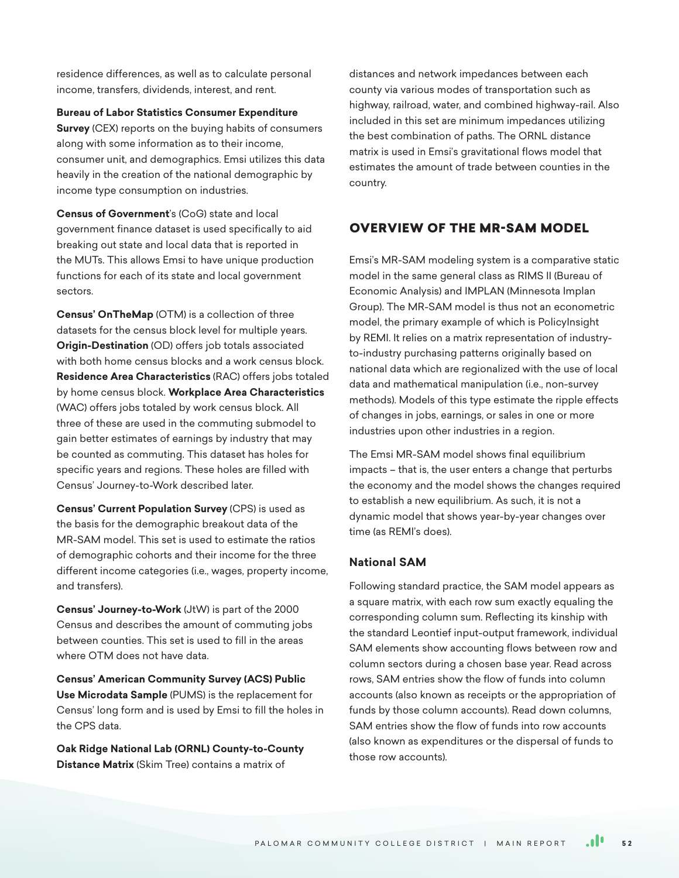residence differences, as well as to calculate personal income, transfers, dividends, interest, and rent.

**Bureau of Labor Statistics Consumer Expenditure Survey** (CEX) reports on the buying habits of consumers along with some information as to their income, consumer unit, and demographics. Emsi utilizes this data heavily in the creation of the national demographic by income type consumption on industries.

**Census of Government**'s (CoG) state and local government finance dataset is used specifically to aid breaking out state and local data that is reported in the MUTs. This allows Emsi to have unique production functions for each of its state and local government sectors.

**Census' OnTheMap** (OTM) is a collection of three datasets for the census block level for multiple years. **Origin-Destination** (OD) offers job totals associated with both home census blocks and a work census block. **Residence Area Characteristics** (RAC) offers jobs totaled by home census block. **Workplace Area Characteristics** (WAC) offers jobs totaled by work census block. All three of these are used in the commuting submodel to gain better estimates of earnings by industry that may be counted as commuting. This dataset has holes for specific years and regions. These holes are filled with Census' Journey-to-Work described later.

**Census' Current Population Survey** (CPS) is used as the basis for the demographic breakout data of the MR-SAM model. This set is used to estimate the ratios of demographic cohorts and their income for the three different income categories (i.e., wages, property income, and transfers).

**Census' Journey-to-Work** (JtW) is part of the 2000 Census and describes the amount of commuting jobs between counties. This set is used to fill in the areas where OTM does not have data.

**Census' American Community Survey (ACS) Public Use Microdata Sample** (PUMS) is the replacement for Census' long form and is used by Emsi to fill the holes in the CPS data.

**Oak Ridge National Lab (ORNL) County-to-County Distance Matrix** (Skim Tree) contains a matrix of distances and network impedances between each county via various modes of transportation such as highway, railroad, water, and combined highway-rail. Also included in this set are minimum impedances utilizing the best combination of paths. The ORNL distance matrix is used in Emsi's gravitational flows model that estimates the amount of trade between counties in the country.

## OVERVIEW OF THE MR-SAM MODEL

Emsi's MR-SAM modeling system is a comparative static model in the same general class as RIMS II (Bureau of Economic Analysis) and IMPLAN (Minnesota Implan Group). The MR-SAM model is thus not an econometric model, the primary example of which is PolicyInsight by REMI. It relies on a matrix representation of industry-to-industry purchasing patterns originally based on national data which are regionalized with the use of local data and mathematical manipulation (i.e., non-survey methods). Models of this type estimate the ripple effects of changes in jobs, earnings, or sales in one or more industries upon other industries in a region.

The Emsi MR-SAM model shows final equilibrium impacts – that is, the user enters a change that perturbs the economy and the model shows the changes required to establish a new equilibrium. As such, it is not a dynamic model that shows year-by-year changes over time (as REMI's does).

### National SAM

Following standard practice, the SAM model appears as a square matrix, with each row sum exactly equaling the corresponding column sum. Reflecting its kinship with the standard Leontief input-output framework, individual SAM elements show accounting flows between row and column sectors during a chosen base year. Read across rows, SAM entries show the flow of funds into column accounts (also known as receipts or the appropriation of funds by those column accounts). Read down columns, SAM entries show the flow of funds into row accounts (also known as expenditures or the dispersal of funds to those row accounts).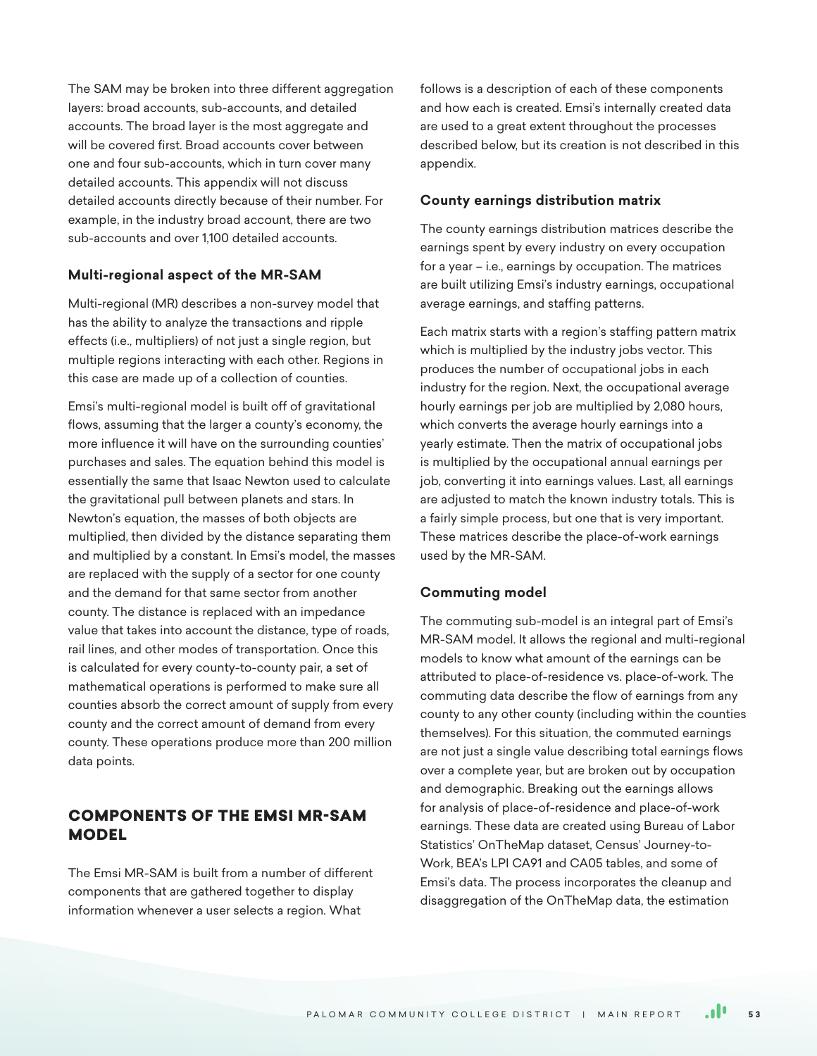The SAM may be broken into three different aggregation layers: broad accounts, sub-accounts, and detailed accounts. The broad layer is the most aggregate and will be covered first. Broad accounts cover between one and four sub-accounts, which in turn cover many detailed accounts. This appendix will not discuss detailed accounts directly because of their number. For example, in the industry broad account, there are two sub-accounts and over 1,100 detailed accounts.

### Multi-regional aspect of the MR-SAM

Multi-regional (MR) describes a non-survey model that has the ability to analyze the transactions and ripple effects (i.e., multipliers) of not just a single region, but multiple regions interacting with each other. Regions in this case are made up of a collection of counties.

Emsi's multi-regional model is built off of gravitational flows, assuming that the larger a county's economy, the more influence it will have on the surrounding counties' purchases and sales. The equation behind this model is essentially the same that Isaac Newton used to calculate the gravitational pull between planets and stars. In Newton's equation, the masses of both objects are multiplied, then divided by the distance separating them and multiplied by a constant. In Emsi's model, the masses are replaced with the supply of a sector for one county and the demand for that same sector from another county. The distance is replaced with an impedance value that takes into account the distance, type of roads, rail lines, and other modes of transportation. Once this is calculated for every county-to-county pair, a set of mathematical operations is performed to make sure all counties absorb the correct amount of supply from every county and the correct amount of demand from every county. These operations produce more than 200 million data points.

## COMPONENTS OF THE EMSI MR-SAM MODEL

The Emsi MR-SAM is built from a number of different components that are gathered together to display information whenever a user selects a region. What follows is a description of each of these components and how each is created. Emsi's internally created data are used to a great extent throughout the processes described below, but its creation is not described in this appendix.

### County earnings distribution matrix

The county earnings distribution matrices describe the earnings spent by every industry on every occupation for a year – i.e., earnings by occupation. The matrices are built utilizing Emsi's industry earnings, occupational average earnings, and staffing patterns.

Each matrix starts with a region's staffing pattern matrix which is multiplied by the industry jobs vector. This produces the number of occupational jobs in each industry for the region. Next, the occupational average hourly earnings per job are multiplied by 2,080 hours, which converts the average hourly earnings into a yearly estimate. Then the matrix of occupational jobs is multiplied by the occupational annual earnings per job, converting it into earnings values. Last, all earnings are adjusted to match the known industry totals. This is a fairly simple process, but one that is very important. These matrices describe the place-of-work earnings used by the MR-SAM.

### Commuting model

The commuting sub-model is an integral part of Emsi's MR-SAM model. It allows the regional and multi-regional models to know what amount of the earnings can be attributed to place-of-residence vs. place-of-work. The commuting data describe the flow of earnings from any county to any other county (including within the counties themselves). For this situation, the commuted earnings are not just a single value describing total earnings flows over a complete year, but are broken out by occupation and demographic. Breaking out the earnings allows for analysis of place-of-residence and place-of-work earnings. These data are created using Bureau of Labor Statistics' OnTheMap dataset, Census' Journey-to-Work, BEA's LPI CA91 and CA05 tables, and some of Emsi's data. The process incorporates the cleanup and disaggregation of the OnTheMap data, the estimation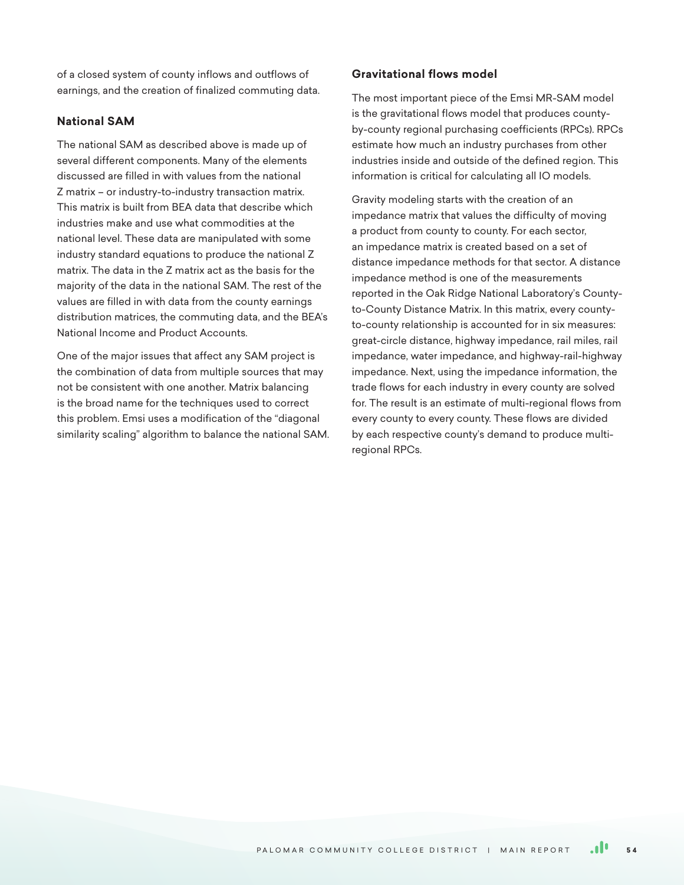of a closed system of county inflows and outflows of earnings, and the creation of finalized commuting data.

### National SAM

The national SAM as described above is made up of several different components. Many of the elements discussed are filled in with values from the national Z matrix – or industry-to-industry transaction matrix. This matrix is built from BEA data that describe which industries make and use what commodities at the national level. These data are manipulated with some industry standard equations to produce the national Z matrix. The data in the Z matrix act as the basis for the majority of the data in the national SAM. The rest of the values are filled in with data from the county earnings distribution matrices, the commuting data, and the BEA's National Income and Product Accounts.

One of the major issues that affect any SAM project is the combination of data from multiple sources that may not be consistent with one another. Matrix balancing is the broad name for the techniques used to correct this problem. Emsi uses a modification of the "diagonal similarity scaling" algorithm to balance the national SAM.

### Gravitational flows model

The most important piece of the Emsi MR-SAM model is the gravitational flows model that produces county-by-county regional purchasing coefficients (RPCs). RPCs estimate how much an industry purchases from other industries inside and outside of the defined region. This information is critical for calculating all IO models.

Gravity modeling starts with the creation of an impedance matrix that values the difficulty of moving a product from county to county. For each sector, an impedance matrix is created based on a set of distance impedance methods for that sector. A distance impedance method is one of the measurements reported in the Oak Ridge National Laboratory's County-to-County Distance Matrix. In this matrix, every county-to-county relationship is accounted for in six measures: great-circle distance, highway impedance, rail miles, rail impedance, water impedance, and highway-rail-highway impedance. Next, using the impedance information, the trade flows for each industry in every county are solved for. The result is an estimate of multi-regional flows from every county to every county. These flows are divided by each respective county's demand to produce multi-regional RPCs.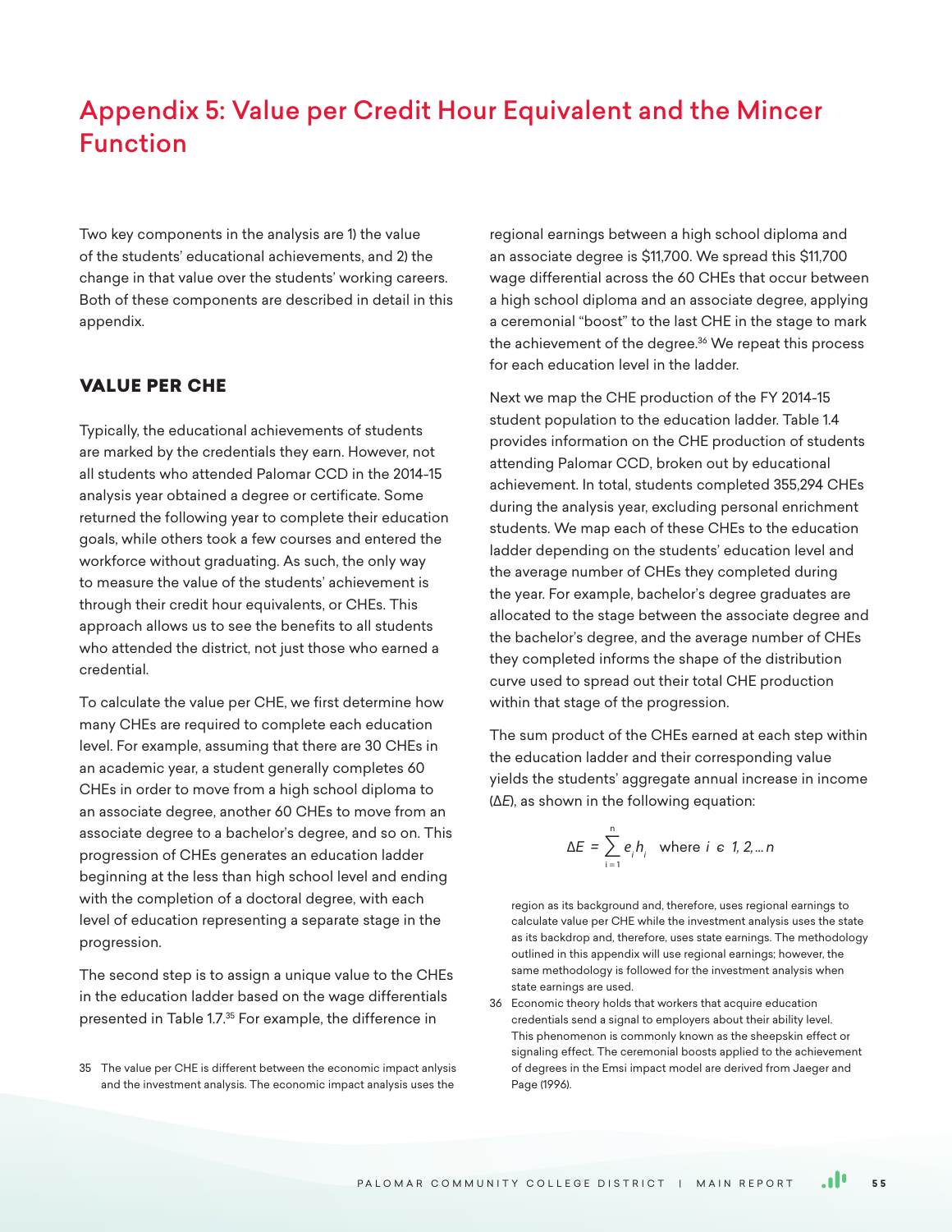# Appendix 5: Value per Credit Hour Equivalent and the Mincer Function

Two key components in the analysis are 1) the value of the students' educational achievements, and 2) the change in that value over the students' working careers. Both of these components are described in detail in this appendix.

## VALUE PER CHE

Typically, the educational achievements of students are marked by the credentials they earn. However, not all students who attended Palomar CCD in the 2014-15 analysis year obtained a degree or certificate. Some returned the following year to complete their education goals, while others took a few courses and entered the workforce without graduating. As such, the only way to measure the value of the students' achievement is through their credit hour equivalents, or CHEs. This approach allows us to see the benefits to all students who attended the district, not just those who earned a credential.

To calculate the value per CHE, we first determine how many CHEs are required to complete each education level. For example, assuming that there are 30 CHEs in an academic year, a student generally completes 60 CHEs in order to move from a high school diploma to an associate degree, another 60 CHEs to move from an associate degree to a bachelor's degree, and so on. This progression of CHEs generates an education ladder beginning at the less than high school level and ending with the completion of a doctoral degree, with each level of education representing a separate stage in the progression.

The second step is to assign a unique value to the CHEs in the education ladder based on the wage differentials presented in Table 1.7.[35] For example, the difference in regional earnings between a high school diploma and an associate degree is $11,700. We spread this $11,700 wage differential across the 60 CHEs that occur between a high school diploma and an associate degree, applying a ceremonial "boost" to the last CHE in the stage to mark the achievement of the degree.[36] We repeat this process for each education level in the ladder.

Next we map the CHE production of the FY 2014-15 student population to the education ladder. Table 1.4 provides information on the CHE production of students attending Palomar CCD, broken out by educational achievement. In total, students completed 355,294 CHEs during the analysis year, excluding personal enrichment students. We map each of these CHEs to the education ladder depending on the students' education level and the average number of CHEs they completed during the year. For example, bachelor's degree graduates are allocated to the stage between the associate degree and the bachelor's degree, and the average number of CHEs they completed informs the shape of the distribution curve used to spread out their total CHE production within that stage of the progression.

The sum product of the CHEs earned at each step within the education ladder and their corresponding value yields the students' aggregate annual increase in income ($\Delta E$), as shown in the following equation:

$$\Delta E = \sum_{i=1}^{n} e_i h_i \quad \text{where } i \in 1, 2, \ldots n$$

35 The value per CHE is different between the economic impact anlysis and the investment analysis. The economic impact analysis uses the region as its background and, therefore, uses regional earnings to calculate value per CHE while the investment analysis uses the state as its backdrop and, therefore, uses state earnings. The methodology outlined in this appendix will use regional earnings; however, the same methodology is followed for the investment analysis when state earnings are used.

36 Economic theory holds that workers that acquire education credentials send a signal to employers about their ability level. This phenomenon is commonly known as the sheepskin effect or signaling effect. The ceremonial boosts applied to the achievement of degrees in the Emsi impact model are derived from Jaeger and Page (1996).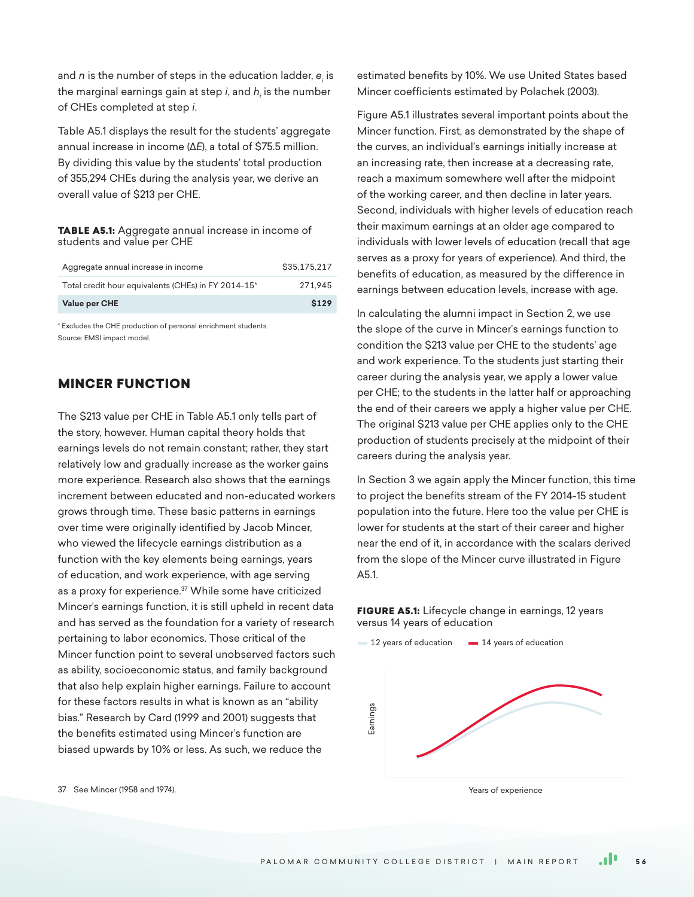and $n$ is the number of steps in the education ladder, $e_i$ is the marginal earnings gain at step $i$, and $h_i$ is the number of CHEs completed at step $i$.

Table A5.1 displays the result for the students' aggregate annual increase in income ($\Delta E$), a total of $75.5 million. By dividing this value by the students' total production of 355,294 CHEs during the analysis year, we derive an overall value of $213 per CHE.

**TABLE A5.1:** Aggregate annual increase in income of students and value per CHE

| | |
|---|---|
| Aggregate annual increase in income | $35,175,217 |
| Total credit hour equivalents (CHEs) in FY 2014-15* | 271,945 |
| **Value per CHE** | **$129** |

\* Excludes the CHE production of personal enrichment students.
Source: EMSI impact model.

## MINCER FUNCTION

The $213 value per CHE in Table A5.1 only tells part of the story, however. Human capital theory holds that earnings levels do not remain constant; rather, they start relatively low and gradually increase as the worker gains more experience. Research also shows that the earnings increment between educated and non-educated workers grows through time. These basic patterns in earnings over time were originally identified by Jacob Mincer, who viewed the lifecycle earnings distribution as a function with the key elements being earnings, years of education, and work experience, with age serving as a proxy for experience.[37] While some have criticized Mincer's earnings function, it is still upheld in recent data and has served as the foundation for a variety of research pertaining to labor economics. Those critical of the Mincer function point to several unobserved factors such as ability, socioeconomic status, and family background that also help explain higher earnings. Failure to account for these factors results in what is known as an "ability bias." Research by Card (1999 and 2001) suggests that the benefits estimated using Mincer's function are biased upwards by 10% or less. As such, we reduce the estimated benefits by 10%. We use United States based Mincer coefficients estimated by Polachek (2003).

Figure A5.1 illustrates several important points about the Mincer function. First, as demonstrated by the shape of the curves, an individual's earnings initially increase at an increasing rate, then increase at a decreasing rate, reach a maximum somewhere well after the midpoint of the working career, and then decline in later years. Second, individuals with higher levels of education reach their maximum earnings at an older age compared to individuals with lower levels of education (recall that age serves as a proxy for years of experience). And third, the benefits of education, as measured by the difference in earnings between education levels, increase with age.

In calculating the alumni impact in Section 2, we use the slope of the curve in Mincer's earnings function to condition the $213 value per CHE to the students' age and work experience. To the students just starting their career during the analysis year, we apply a lower value per CHE; to the students in the latter half or approaching the end of their careers we apply a higher value per CHE. The original $213 value per CHE applies only to the CHE production of students precisely at the midpoint of their careers during the analysis year.

In Section 3 we again apply the Mincer function, this time to project the benefits stream of the FY 2014-15 student population into the future. Here too the value per CHE is lower for students at the start of their career and higher near the end of it, in accordance with the scalars derived from the slope of the Mincer curve illustrated in Figure A5.1.

**FIGURE A5.1:** Lifecycle change in earnings, 12 years versus 14 years of education

12 years of education — 14 years of education

Earnings

Years of experience

37 See Mincer (1958 and 1974).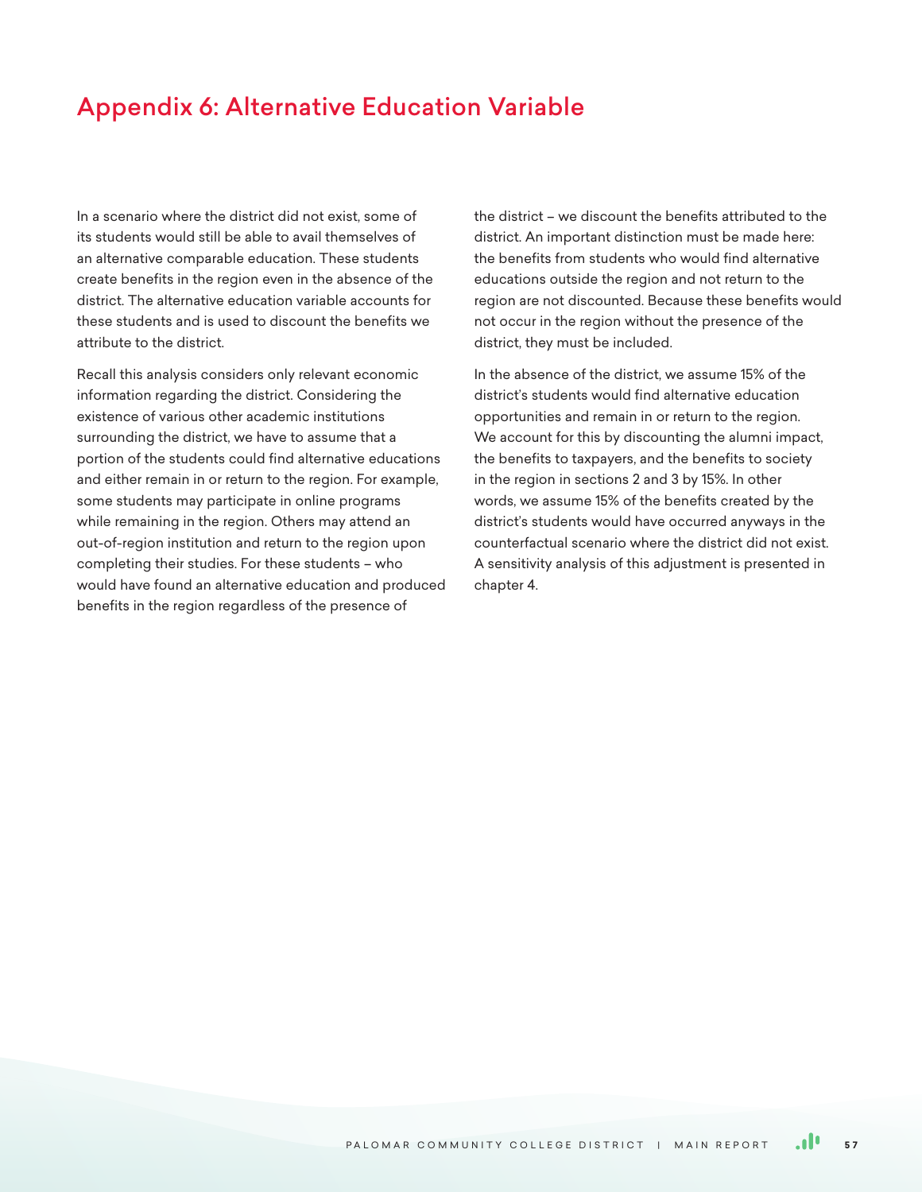# Appendix 6: Alternative Education Variable

In a scenario where the district did not exist, some of its students would still be able to avail themselves of an alternative comparable education. These students create benefits in the region even in the absence of the district. The alternative education variable accounts for these students and is used to discount the benefits we attribute to the district.

Recall this analysis considers only relevant economic information regarding the district. Considering the existence of various other academic institutions surrounding the district, we have to assume that a portion of the students could find alternative educations and either remain in or return to the region. For example, some students may participate in online programs while remaining in the region. Others may attend an out-of-region institution and return to the region upon completing their studies. For these students – who would have found an alternative education and produced benefits in the region regardless of the presence of the district – we discount the benefits attributed to the district. An important distinction must be made here: the benefits from students who would find alternative educations outside the region and not return to the region are not discounted. Because these benefits would not occur in the region without the presence of the district, they must be included.

In the absence of the district, we assume 15% of the district's students would find alternative education opportunities and remain in or return to the region. We account for this by discounting the alumni impact, the benefits to taxpayers, and the benefits to society in the region in sections 2 and 3 by 15%. In other words, we assume 15% of the benefits created by the district's students would have occurred anyways in the counterfactual scenario where the district did not exist. A sensitivity analysis of this adjustment is presented in chapter 4.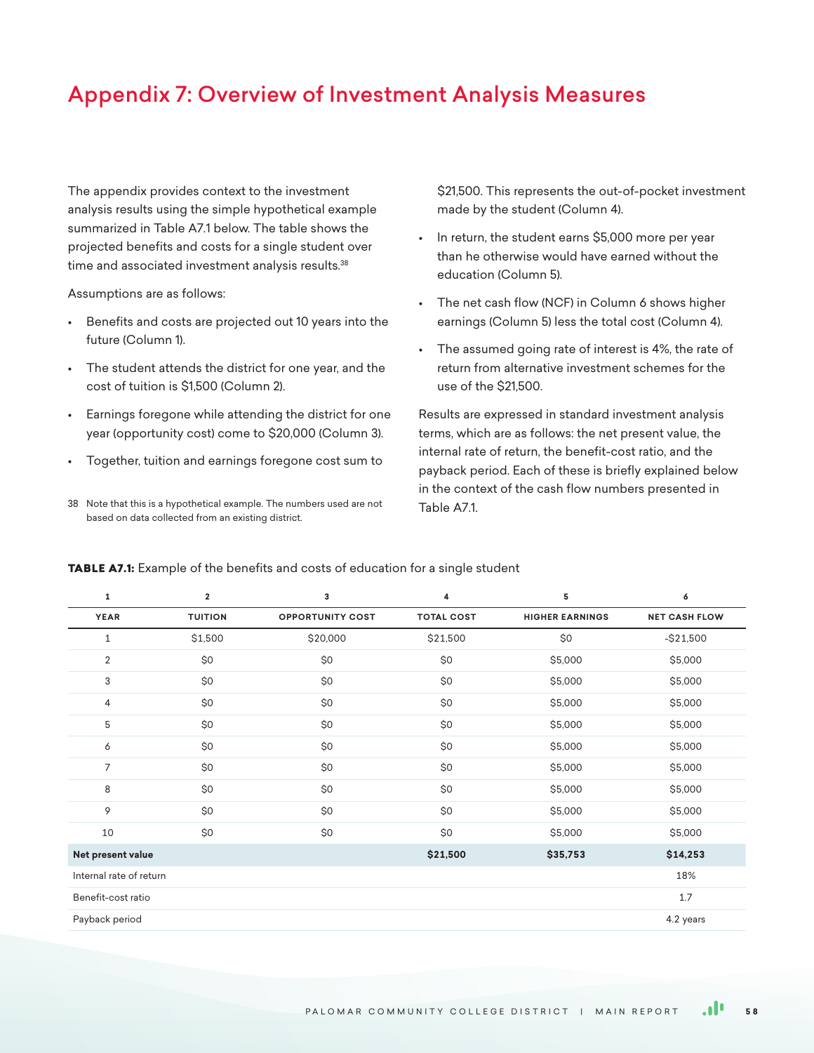# Appendix 7: Overview of Investment Analysis Measures

The appendix provides context to the investment analysis results using the simple hypothetical example summarized in Table A7.1 below. The table shows the projected benefits and costs for a single student over time and associated investment analysis results.[38]

Assumptions are as follows:

- Benefits and costs are projected out 10 years into the future (Column 1).
- The student attends the district for one year, and the cost of tuition is $1,500 (Column 2).
- Earnings foregone while attending the district for one year (opportunity cost) come to $20,000 (Column 3).
- Together, tuition and earnings foregone cost sum to $21,500. This represents the out-of-pocket investment made by the student (Column 4).
- In return, the student earns $5,000 more per year than he otherwise would have earned without the education (Column 5).
- The net cash flow (NCF) in Column 6 shows higher earnings (Column 5) less the total cost (Column 4).
- The assumed going rate of interest is 4%, the rate of return from alternative investment schemes for the use of the $21,500.

Results are expressed in standard investment analysis terms, which are as follows: the net present value, the internal rate of return, the benefit-cost ratio, and the payback period. Each of these is briefly explained below in the context of the cash flow numbers presented in Table A7.1.

38 Note that this is a hypothetical example. The numbers used are not based on data collected from an existing district.

**TABLE A7.1:** Example of the benefits and costs of education for a single student

| 1 | 2 | 3 | 4 | 5 | 6 |
|---|---|---|---|---|---|
| **YEAR** | **TUITION** | **OPPORTUNITY COST** | **TOTAL COST** | **HIGHER EARNINGS** | **NET CASH FLOW** |
| 1 | $1,500 | $20,000 | $21,500 | $0 | -$21,500 |
| 2 | $0 | $0 | $0 | $5,000 | $5,000 |
| 3 | $0 | $0 | $0 | $5,000 | $5,000 |
| 4 | $0 | $0 | $0 | $5,000 | $5,000 |
| 5 | $0 | $0 | $0 | $5,000 | $5,000 |
| 6 | $0 | $0 | $0 | $5,000 | $5,000 |
| 7 | $0 | $0 | $0 | $5,000 | $5,000 |
| 8 | $0 | $0 | $0 | $5,000 | $5,000 |
| 9 | $0 | $0 | $0 | $5,000 | $5,000 |
| 10 | $0 | $0 | $0 | $5,000 | $5,000 |
| **Net present value** | | | **$21,500** | **$35,753** | **$14,253** |
| Internal rate of return | | | | | 18% |
| Benefit-cost ratio | | | | | 1.7 |
| Payback period | | | | | 4.2 years |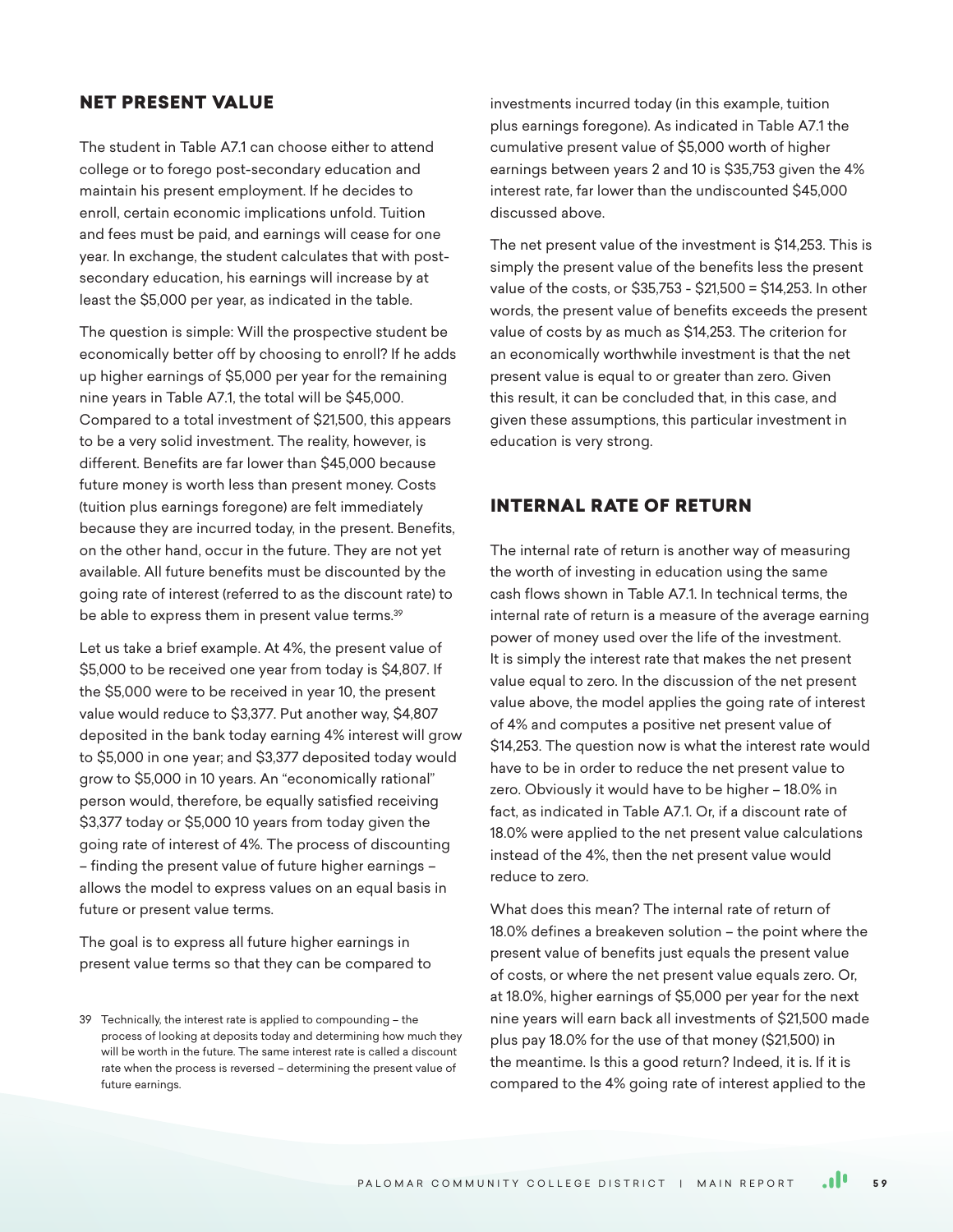## NET PRESENT VALUE

The student in Table A7.1 can choose either to attend college or to forego post-secondary education and maintain his present employment. If he decides to enroll, certain economic implications unfold. Tuition and fees must be paid, and earnings will cease for one year. In exchange, the student calculates that with post-secondary education, his earnings will increase by at least the $5,000 per year, as indicated in the table.

The question is simple: Will the prospective student be economically better off by choosing to enroll? If he adds up higher earnings of $5,000 per year for the remaining nine years in Table A7.1, the total will be $45,000. Compared to a total investment of $21,500, this appears to be a very solid investment. The reality, however, is different. Benefits are far lower than $45,000 because future money is worth less than present money. Costs (tuition plus earnings foregone) are felt immediately because they are incurred today, in the present. Benefits, on the other hand, occur in the future. They are not yet available. All future benefits must be discounted by the going rate of interest (referred to as the discount rate) to be able to express them in present value terms.[39]

Let us take a brief example. At 4%, the present value of $5,000 to be received one year from today is $4,807. If the $5,000 were to be received in year 10, the present value would reduce to $3,377. Put another way, $4,807 deposited in the bank today earning 4% interest will grow to $5,000 in one year; and $3,377 deposited today would grow to $5,000 in 10 years. An "economically rational" person would, therefore, be equally satisfied receiving $3,377 today or $5,000 10 years from today given the going rate of interest of 4%. The process of discounting – finding the present value of future higher earnings – allows the model to express values on an equal basis in future or present value terms.

The goal is to express all future higher earnings in present value terms so that they can be compared to investments incurred today (in this example, tuition plus earnings foregone). As indicated in Table A7.1 the cumulative present value of $5,000 worth of higher earnings between years 2 and 10 is $35,753 given the 4% interest rate, far lower than the undiscounted $45,000 discussed above.

The net present value of the investment is $14,253. This is simply the present value of the benefits less the present value of the costs, or $35,753 - $21,500 = $14,253. In other words, the present value of benefits exceeds the present value of costs by as much as $14,253. The criterion for an economically worthwhile investment is that the net present value is equal to or greater than zero. Given this result, it can be concluded that, in this case, and given these assumptions, this particular investment in education is very strong.

## INTERNAL RATE OF RETURN

The internal rate of return is another way of measuring the worth of investing in education using the same cash flows shown in Table A7.1. In technical terms, the internal rate of return is a measure of the average earning power of money used over the life of the investment. It is simply the interest rate that makes the net present value equal to zero. In the discussion of the net present value above, the model applies the going rate of interest of 4% and computes a positive net present value of $14,253. The question now is what the interest rate would have to be in order to reduce the net present value to zero. Obviously it would have to be higher – 18.0% in fact, as indicated in Table A7.1. Or, if a discount rate of 18.0% were applied to the net present value calculations instead of the 4%, then the net present value would reduce to zero.

What does this mean? The internal rate of return of 18.0% defines a breakeven solution – the point where the present value of benefits just equals the present value of costs, or where the net present value equals zero. Or, at 18.0%, higher earnings of $5,000 per year for the next nine years will earn back all investments of $21,500 made plus pay 18.0% for the use of that money ($21,500) in the meantime. Is this a good return? Indeed, it is. If it is compared to the 4% going rate of interest applied to the

39 Technically, the interest rate is applied to compounding – the process of looking at deposits today and determining how much they will be worth in the future. The same interest rate is called a discount rate when the process is reversed – determining the present value of future earnings.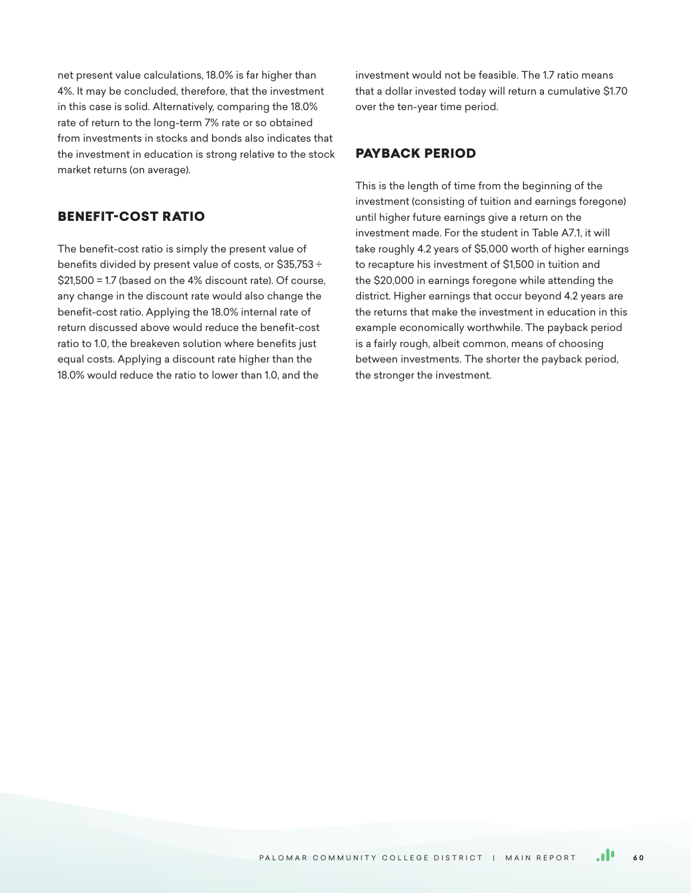net present value calculations, 18.0% is far higher than 4%. It may be concluded, therefore, that the investment in this case is solid. Alternatively, comparing the 18.0% rate of return to the long-term 7% rate or so obtained from investments in stocks and bonds also indicates that the investment in education is strong relative to the stock market returns (on average).

## BENEFIT-COST RATIO

The benefit-cost ratio is simply the present value of benefits divided by present value of costs, or $35,753 ÷ $21,500 = 1.7 (based on the 4% discount rate). Of course, any change in the discount rate would also change the benefit-cost ratio. Applying the 18.0% internal rate of return discussed above would reduce the benefit-cost ratio to 1.0, the breakeven solution where benefits just equal costs. Applying a discount rate higher than the 18.0% would reduce the ratio to lower than 1.0, and the investment would not be feasible. The 1.7 ratio means that a dollar invested today will return a cumulative $1.70 over the ten-year time period.

## PAYBACK PERIOD

This is the length of time from the beginning of the investment (consisting of tuition and earnings foregone) until higher future earnings give a return on the investment made. For the student in Table A7.1, it will take roughly 4.2 years of $5,000 worth of higher earnings to recapture his investment of $1,500 in tuition and the $20,000 in earnings foregone while attending the district. Higher earnings that occur beyond 4.2 years are the returns that make the investment in education in this example economically worthwhile. The payback period is a fairly rough, albeit common, means of choosing between investments. The shorter the payback period, the stronger the investment.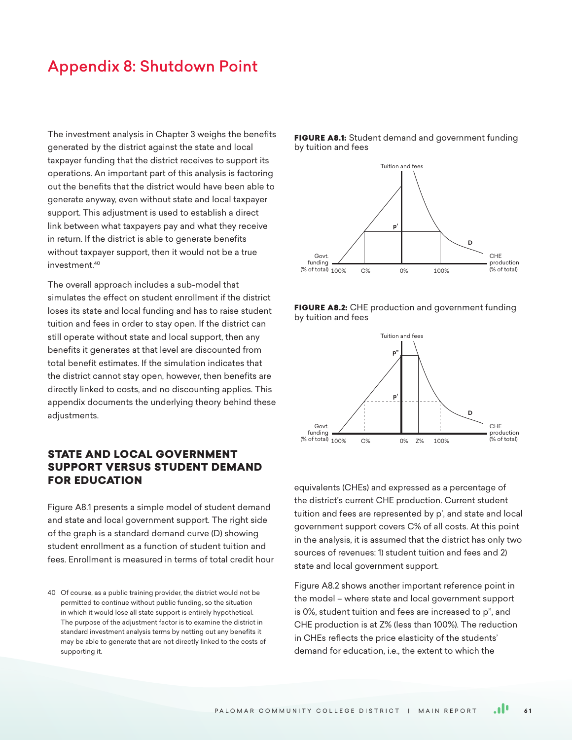# Appendix 8: Shutdown Point

The investment analysis in Chapter 3 weighs the benefits generated by the district against the state and local taxpayer funding that the district receives to support its operations. An important part of this analysis is factoring out the benefits that the district would have been able to generate anyway, even without state and local taxpayer support. This adjustment is used to establish a direct link between what taxpayers pay and what they receive in return. If the district is able to generate benefits without taxpayer support, then it would not be a true investment.[40]

The overall approach includes a sub-model that simulates the effect on student enrollment if the district loses its state and local funding and has to raise student tuition and fees in order to stay open. If the district can still operate without state and local support, then any benefits it generates at that level are discounted from total benefit estimates. If the simulation indicates that the district cannot stay open, however, then benefits are directly linked to costs, and no discounting applies. This appendix documents the underlying theory behind these adjustments.

## STATE AND LOCAL GOVERNMENT SUPPORT VERSUS STUDENT DEMAND FOR EDUCATION

Figure A8.1 presents a simple model of student demand and state and local government support. The right side of the graph is a standard demand curve (D) showing student enrollment as a function of student tuition and fees. Enrollment is measured in terms of total credit hour equivalents (CHEs) and expressed as a percentage of the district's current CHE production. Current student tuition and fees are represented by p', and state and local government support covers C% of all costs. At this point in the analysis, it is assumed that the district has only two sources of revenues: 1) student tuition and fees and 2) state and local government support.

**FIGURE A8.1:** Student demand and government funding by tuition and fees

**FIGURE A8.2:** CHE production and government funding by tuition and fees

Figure A8.2 shows another important reference point in the model – where state and local government support is 0%, student tuition and fees are increased to p'', and CHE production is at Z% (less than 100%). The reduction in CHEs reflects the price elasticity of the students' demand for education, i.e., the extent to which the

40 Of course, as a public training provider, the district would not be permitted to continue without public funding, so the situation in which it would lose all state support is entirely hypothetical. The purpose of the adjustment factor is to examine the district in standard investment analysis terms by netting out any benefits it may be able to generate that are not directly linked to the costs of supporting it.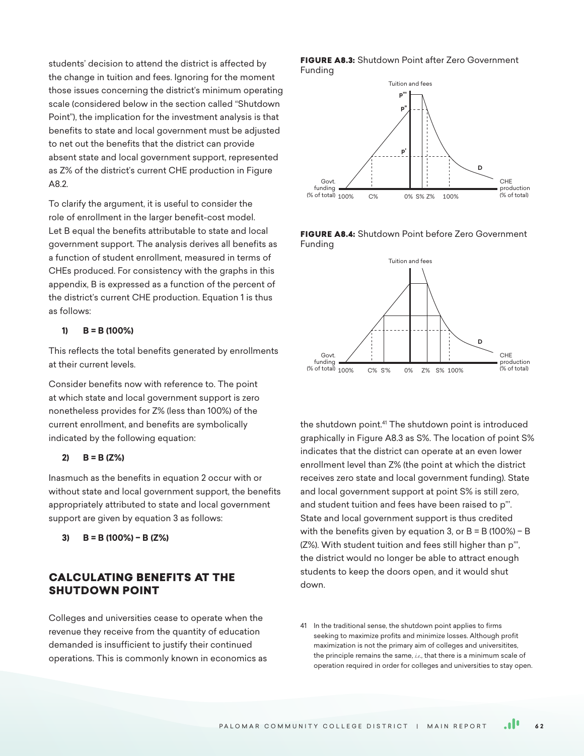students' decision to attend the district is affected by the change in tuition and fees. Ignoring for the moment those issues concerning the district's minimum operating scale (considered below in the section called "Shutdown Point"), the implication for the investment analysis is that benefits to state and local government must be adjusted to net out the benefits that the district can provide absent state and local government support, represented as Z% of the district's current CHE production in Figure A8.2.

To clarify the argument, it is useful to consider the role of enrollment in the larger benefit-cost model. Let B equal the benefits attributable to state and local government support. The analysis derives all benefits as a function of student enrollment, measured in terms of CHEs produced. For consistency with the graphs in this appendix, B is expressed as a function of the percent of the district's current CHE production. Equation 1 is thus as follows:

**1) B = B (100%)**

This reflects the total benefits generated by enrollments at their current levels.

Consider benefits now with reference to. The point at which state and local government support is zero nonetheless provides for Z% (less than 100%) of the current enrollment, and benefits are symbolically indicated by the following equation:

**2) B = B (Z%)**

Inasmuch as the benefits in equation 2 occur with or without state and local government support, the benefits appropriately attributed to state and local government support are given by equation 3 as follows:

**3) B = B (100%) − B (Z%)**

## CALCULATING BENEFITS AT THE SHUTDOWN POINT

Colleges and universities cease to operate when the revenue they receive from the quantity of education demanded is insufficient to justify their continued operations. This is commonly known in economics as the shutdown point.[41] The shutdown point is introduced graphically in Figure A8.3 as S%. The location of point S% indicates that the district can operate at an even lower enrollment level than Z% (the point at which the district receives zero state and local government funding). State and local government support at point S% is still zero, and student tuition and fees have been raised to p'''. State and local government support is thus credited with the benefits given by equation 3, or B = B (100%) − B (Z%). With student tuition and fees still higher than p''', the district would no longer be able to attract enough students to keep the doors open, and it would shut down.

**FIGURE A8.3:** Shutdown Point after Zero Government Funding

**FIGURE A8.4:** Shutdown Point before Zero Government Funding

41 In the traditional sense, the shutdown point applies to firms seeking to maximize profits and minimize losses. Although profit maximization is not the primary aim of colleges and universitites, the principle remains the same, *i.e.*, that there is a minimum scale of operation required in order for colleges and universities to stay open.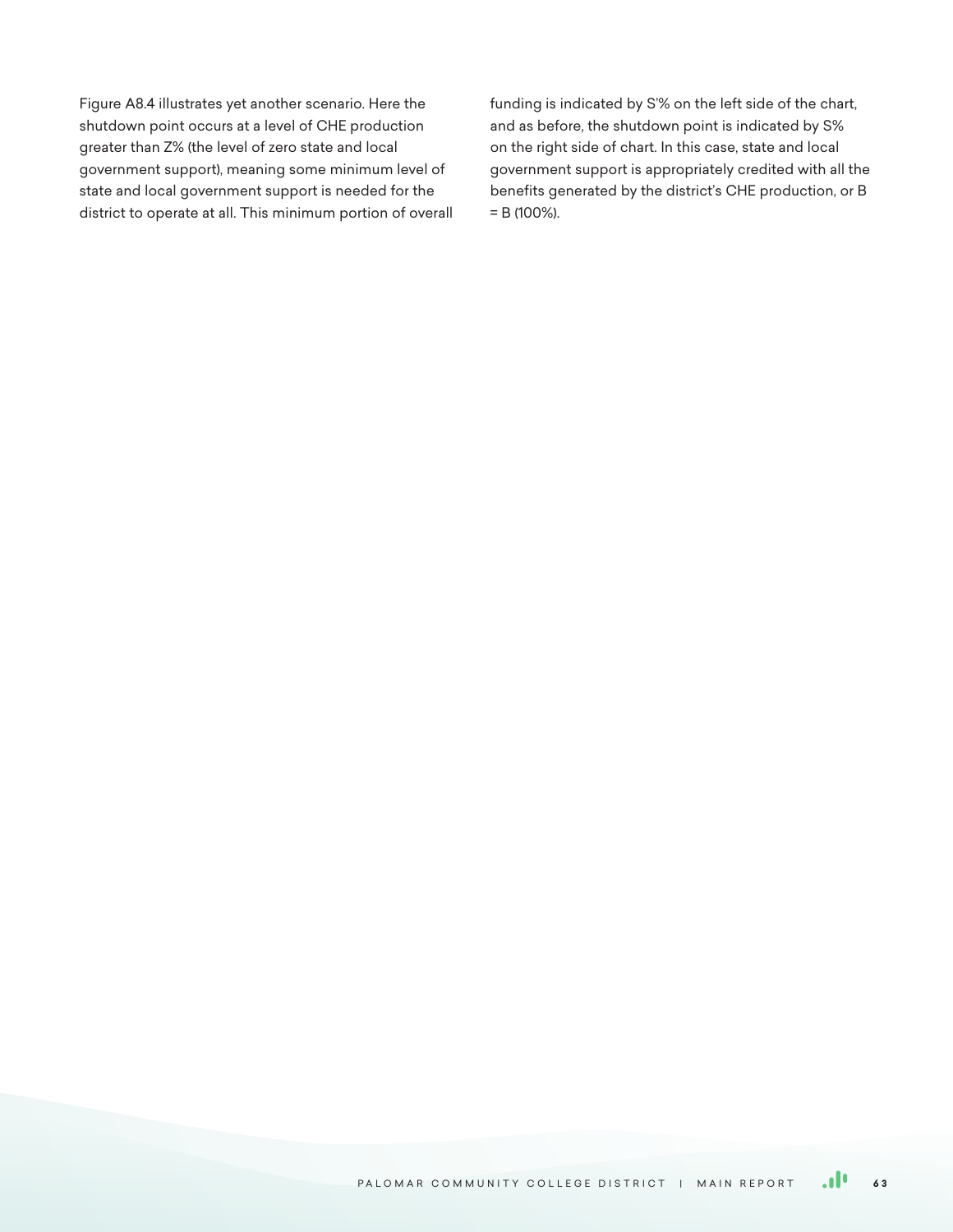Figure A8.4 illustrates yet another scenario. Here the shutdown point occurs at a level of CHE production greater than Z% (the level of zero state and local government support), meaning some minimum level of state and local government support is needed for the district to operate at all. This minimum portion of overall funding is indicated by S'% on the left side of the chart, and as before, the shutdown point is indicated by S% on the right side of chart. In this case, state and local government support is appropriately credited with all the benefits generated by the district's CHE production, or B = B (100%).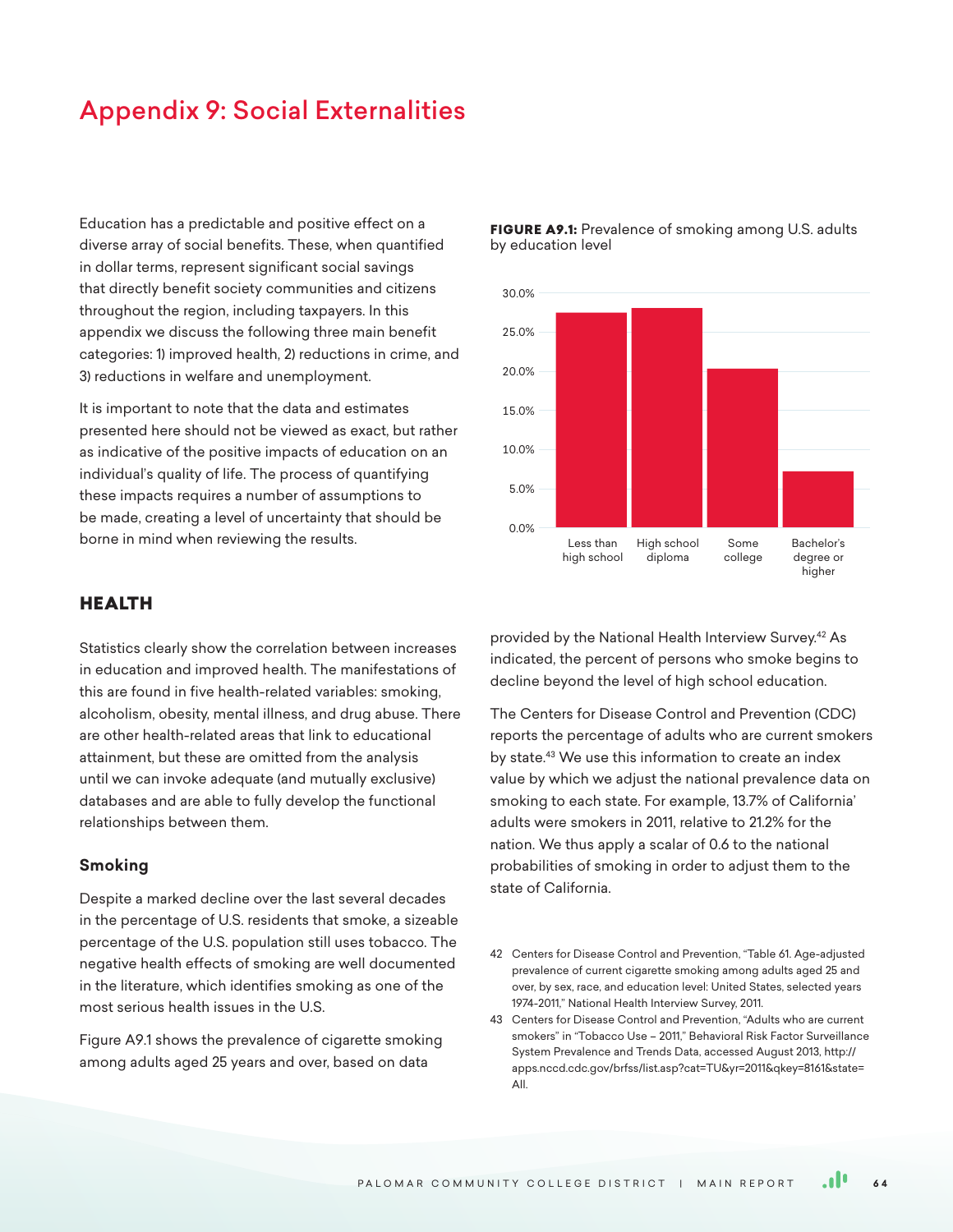# Appendix 9: Social Externalities

Education has a predictable and positive effect on a diverse array of social benefits. These, when quantified in dollar terms, represent significant social savings that directly benefit society communities and citizens throughout the region, including taxpayers. In this appendix we discuss the following three main benefit categories: 1) improved health, 2) reductions in crime, and 3) reductions in welfare and unemployment.

It is important to note that the data and estimates presented here should not be viewed as exact, but rather as indicative of the positive impacts of education on an individual's quality of life. The process of quantifying these impacts requires a number of assumptions to be made, creating a level of uncertainty that should be borne in mind when reviewing the results.

## HEALTH

Statistics clearly show the correlation between increases in education and improved health. The manifestations of this are found in five health-related variables: smoking, alcoholism, obesity, mental illness, and drug abuse. There are other health-related areas that link to educational attainment, but these are omitted from the analysis until we can invoke adequate (and mutually exclusive) databases and are able to fully develop the functional relationships between them.

### Smoking

Despite a marked decline over the last several decades in the percentage of U.S. residents that smoke, a sizeable percentage of the U.S. population still uses tobacco. The negative health effects of smoking are well documented in the literature, which identifies smoking as one of the most serious health issues in the U.S.

Figure A9.1 shows the prevalence of cigarette smoking among adults aged 25 years and over, based on data provided by the National Health Interview Survey.[42] As indicated, the percent of persons who smoke begins to decline beyond the level of high school education.

**FIGURE A9.1:** Prevalence of smoking among U.S. adults by education level

The Centers for Disease Control and Prevention (CDC) reports the percentage of adults who are current smokers by state.[43] We use this information to create an index value by which we adjust the national prevalence data on smoking to each state. For example, 13.7% of California' adults were smokers in 2011, relative to 21.2% for the nation. We thus apply a scalar of 0.6 to the national probabilities of smoking in order to adjust them to the state of California.

42 Centers for Disease Control and Prevention, "Table 61. Age-adjusted prevalence of current cigarette smoking among adults aged 25 and over, by sex, race, and education level: United States, selected years 1974-2011," National Health Interview Survey, 2011.

43 Centers for Disease Control and Prevention, "Adults who are current smokers" in "Tobacco Use – 2011," Behavioral Risk Factor Surveillance System Prevalence and Trends Data, accessed August 2013, http://apps.nccd.cdc.gov/brfss/list.asp?cat=TU&yr=2011&qkey=8161&state=All.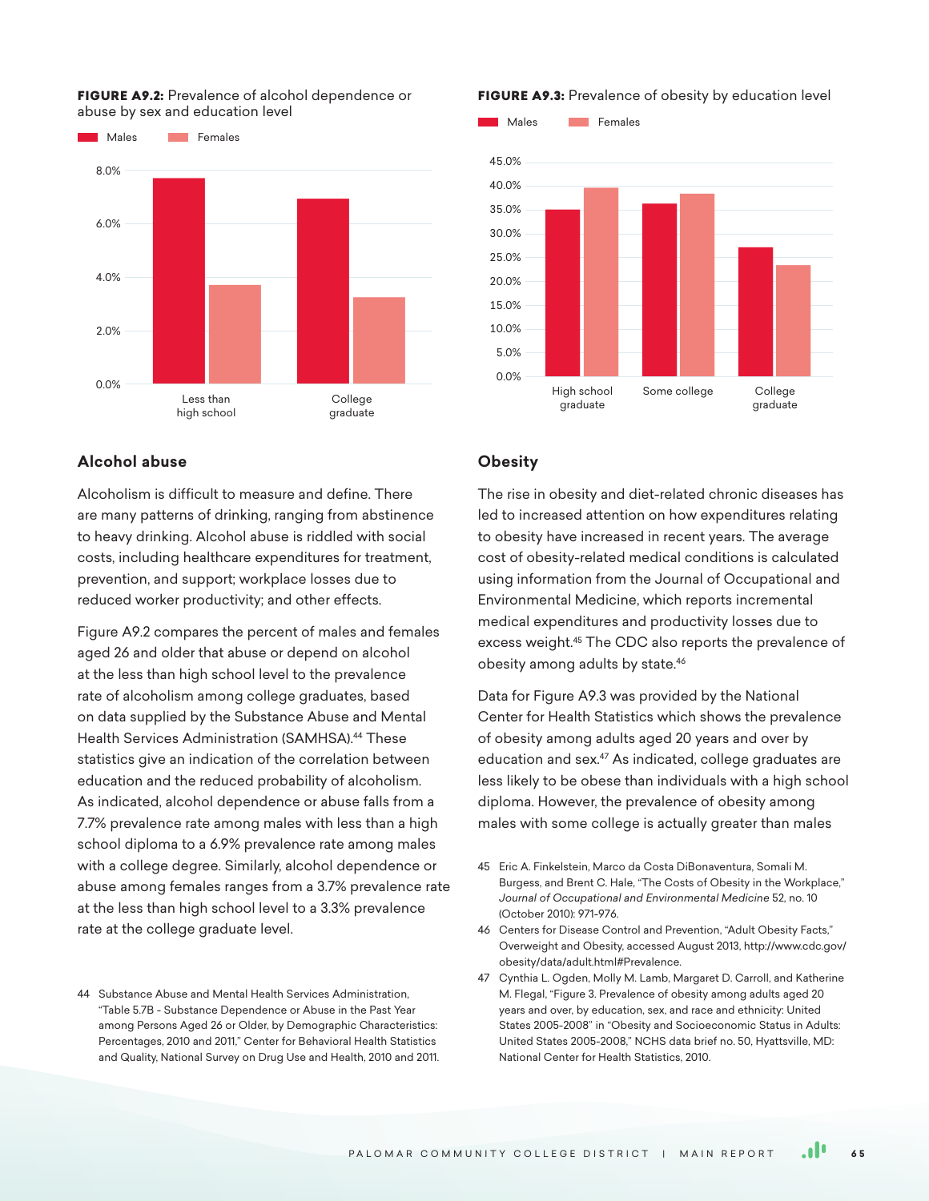**FIGURE A9.2:** Prevalence of alcohol dependence or abuse by sex and education level

**FIGURE A9.3:** Prevalence of obesity by education level

## Alcohol abuse

Alcoholism is difficult to measure and define. There are many patterns of drinking, ranging from abstinence to heavy drinking. Alcohol abuse is riddled with social costs, including healthcare expenditures for treatment, prevention, and support; workplace losses due to reduced worker productivity; and other effects.

Figure A9.2 compares the percent of males and females aged 26 and older that abuse or depend on alcohol at the less than high school level to the prevalence rate of alcoholism among college graduates, based on data supplied by the Substance Abuse and Mental Health Services Administration (SAMHSA).[44] These statistics give an indication of the correlation between education and the reduced probability of alcoholism. As indicated, alcohol dependence or abuse falls from a 7.7% prevalence rate among males with less than a high school diploma to a 6.9% prevalence rate among males with a college degree. Similarly, alcohol dependence or abuse among females ranges from a 3.7% prevalence rate at the less than high school level to a 3.3% prevalence rate at the college graduate level.

## Obesity

The rise in obesity and diet-related chronic diseases has led to increased attention on how expenditures relating to obesity have increased in recent years. The average cost of obesity-related medical conditions is calculated using information from the Journal of Occupational and Environmental Medicine, which reports incremental medical expenditures and productivity losses due to excess weight.[45] The CDC also reports the prevalence of obesity among adults by state.[46]

Data for Figure A9.3 was provided by the National Center for Health Statistics which shows the prevalence of obesity among adults aged 20 years and over by education and sex.[47] As indicated, college graduates are less likely to be obese than individuals with a high school diploma. However, the prevalence of obesity among males with some college is actually greater than males

44 Substance Abuse and Mental Health Services Administration, "Table 5.7B - Substance Dependence or Abuse in the Past Year among Persons Aged 26 or Older, by Demographic Characteristics: Percentages, 2010 and 2011," Center for Behavioral Health Statistics and Quality, National Survey on Drug Use and Health, 2010 and 2011.

45 Eric A. Finkelstein, Marco da Costa DiBonaventura, Somali M. Burgess, and Brent C. Hale, "The Costs of Obesity in the Workplace," *Journal of Occupational and Environmental Medicine* 52, no. 10 (October 2010): 971-976.

46 Centers for Disease Control and Prevention, "Adult Obesity Facts," Overweight and Obesity, accessed August 2013, http://www.cdc.gov/obesity/data/adult.html#Prevalence.

47 Cynthia L. Ogden, Molly M. Lamb, Margaret D. Carroll, and Katherine M. Flegal, "Figure 3. Prevalence of obesity among adults aged 20 years and over, by education, sex, and race and ethnicity: United States 2005-2008" in "Obesity and Socioeconomic Status in Adults: United States 2005-2008," NCHS data brief no. 50, Hyattsville, MD: National Center for Health Statistics, 2010.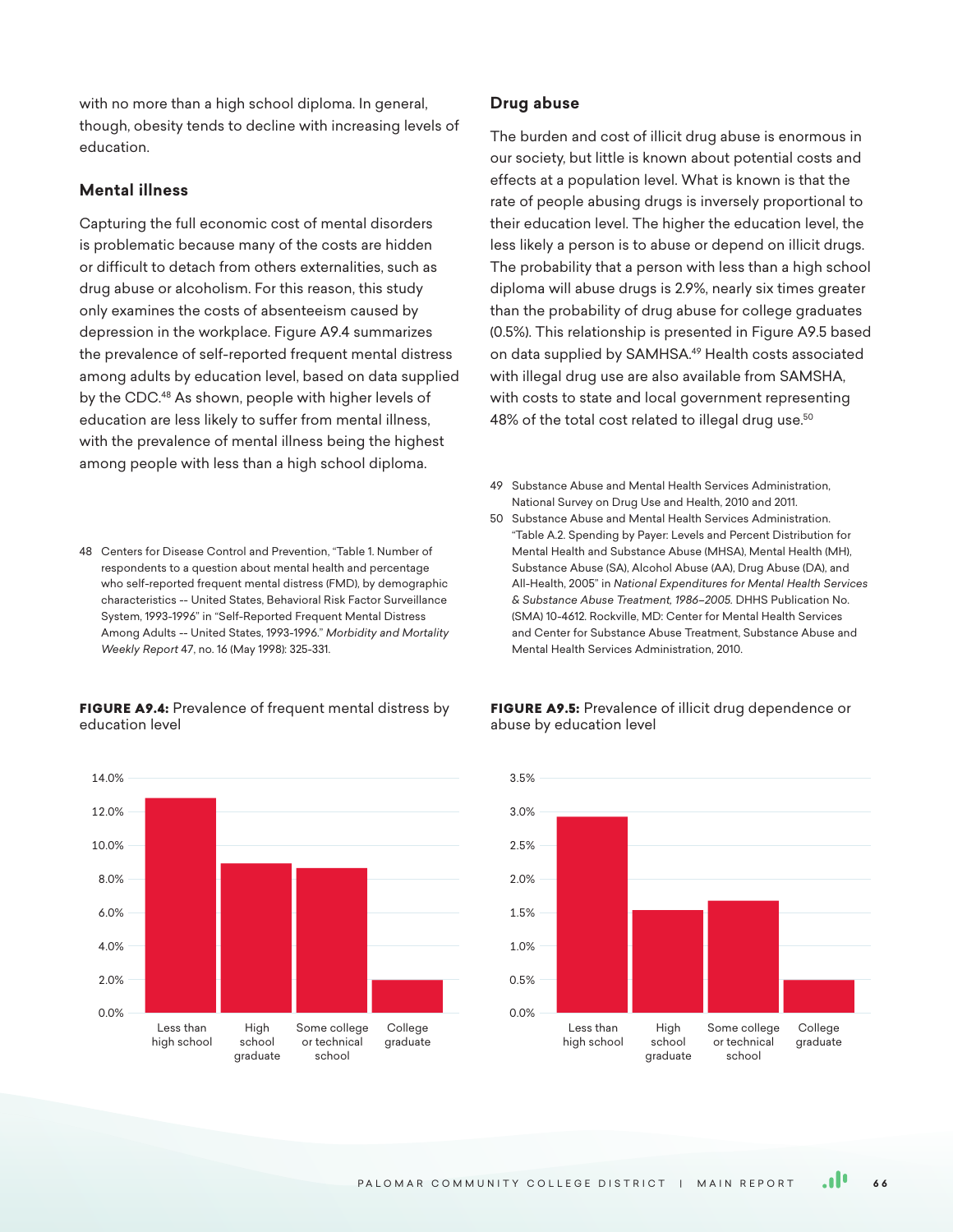with no more than a high school diploma. In general, though, obesity tends to decline with increasing levels of education.

### Mental illness

Capturing the full economic cost of mental disorders is problematic because many of the costs are hidden or difficult to detach from others externalities, such as drug abuse or alcoholism. For this reason, this study only examines the costs of absenteeism caused by depression in the workplace. Figure A9.4 summarizes the prevalence of self-reported frequent mental distress among adults by education level, based on data supplied by the CDC.[48] As shown, people with higher levels of education are less likely to suffer from mental illness, with the prevalence of mental illness being the highest among people with less than a high school diploma.

48 Centers for Disease Control and Prevention, "Table 1. Number of respondents to a question about mental health and percentage who self-reported frequent mental distress (FMD), by demographic characteristics -- United States, Behavioral Risk Factor Surveillance System, 1993-1996" in "Self-Reported Frequent Mental Distress Among Adults -- United States, 1993-1996." *Morbidity and Mortality Weekly Report* 47, no. 16 (May 1998): 325-331.

**FIGURE A9.4:** Prevalence of frequent mental distress by education level

### Drug abuse

The burden and cost of illicit drug abuse is enormous in our society, but little is known about potential costs and effects at a population level. What is known is that the rate of people abusing drugs is inversely proportional to their education level. The higher the education level, the less likely a person is to abuse or depend on illicit drugs. The probability that a person with less than a high school diploma will abuse drugs is 2.9%, nearly six times greater than the probability of drug abuse for college graduates (0.5%). This relationship is presented in Figure A9.5 based on data supplied by SAMHSA.[49] Health costs associated with illegal drug use are also available from SAMSHA, with costs to state and local government representing 48% of the total cost related to illegal drug use.[50]

49 Substance Abuse and Mental Health Services Administration, National Survey on Drug Use and Health, 2010 and 2011.

50 Substance Abuse and Mental Health Services Administration. "Table A.2. Spending by Payer: Levels and Percent Distribution for Mental Health and Substance Abuse (MHSA), Mental Health (MH), Substance Abuse (SA), Alcohol Abuse (AA), Drug Abuse (DA), and All-Health, 2005" in *National Expenditures for Mental Health Services & Substance Abuse Treatment, 1986–2005.* DHHS Publication No. (SMA) 10-4612. Rockville, MD: Center for Mental Health Services and Center for Substance Abuse Treatment, Substance Abuse and Mental Health Services Administration, 2010.

**FIGURE A9.5:** Prevalence of illicit drug dependence or abuse by education level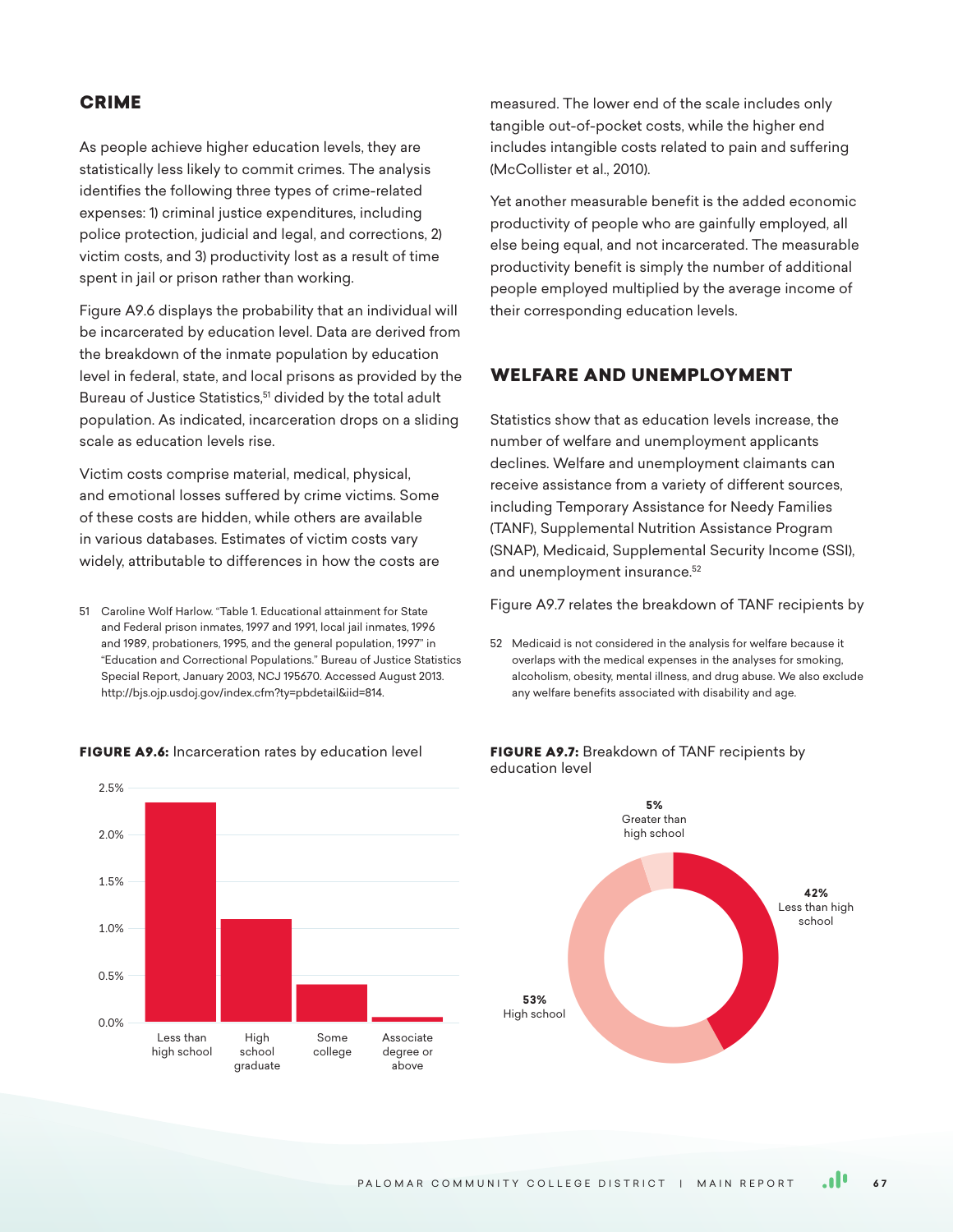## CRIME

As people achieve higher education levels, they are statistically less likely to commit crimes. The analysis identifies the following three types of crime-related expenses: 1) criminal justice expenditures, including police protection, judicial and legal, and corrections, 2) victim costs, and 3) productivity lost as a result of time spent in jail or prison rather than working.

Figure A9.6 displays the probability that an individual will be incarcerated by education level. Data are derived from the breakdown of the inmate population by education level in federal, state, and local prisons as provided by the Bureau of Justice Statistics,[51] divided by the total adult population. As indicated, incarceration drops on a sliding scale as education levels rise.

Victim costs comprise material, medical, physical, and emotional losses suffered by crime victims. Some of these costs are hidden, while others are available in various databases. Estimates of victim costs vary widely, attributable to differences in how the costs are measured. The lower end of the scale includes only tangible out-of-pocket costs, while the higher end includes intangible costs related to pain and suffering (McCollister et al., 2010).

Yet another measurable benefit is the added economic productivity of people who are gainfully employed, all else being equal, and not incarcerated. The measurable productivity benefit is simply the number of additional people employed multiplied by the average income of their corresponding education levels.

**FIGURE A9.6:** Incarceration rates by education level

## WELFARE AND UNEMPLOYMENT

Statistics show that as education levels increase, the number of welfare and unemployment applicants declines. Welfare and unemployment claimants can receive assistance from a variety of different sources, including Temporary Assistance for Needy Families (TANF), Supplemental Nutrition Assistance Program (SNAP), Medicaid, Supplemental Security Income (SSI), and unemployment insurance.[52]

Figure A9.7 relates the breakdown of TANF recipients by

**FIGURE A9.7:** Breakdown of TANF recipients by education level

51 Caroline Wolf Harlow. "Table 1. Educational attainment for State and Federal prison inmates, 1997 and 1991, local jail inmates, 1996 and 1989, probationers, 1995, and the general population, 1997" in "Education and Correctional Populations." Bureau of Justice Statistics Special Report, January 2003, NCJ 195670. Accessed August 2013. http://bjs.ojp.usdoj.gov/index.cfm?ty=pbdetail&iid=814.

52 Medicaid is not considered in the analysis for welfare because it overlaps with the medical expenses in the analyses for smoking, alcoholism, obesity, mental illness, and drug abuse. We also exclude any welfare benefits associated with disability and age.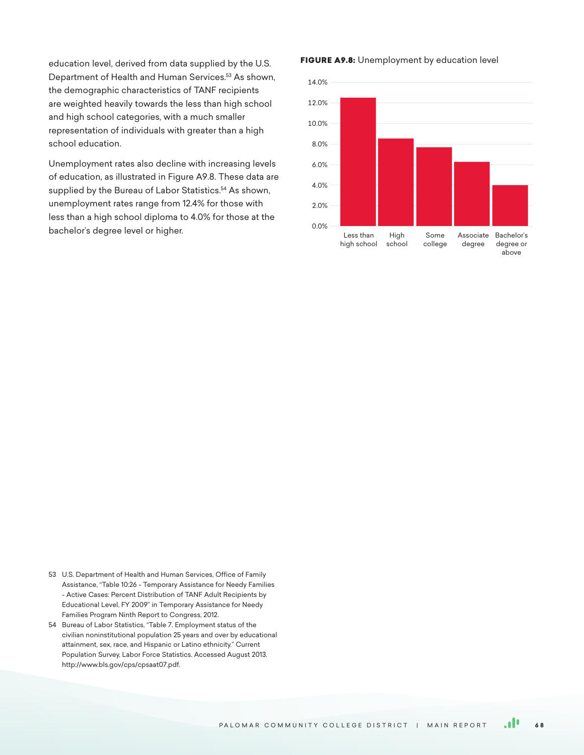education level, derived from data supplied by the U.S. Department of Health and Human Services.[53] As shown, the demographic characteristics of TANF recipients are weighted heavily towards the less than high school and high school categories, with a much smaller representation of individuals with greater than a high school education.

Unemployment rates also decline with increasing levels of education, as illustrated in Figure A9.8. These data are supplied by the Bureau of Labor Statistics.[54] As shown, unemployment rates range from 12.4% for those with less than a high school diploma to 4.0% for those at the bachelor's degree level or higher.

**FIGURE A9.8:** Unemployment by education level

14.0%
12.0%
10.0%
8.0%
6.0%
4.0%
2.0%
0.0%

Less than high school
High school
Some college
Associate degree
Bachelor's degree or above

53 U.S. Department of Health and Human Services, Office of Family Assistance, "Table 10:26 - Temporary Assistance for Needy Families - Active Cases: Percent Distribution of TANF Adult Recipients by Educational Level, FY 2009" in Temporary Assistance for Needy Families Program Ninth Report to Congress, 2012.

54 Bureau of Labor Statistics, "Table 7. Employment status of the civilian noninstitutional population 25 years and over by educational attainment, sex, race, and Hispanic or Latino ethnicity." Current Population Survey, Labor Force Statistics. Accessed August 2013. http://www.bls.gov/cps/cpsaat07.pdf.